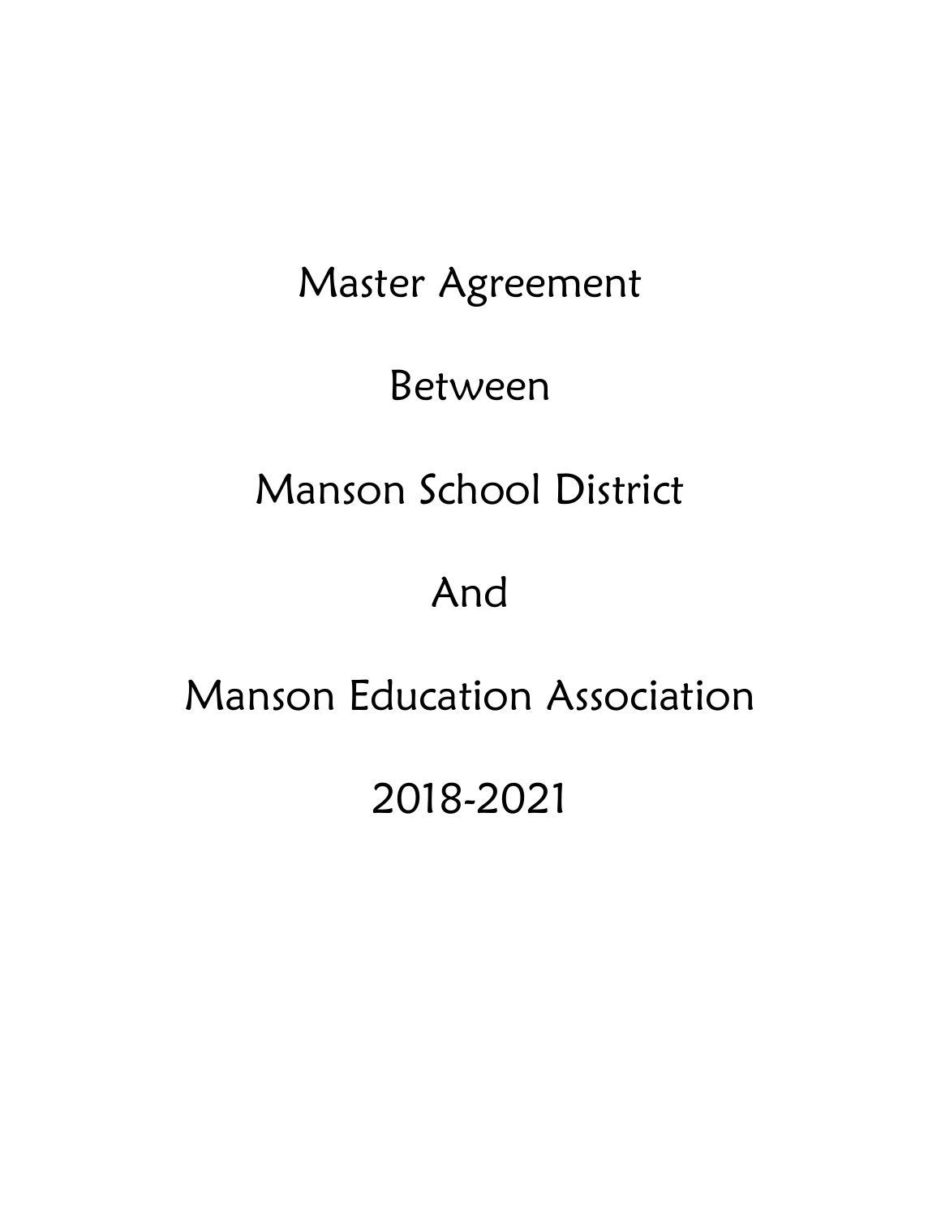# Master Agreement

# Between

# Manson School District

# And

# Manson Education Association

# 2018-2021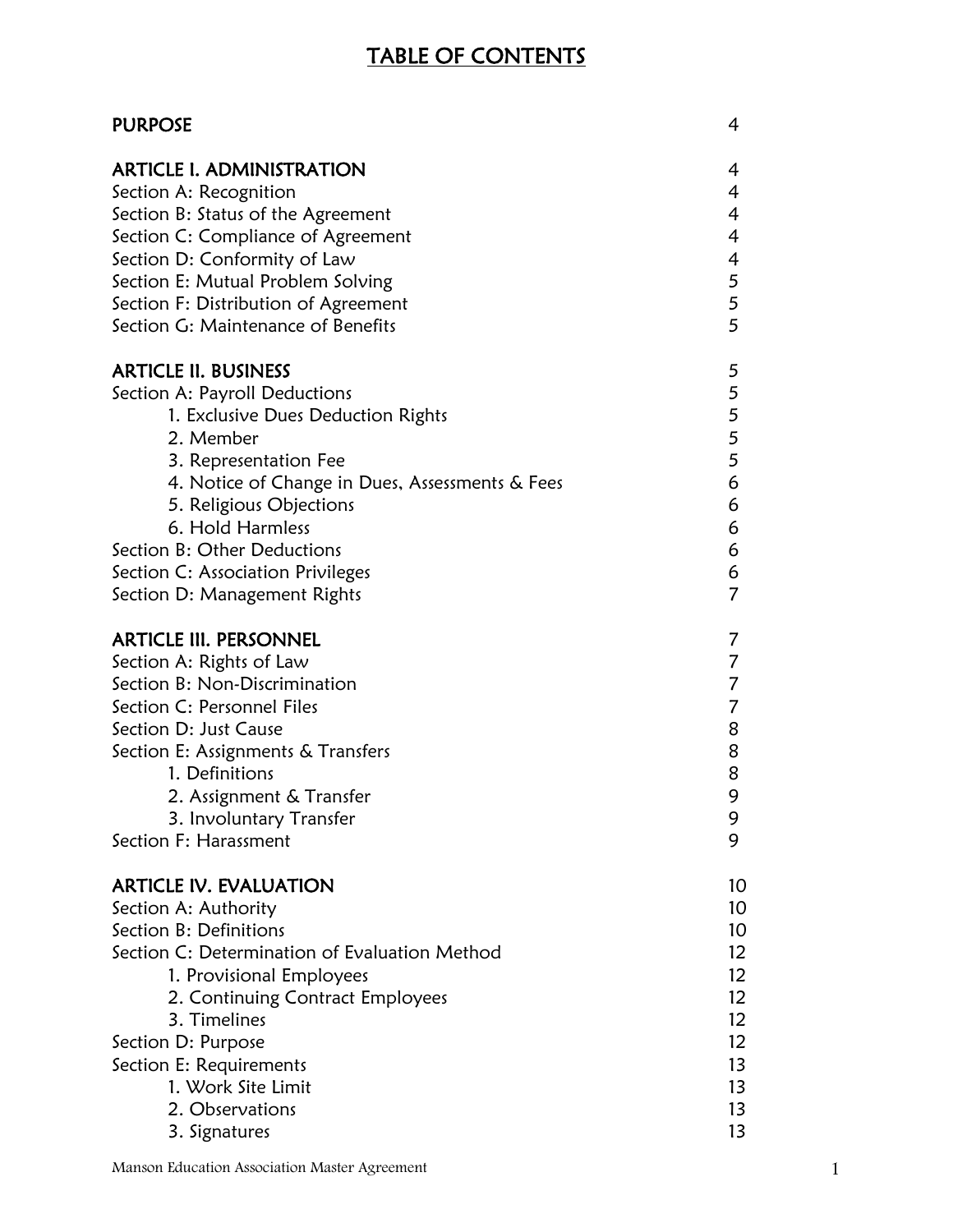# TABLE OF CONTENTS

| | |
|---|---|
| **PURPOSE** | 4 |
| | |
| **ARTICLE I. ADMINISTRATION** | 4 |
| Section A: Recognition | 4 |
| Section B: Status of the Agreement | 4 |
| Section C: Compliance of Agreement | 4 |
| Section D: Conformity of Law | 4 |
| Section E: Mutual Problem Solving | 5 |
| Section F: Distribution of Agreement | 5 |
| Section G: Maintenance of Benefits | 5 |
| | |
| **ARTICLE II. BUSINESS** | 5 |
| Section A: Payroll Deductions | 5 |
| 1. Exclusive Dues Deduction Rights | 5 |
| 2. Member | 5 |
| 3. Representation Fee | 5 |
| 4. Notice of Change in Dues, Assessments & Fees | 6 |
| 5. Religious Objections | 6 |
| 6. Hold Harmless | 6 |
| Section B: Other Deductions | 6 |
| Section C: Association Privileges | 6 |
| Section D: Management Rights | 7 |
| | |
| **ARTICLE III. PERSONNEL** | 7 |
| Section A: Rights of Law | 7 |
| Section B: Non-Discrimination | 7 |
| Section C: Personnel Files | 7 |
| Section D: Just Cause | 8 |
| Section E: Assignments & Transfers | 8 |
| 1. Definitions | 8 |
| 2. Assignment & Transfer | 9 |
| 3. Involuntary Transfer | 9 |
| Section F: Harassment | 9 |
| | |
| **ARTICLE IV. EVALUATION** | 10 |
| Section A: Authority | 10 |
| Section B: Definitions | 10 |
| Section C: Determination of Evaluation Method | 12 |
| 1. Provisional Employees | 12 |
| 2. Continuing Contract Employees | 12 |
| 3. Timelines | 12 |
| Section D: Purpose | 12 |
| Section E: Requirements | 13 |
| 1. Work Site Limit | 13 |
| 2. Observations | 13 |
| 3. Signatures | 13 |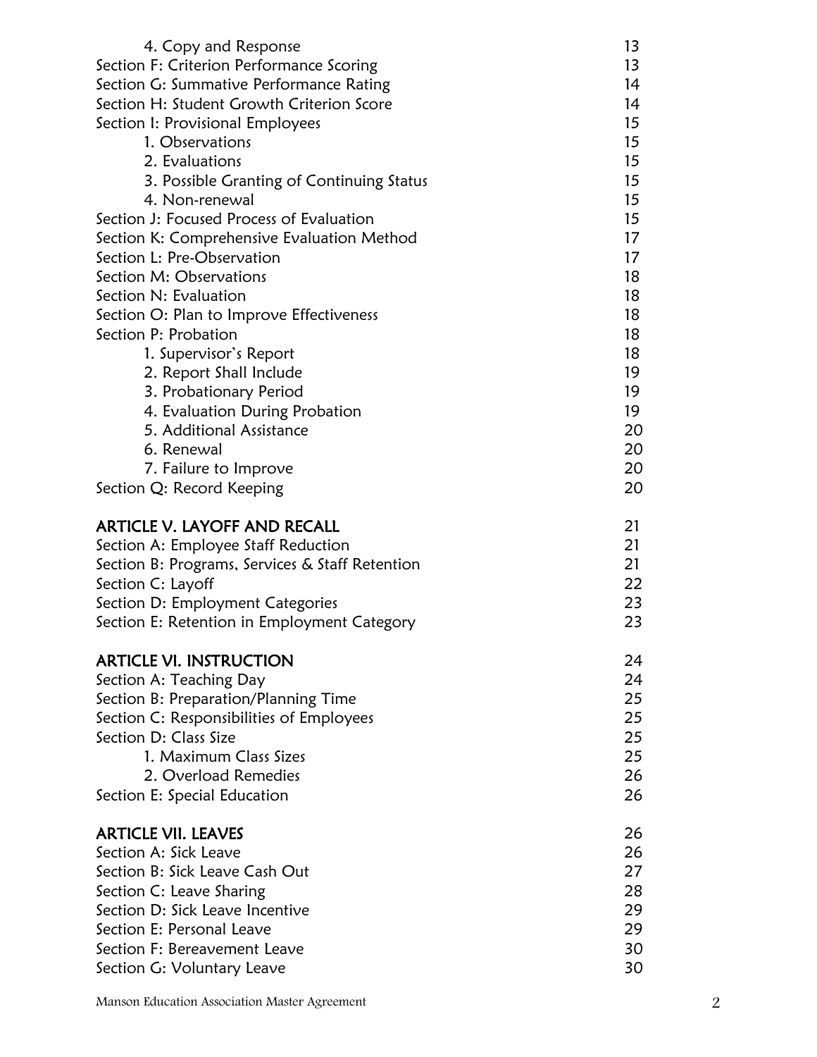| | |
|---|---|
| 4. Copy and Response | 13 |
| Section F: Criterion Performance Scoring | 13 |
| Section G: Summative Performance Rating | 14 |
| Section H: Student Growth Criterion Score | 14 |
| Section I: Provisional Employees | 15 |
| 1. Observations | 15 |
| 2. Evaluations | 15 |
| 3. Possible Granting of Continuing Status | 15 |
| 4. Non-renewal | 15 |
| Section J: Focused Process of Evaluation | 15 |
| Section K: Comprehensive Evaluation Method | 17 |
| Section L: Pre-Observation | 17 |
| Section M: Observations | 18 |
| Section N: Evaluation | 18 |
| Section O: Plan to Improve Effectiveness | 18 |
| Section P: Probation | 18 |
| 1. Supervisor's Report | 18 |
| 2. Report Shall Include | 19 |
| 3. Probationary Period | 19 |
| 4. Evaluation During Probation | 19 |
| 5. Additional Assistance | 20 |
| 6. Renewal | 20 |
| 7. Failure to Improve | 20 |
| Section Q: Record Keeping | 20 |
| **ARTICLE V. LAYOFF AND RECALL** | 21 |
| Section A: Employee Staff Reduction | 21 |
| Section B: Programs, Services & Staff Retention | 21 |
| Section C: Layoff | 22 |
| Section D: Employment Categories | 23 |
| Section E: Retention in Employment Category | 23 |
| **ARTICLE VI. INSTRUCTION** | 24 |
| Section A: Teaching Day | 24 |
| Section B: Preparation/Planning Time | 25 |
| Section C: Responsibilities of Employees | 25 |
| Section D: Class Size | 25 |
| 1. Maximum Class Sizes | 25 |
| 2. Overload Remedies | 26 |
| Section E: Special Education | 26 |
| **ARTICLE VII. LEAVES** | 26 |
| Section A: Sick Leave | 26 |
| Section B: Sick Leave Cash Out | 27 |
| Section C: Leave Sharing | 28 |
| Section D: Sick Leave Incentive | 29 |
| Section E: Personal Leave | 29 |
| Section F: Bereavement Leave | 30 |
| Section G: Voluntary Leave | 30 |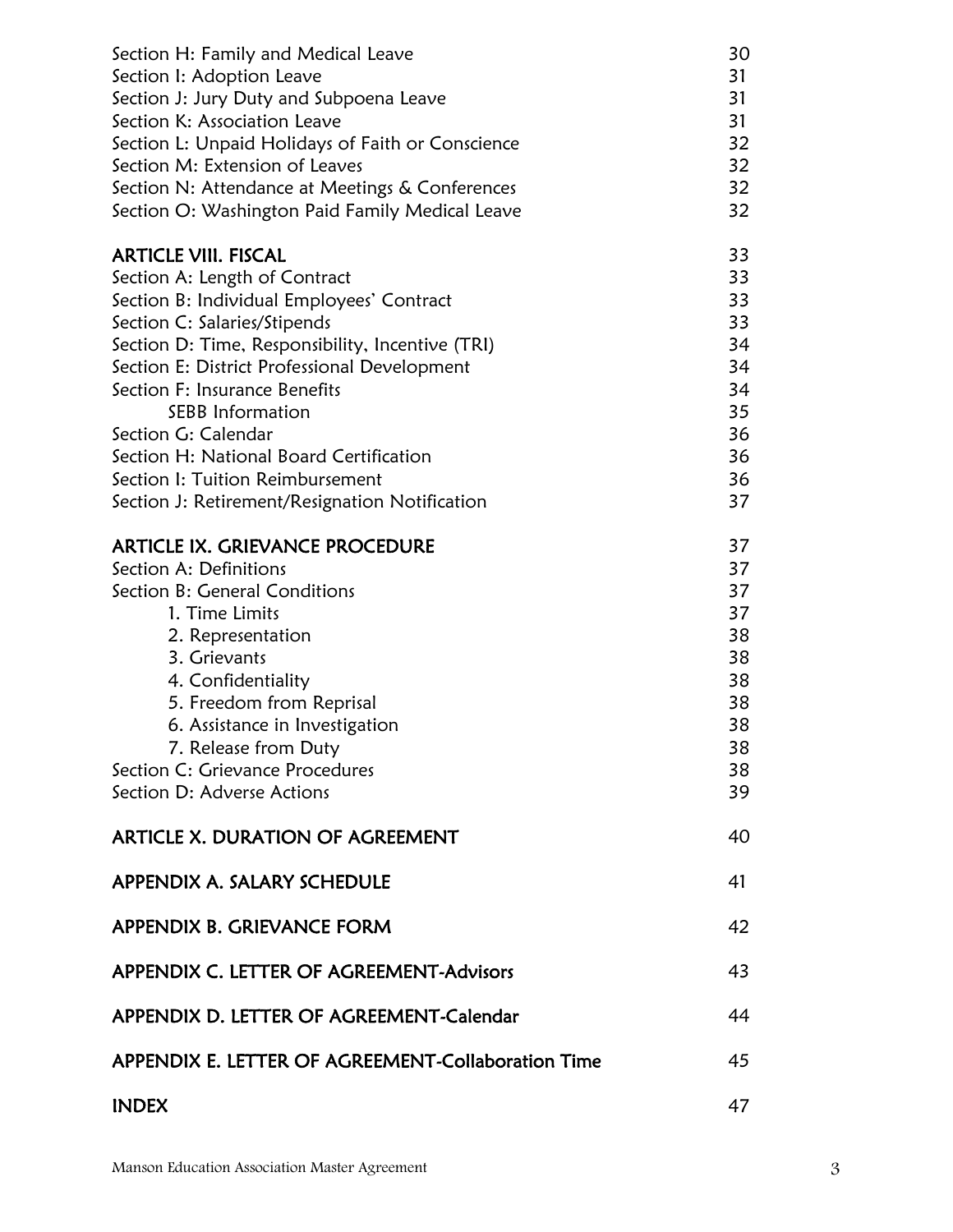| | |
|---|---|
| Section H: Family and Medical Leave | 30 |
| Section I: Adoption Leave | 31 |
| Section J: Jury Duty and Subpoena Leave | 31 |
| Section K: Association Leave | 31 |
| Section L: Unpaid Holidays of Faith or Conscience | 32 |
| Section M: Extension of Leaves | 32 |
| Section N: Attendance at Meetings & Conferences | 32 |
| Section O: Washington Paid Family Medical Leave | 32 |
| **ARTICLE VIII. FISCAL** | 33 |
| Section A: Length of Contract | 33 |
| Section B: Individual Employees' Contract | 33 |
| Section C: Salaries/Stipends | 33 |
| Section D: Time, Responsibility, Incentive (TRI) | 34 |
| Section E: District Professional Development | 34 |
| Section F: Insurance Benefits | 34 |
| SEBB Information | 35 |
| Section G: Calendar | 36 |
| Section H: National Board Certification | 36 |
| Section I: Tuition Reimbursement | 36 |
| Section J: Retirement/Resignation Notification | 37 |
| **ARTICLE IX. GRIEVANCE PROCEDURE** | 37 |
| Section A: Definitions | 37 |
| Section B: General Conditions | 37 |
| 1. Time Limits | 37 |
| 2. Representation | 38 |
| 3. Grievants | 38 |
| 4. Confidentiality | 38 |
| 5. Freedom from Reprisal | 38 |
| 6. Assistance in Investigation | 38 |
| 7. Release from Duty | 38 |
| Section C: Grievance Procedures | 38 |
| Section D: Adverse Actions | 39 |
| **ARTICLE X. DURATION OF AGREEMENT** | 40 |
| **APPENDIX A. SALARY SCHEDULE** | 41 |
| **APPENDIX B. GRIEVANCE FORM** | 42 |
| **APPENDIX C. LETTER OF AGREEMENT-Advisors** | 43 |
| **APPENDIX D. LETTER OF AGREEMENT-Calendar** | 44 |
| **APPENDIX E. LETTER OF AGREEMENT-Collaboration Time** | 45 |
| **INDEX** | 47 |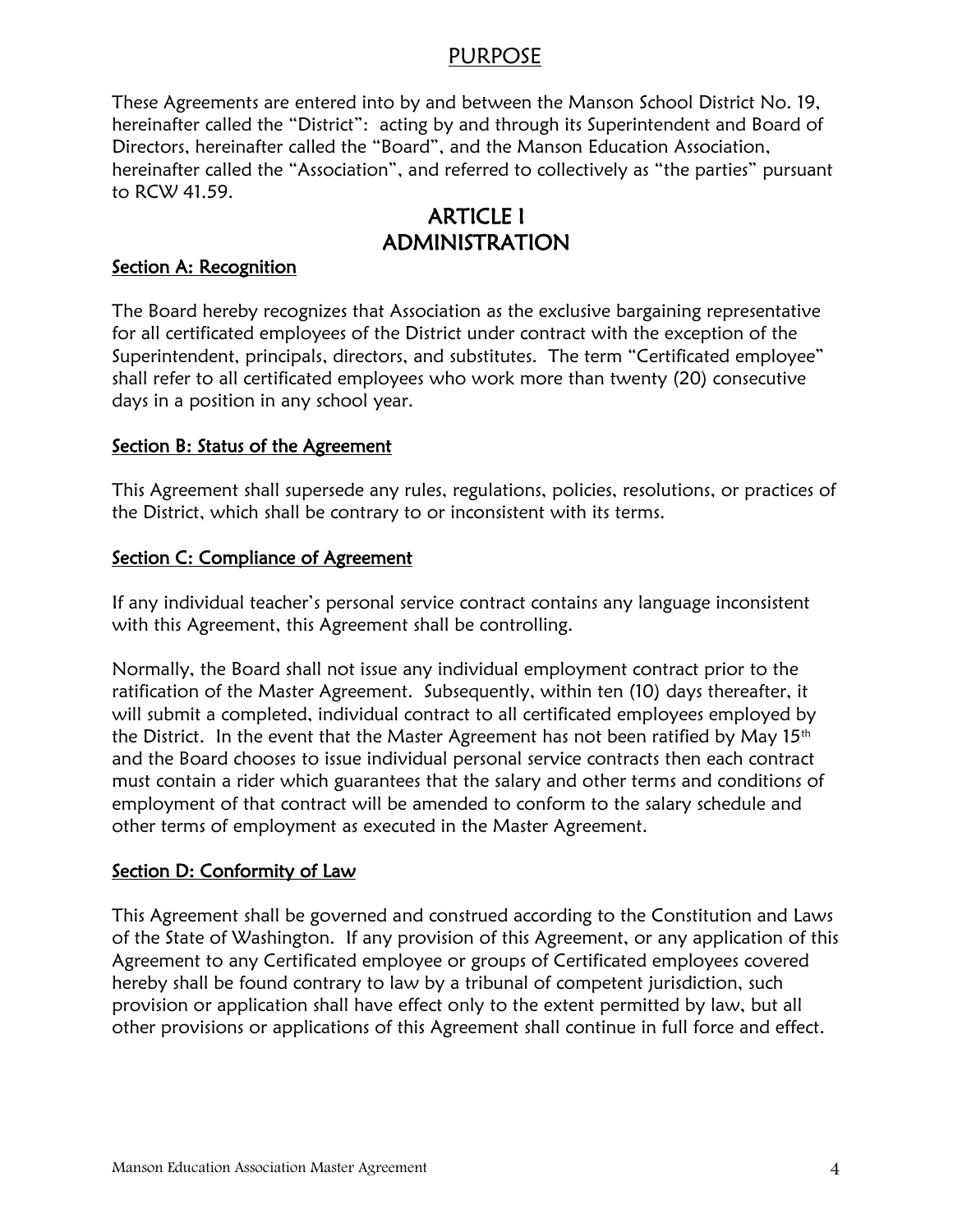# PURPOSE

These Agreements are entered into by and between the Manson School District No. 19, hereinafter called the "District": acting by and through its Superintendent and Board of Directors, hereinafter called the "Board", and the Manson Education Association, hereinafter called the "Association", and referred to collectively as "the parties" pursuant to RCW 41.59.

# ARTICLE I
# ADMINISTRATION

## Section A: Recognition

The Board hereby recognizes that Association as the exclusive bargaining representative for all certificated employees of the District under contract with the exception of the Superintendent, principals, directors, and substitutes. The term "Certificated employee" shall refer to all certificated employees who work more than twenty (20) consecutive days in a position in any school year.

## Section B: Status of the Agreement

This Agreement shall supersede any rules, regulations, policies, resolutions, or practices of the District, which shall be contrary to or inconsistent with its terms.

## Section C: Compliance of Agreement

If any individual teacher's personal service contract contains any language inconsistent with this Agreement, this Agreement shall be controlling.

Normally, the Board shall not issue any individual employment contract prior to the ratification of the Master Agreement. Subsequently, within ten (10) days thereafter, it will submit a completed, individual contract to all certificated employees employed by the District. In the event that the Master Agreement has not been ratified by May 15th and the Board chooses to issue individual personal service contracts then each contract must contain a rider which guarantees that the salary and other terms and conditions of employment of that contract will be amended to conform to the salary schedule and other terms of employment as executed in the Master Agreement.

## Section D: Conformity of Law

This Agreement shall be governed and construed according to the Constitution and Laws of the State of Washington. If any provision of this Agreement, or any application of this Agreement to any Certificated employee or groups of Certificated employees covered hereby shall be found contrary to law by a tribunal of competent jurisdiction, such provision or application shall have effect only to the extent permitted by law, but all other provisions or applications of this Agreement shall continue in full force and effect.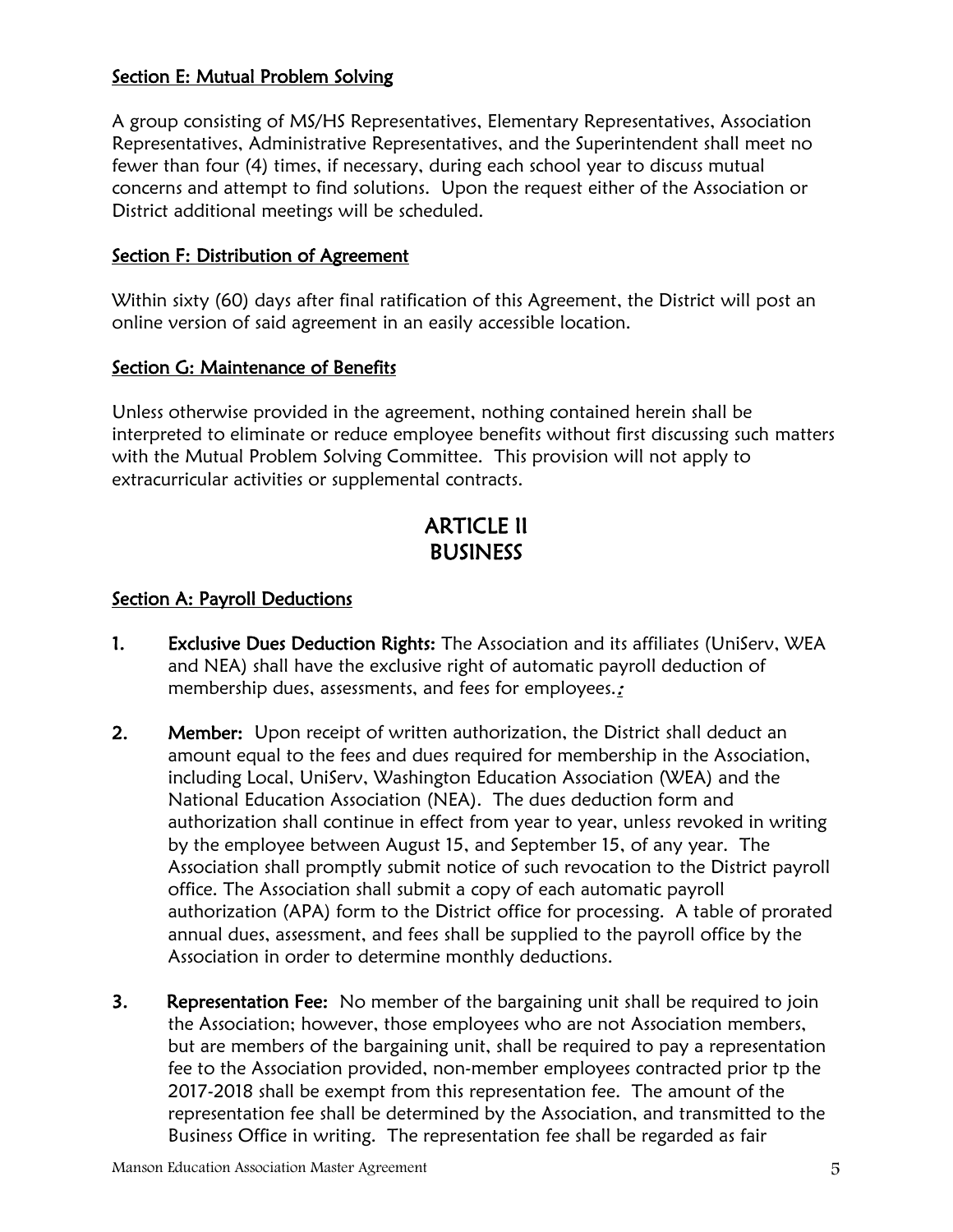### Section E: Mutual Problem Solving

A group consisting of MS/HS Representatives, Elementary Representatives, Association Representatives, Administrative Representatives, and the Superintendent shall meet no fewer than four (4) times, if necessary, during each school year to discuss mutual concerns and attempt to find solutions. Upon the request either of the Association or District additional meetings will be scheduled.

### Section F: Distribution of Agreement

Within sixty (60) days after final ratification of this Agreement, the District will post an online version of said agreement in an easily accessible location.

### Section G: Maintenance of Benefits

Unless otherwise provided in the agreement, nothing contained herein shall be interpreted to eliminate or reduce employee benefits without first discussing such matters with the Mutual Problem Solving Committee. This provision will not apply to extracurricular activities or supplemental contracts.

# ARTICLE II
# BUSINESS

### Section A: Payroll Deductions

1. **Exclusive Dues Deduction Rights:** The Association and its affiliates (UniServ, WEA and NEA) shall have the exclusive right of automatic payroll deduction of membership dues, assessments, and fees for employees.*:*

2. **Member:** Upon receipt of written authorization, the District shall deduct an amount equal to the fees and dues required for membership in the Association, including Local, UniServ, Washington Education Association (WEA) and the National Education Association (NEA). The dues deduction form and authorization shall continue in effect from year to year, unless revoked in writing by the employee between August 15, and September 15, of any year. The Association shall promptly submit notice of such revocation to the District payroll office. The Association shall submit a copy of each automatic payroll authorization (APA) form to the District office for processing. A table of prorated annual dues, assessment, and fees shall be supplied to the payroll office by the Association in order to determine monthly deductions.

3. **Representation Fee:** No member of the bargaining unit shall be required to join the Association; however, those employees who are not Association members, but are members of the bargaining unit, shall be required to pay a representation fee to the Association provided, non-member employees contracted prior tp the 2017-2018 shall be exempt from this representation fee. The amount of the representation fee shall be determined by the Association, and transmitted to the Business Office in writing. The representation fee shall be regarded as fair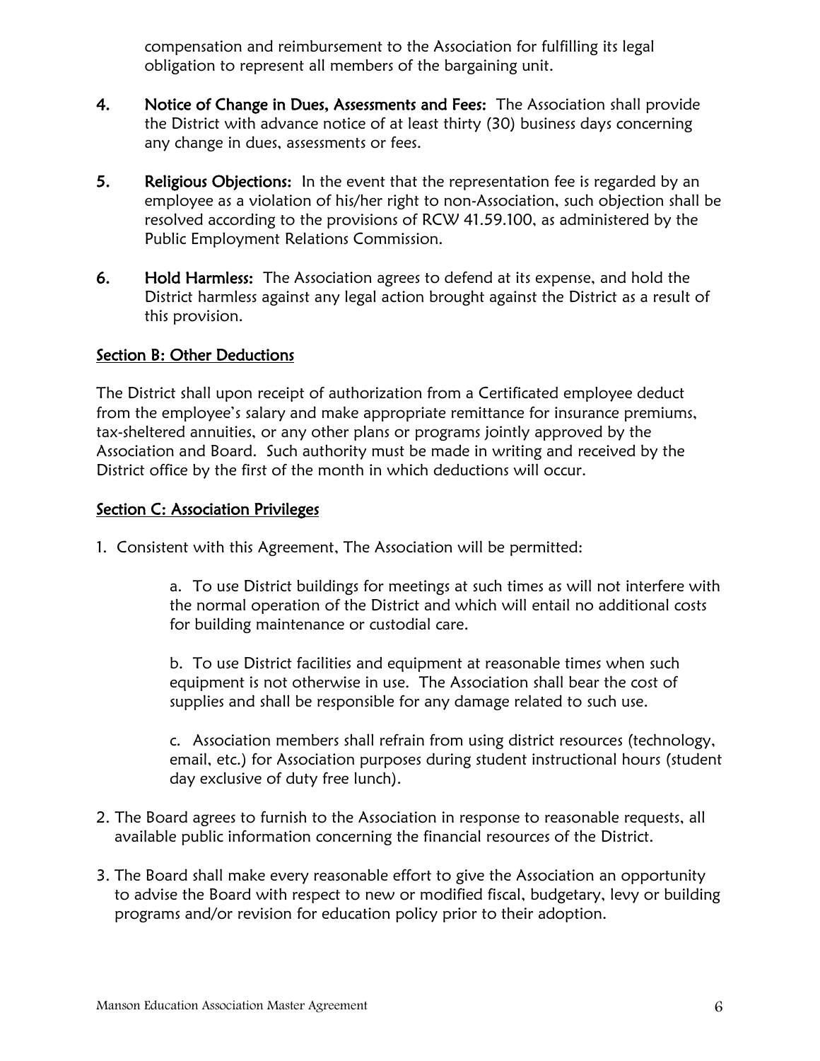compensation and reimbursement to the Association for fulfilling its legal obligation to represent all members of the bargaining unit.

4. **Notice of Change in Dues, Assessments and Fees:** The Association shall provide the District with advance notice of at least thirty (30) business days concerning any change in dues, assessments or fees.

5. **Religious Objections:** In the event that the representation fee is regarded by an employee as a violation of his/her right to non-Association, such objection shall be resolved according to the provisions of RCW 41.59.100, as administered by the Public Employment Relations Commission.

6. **Hold Harmless:** The Association agrees to defend at its expense, and hold the District harmless against any legal action brought against the District as a result of this provision.

## Section B: Other Deductions

The District shall upon receipt of authorization from a Certificated employee deduct from the employee's salary and make appropriate remittance for insurance premiums, tax-sheltered annuities, or any other plans or programs jointly approved by the Association and Board. Such authority must be made in writing and received by the District office by the first of the month in which deductions will occur.

## Section C: Association Privileges

1. Consistent with this Agreement, The Association will be permitted:

   a. To use District buildings for meetings at such times as will not interfere with the normal operation of the District and which will entail no additional costs for building maintenance or custodial care.

   b. To use District facilities and equipment at reasonable times when such equipment is not otherwise in use. The Association shall bear the cost of supplies and shall be responsible for any damage related to such use.

   c. Association members shall refrain from using district resources (technology, email, etc.) for Association purposes during student instructional hours (student day exclusive of duty free lunch).

2. The Board agrees to furnish to the Association in response to reasonable requests, all available public information concerning the financial resources of the District.

3. The Board shall make every reasonable effort to give the Association an opportunity to advise the Board with respect to new or modified fiscal, budgetary, levy or building programs and/or revision for education policy prior to their adoption.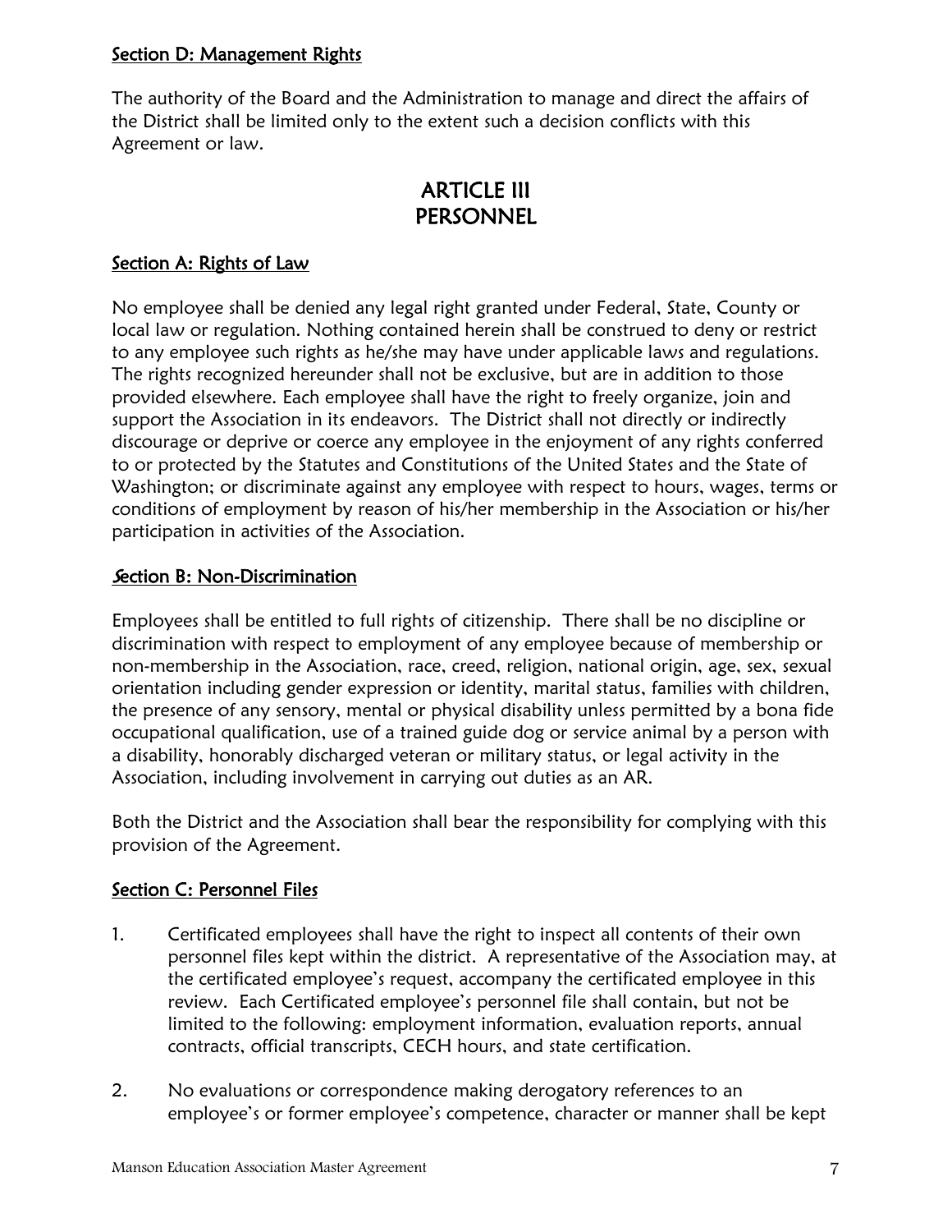Section D: Management Rights

The authority of the Board and the Administration to manage and direct the affairs of the District shall be limited only to the extent such a decision conflicts with this Agreement or law.

# ARTICLE III
# PERSONNEL

Section A: Rights of Law

No employee shall be denied any legal right granted under Federal, State, County or local law or regulation. Nothing contained herein shall be construed to deny or restrict to any employee such rights as he/she may have under applicable laws and regulations. The rights recognized hereunder shall not be exclusive, but are in addition to those provided elsewhere. Each employee shall have the right to freely organize, join and support the Association in its endeavors. The District shall not directly or indirectly discourage or deprive or coerce any employee in the enjoyment of any rights conferred to or protected by the Statutes and Constitutions of the United States and the State of Washington; or discriminate against any employee with respect to hours, wages, terms or conditions of employment by reason of his/her membership in the Association or his/her participation in activities of the Association.

Section B: Non-Discrimination

Employees shall be entitled to full rights of citizenship. There shall be no discipline or discrimination with respect to employment of any employee because of membership or non-membership in the Association, race, creed, religion, national origin, age, sex, sexual orientation including gender expression or identity, marital status, families with children, the presence of any sensory, mental or physical disability unless permitted by a bona fide occupational qualification, use of a trained guide dog or service animal by a person with a disability, honorably discharged veteran or military status, or legal activity in the Association, including involvement in carrying out duties as an AR.

Both the District and the Association shall bear the responsibility for complying with this provision of the Agreement.

Section C: Personnel Files

1. Certificated employees shall have the right to inspect all contents of their own personnel files kept within the district. A representative of the Association may, at the certificated employee's request, accompany the certificated employee in this review. Each Certificated employee's personnel file shall contain, but not be limited to the following: employment information, evaluation reports, annual contracts, official transcripts, CECH hours, and state certification.

2. No evaluations or correspondence making derogatory references to an employee's or former employee's competence, character or manner shall be kept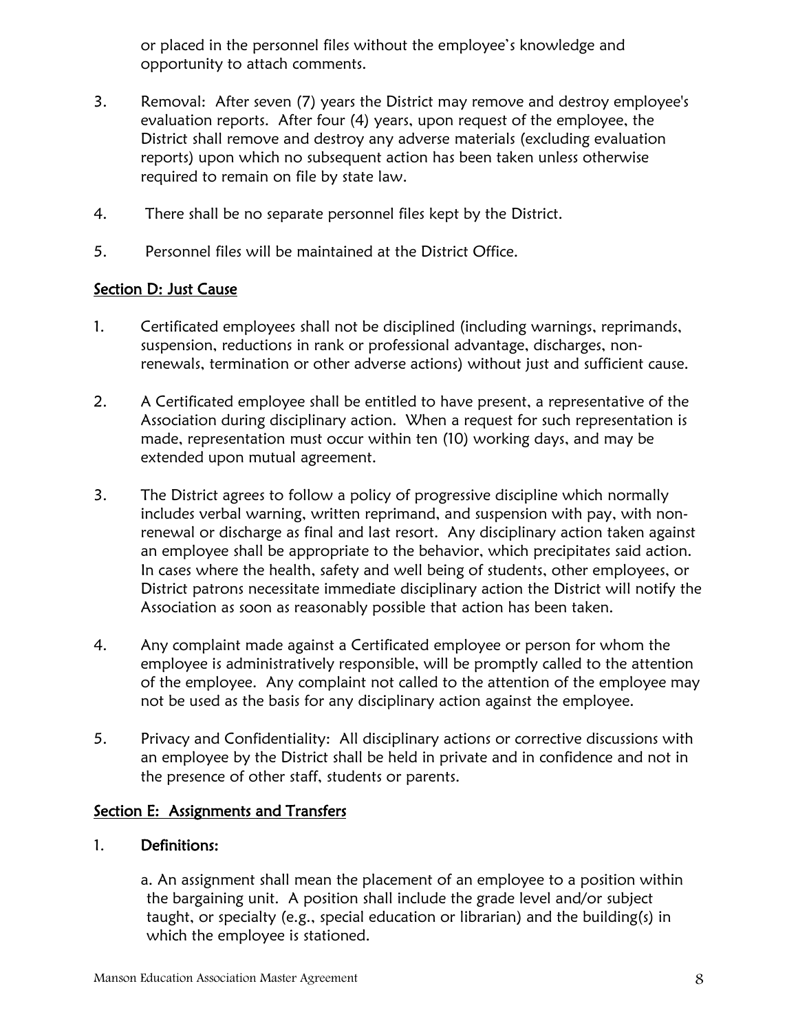or placed in the personnel files without the employee's knowledge and opportunity to attach comments.

3. Removal: After seven (7) years the District may remove and destroy employee's evaluation reports. After four (4) years, upon request of the employee, the District shall remove and destroy any adverse materials (excluding evaluation reports) upon which no subsequent action has been taken unless otherwise required to remain on file by state law.

4. There shall be no separate personnel files kept by the District.

5. Personnel files will be maintained at the District Office.

## Section D: Just Cause

1. Certificated employees shall not be disciplined (including warnings, reprimands, suspension, reductions in rank or professional advantage, discharges, non-renewals, termination or other adverse actions) without just and sufficient cause.

2. A Certificated employee shall be entitled to have present, a representative of the Association during disciplinary action. When a request for such representation is made, representation must occur within ten (10) working days, and may be extended upon mutual agreement.

3. The District agrees to follow a policy of progressive discipline which normally includes verbal warning, written reprimand, and suspension with pay, with non-renewal or discharge as final and last resort. Any disciplinary action taken against an employee shall be appropriate to the behavior, which precipitates said action. In cases where the health, safety and well being of students, other employees, or District patrons necessitate immediate disciplinary action the District will notify the Association as soon as reasonably possible that action has been taken.

4. Any complaint made against a Certificated employee or person for whom the employee is administratively responsible, will be promptly called to the attention of the employee. Any complaint not called to the attention of the employee may not be used as the basis for any disciplinary action against the employee.

5. Privacy and Confidentiality: All disciplinary actions or corrective discussions with an employee by the District shall be held in private and in confidence and not in the presence of other staff, students or parents.

## Section E: Assignments and Transfers

1. **Definitions:**

   a. An assignment shall mean the placement of an employee to a position within the bargaining unit. A position shall include the grade level and/or subject taught, or specialty (e.g., special education or librarian) and the building(s) in which the employee is stationed.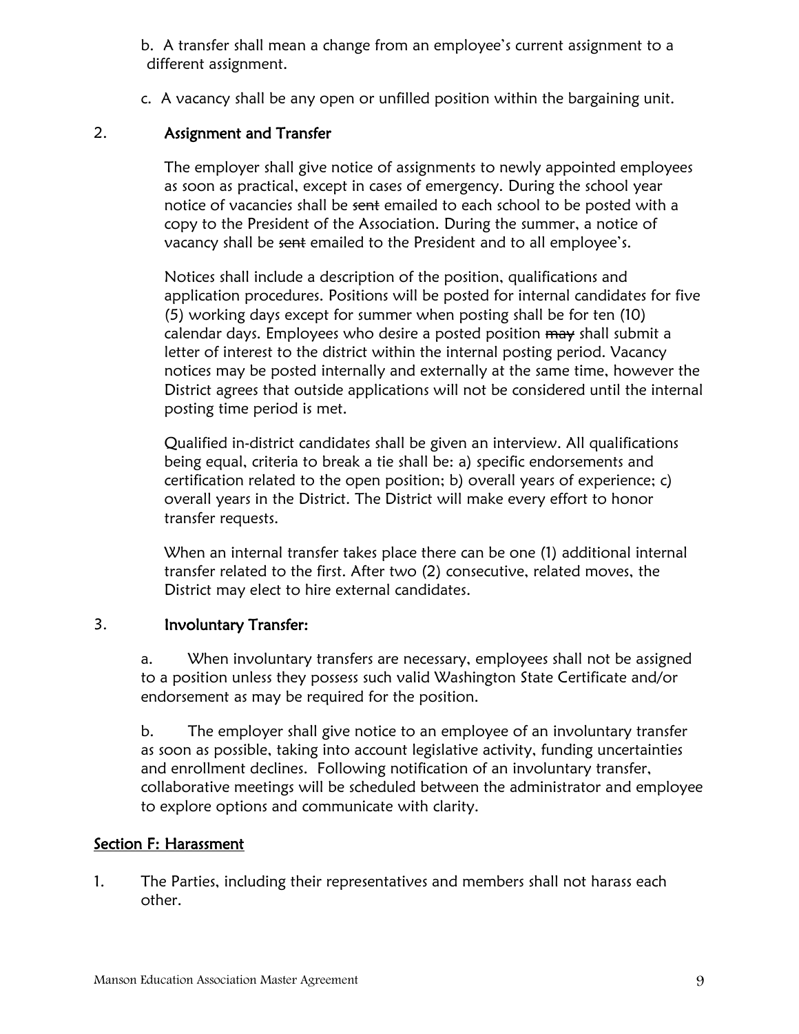b. A transfer shall mean a change from an employee's current assignment to a different assignment.

c. A vacancy shall be any open or unfilled position within the bargaining unit.

2. **Assignment and Transfer**

The employer shall give notice of assignments to newly appointed employees as soon as practical, except in cases of emergency. During the school year notice of vacancies shall be ~~sent~~ emailed to each school to be posted with a copy to the President of the Association. During the summer, a notice of vacancy shall be ~~sent~~ emailed to the President and to all employee's.

Notices shall include a description of the position, qualifications and application procedures. Positions will be posted for internal candidates for five (5) working days except for summer when posting shall be for ten (10) calendar days. Employees who desire a posted position ~~may~~ shall submit a letter of interest to the district within the internal posting period. Vacancy notices may be posted internally and externally at the same time, however the District agrees that outside applications will not be considered until the internal posting time period is met.

Qualified in-district candidates shall be given an interview. All qualifications being equal, criteria to break a tie shall be: a) specific endorsements and certification related to the open position; b) overall years of experience; c) overall years in the District. The District will make every effort to honor transfer requests.

When an internal transfer takes place there can be one (1) additional internal transfer related to the first. After two (2) consecutive, related moves, the District may elect to hire external candidates.

3. **Involuntary Transfer:**

a. When involuntary transfers are necessary, employees shall not be assigned to a position unless they possess such valid Washington State Certificate and/or endorsement as may be required for the position.

b. The employer shall give notice to an employee of an involuntary transfer as soon as possible, taking into account legislative activity, funding uncertainties and enrollment declines. Following notification of an involuntary transfer, collaborative meetings will be scheduled between the administrator and employee to explore options and communicate with clarity.

## Section F: Harassment

1. The Parties, including their representatives and members shall not harass each other.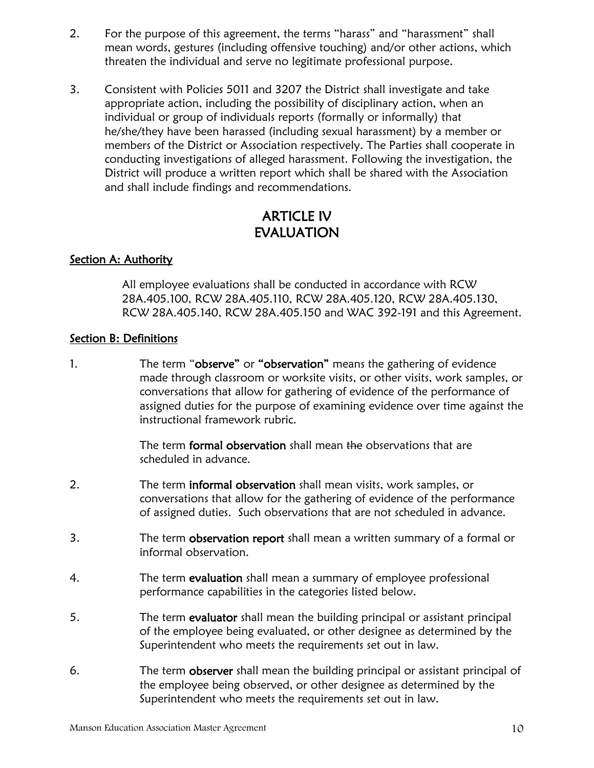2. For the purpose of this agreement, the terms "harass" and "harassment" shall mean words, gestures (including offensive touching) and/or other actions, which threaten the individual and serve no legitimate professional purpose.

3. Consistent with Policies 5011 and 3207 the District shall investigate and take appropriate action, including the possibility of disciplinary action, when an individual or group of individuals reports (formally or informally) that he/she/they have been harassed (including sexual harassment) by a member or members of the District or Association respectively. The Parties shall cooperate in conducting investigations of alleged harassment. Following the investigation, the District will produce a written report which shall be shared with the Association and shall include findings and recommendations.

# ARTICLE IV
# EVALUATION

## Section A: Authority

All employee evaluations shall be conducted in accordance with RCW 28A.405.100, RCW 28A.405.110, RCW 28A.405.120, RCW 28A.405.130, RCW 28A.405.140, RCW 28A.405.150 and WAC 392-191 and this Agreement.

## Section B: Definitions

1. The term "**observe**" or **"observation"** means the gathering of evidence made through classroom or worksite visits, or other visits, work samples, or conversations that allow for gathering of evidence of the performance of assigned duties for the purpose of examining evidence over time against the instructional framework rubric.

   The term **formal observation** shall mean ~~the~~ observations that are scheduled in advance.

2. The term **informal observation** shall mean visits, work samples, or conversations that allow for the gathering of evidence of the performance of assigned duties. Such observations that are not scheduled in advance.

3. The term **observation report** shall mean a written summary of a formal or informal observation.

4. The term **evaluation** shall mean a summary of employee professional performance capabilities in the categories listed below.

5. The term **evaluator** shall mean the building principal or assistant principal of the employee being evaluated, or other designee as determined by the Superintendent who meets the requirements set out in law.

6. The term **observer** shall mean the building principal or assistant principal of the employee being observed, or other designee as determined by the Superintendent who meets the requirements set out in law.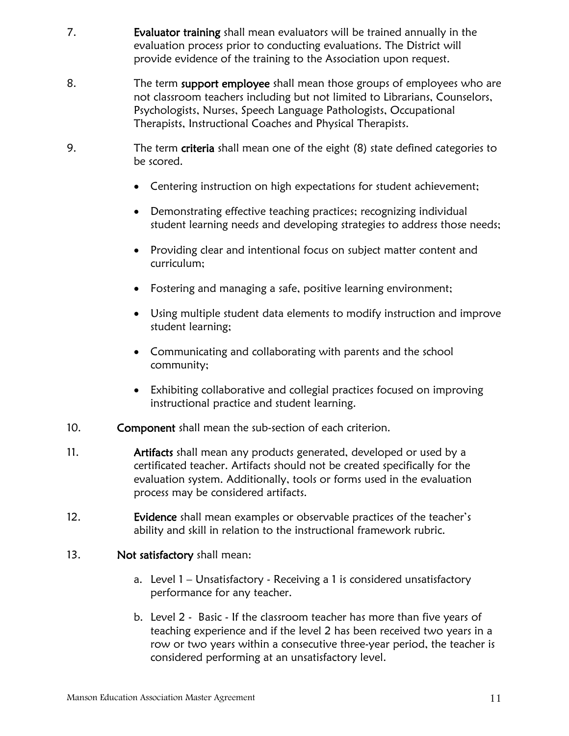7. **Evaluator training** shall mean evaluators will be trained annually in the evaluation process prior to conducting evaluations. The District will provide evidence of the training to the Association upon request.

8. The term **support employee** shall mean those groups of employees who are not classroom teachers including but not limited to Librarians, Counselors, Psychologists, Nurses, Speech Language Pathologists, Occupational Therapists, Instructional Coaches and Physical Therapists.

9. The term **criteria** shall mean one of the eight (8) state defined categories to be scored.

   - Centering instruction on high expectations for student achievement;
   - Demonstrating effective teaching practices; recognizing individual student learning needs and developing strategies to address those needs;
   - Providing clear and intentional focus on subject matter content and curriculum;
   - Fostering and managing a safe, positive learning environment;
   - Using multiple student data elements to modify instruction and improve student learning;
   - Communicating and collaborating with parents and the school community;
   - Exhibiting collaborative and collegial practices focused on improving instructional practice and student learning.

10. **Component** shall mean the sub-section of each criterion.

11. **Artifacts** shall mean any products generated, developed or used by a certificated teacher. Artifacts should not be created specifically for the evaluation system. Additionally, tools or forms used in the evaluation process may be considered artifacts.

12. **Evidence** shall mean examples or observable practices of the teacher's ability and skill in relation to the instructional framework rubric.

13. **Not satisfactory** shall mean:

    a. Level 1 – Unsatisfactory - Receiving a 1 is considered unsatisfactory performance for any teacher.

    b. Level 2 - Basic - If the classroom teacher has more than five years of teaching experience and if the level 2 has been received two years in a row or two years within a consecutive three-year period, the teacher is considered performing at an unsatisfactory level.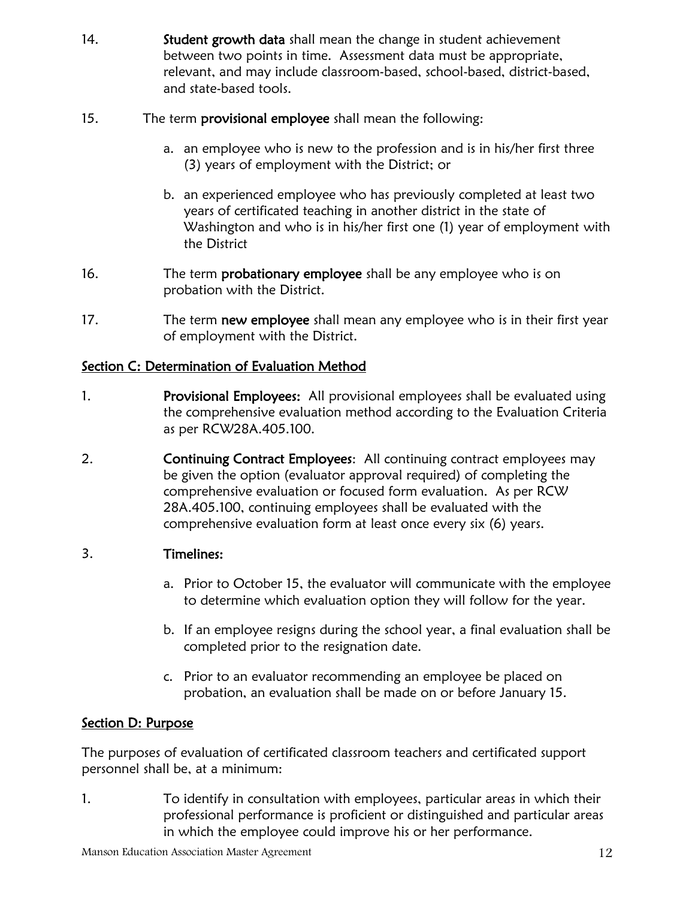14. **Student growth data** shall mean the change in student achievement between two points in time. Assessment data must be appropriate, relevant, and may include classroom-based, school-based, district-based, and state-based tools.

15. The term **provisional employee** shall mean the following:

    a. an employee who is new to the profession and is in his/her first three (3) years of employment with the District; or

    b. an experienced employee who has previously completed at least two years of certificated teaching in another district in the state of Washington and who is in his/her first one (1) year of employment with the District

16. The term **probationary employee** shall be any employee who is on probation with the District.

17. The term **new employee** shall mean any employee who is in their first year of employment with the District.

## Section C: Determination of Evaluation Method

1. **Provisional Employees:** All provisional employees shall be evaluated using the comprehensive evaluation method according to the Evaluation Criteria as per RCW28A.405.100.

2. **Continuing Contract Employees**: All continuing contract employees may be given the option (evaluator approval required) of completing the comprehensive evaluation or focused form evaluation. As per RCW 28A.405.100, continuing employees shall be evaluated with the comprehensive evaluation form at least once every six (6) years.

3. **Timelines:**

    a. Prior to October 15, the evaluator will communicate with the employee to determine which evaluation option they will follow for the year.

    b. If an employee resigns during the school year, a final evaluation shall be completed prior to the resignation date.

    c. Prior to an evaluator recommending an employee be placed on probation, an evaluation shall be made on or before January 15.

## Section D: Purpose

The purposes of evaluation of certificated classroom teachers and certificated support personnel shall be, at a minimum:

1. To identify in consultation with employees, particular areas in which their professional performance is proficient or distinguished and particular areas in which the employee could improve his or her performance.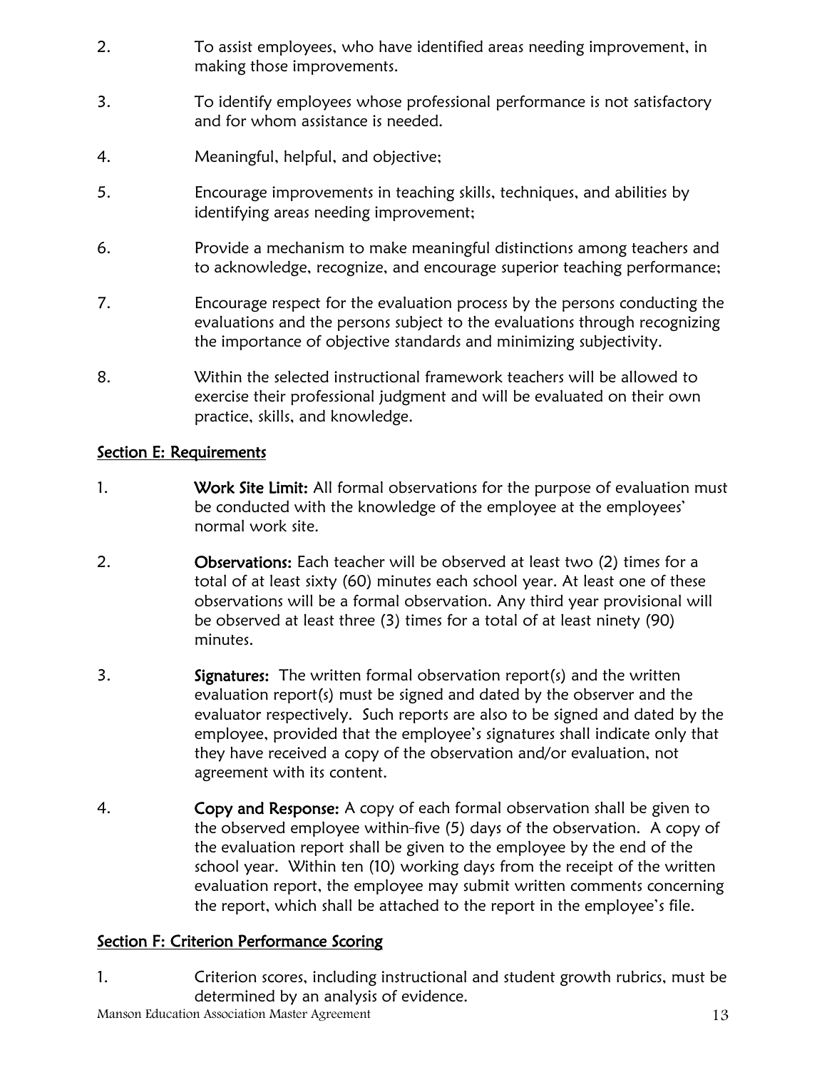2. To assist employees, who have identified areas needing improvement, in making those improvements.

3. To identify employees whose professional performance is not satisfactory and for whom assistance is needed.

4. Meaningful, helpful, and objective;

5. Encourage improvements in teaching skills, techniques, and abilities by identifying areas needing improvement;

6. Provide a mechanism to make meaningful distinctions among teachers and to acknowledge, recognize, and encourage superior teaching performance;

7. Encourage respect for the evaluation process by the persons conducting the evaluations and the persons subject to the evaluations through recognizing the importance of objective standards and minimizing subjectivity.

8. Within the selected instructional framework teachers will be allowed to exercise their professional judgment and will be evaluated on their own practice, skills, and knowledge.

## Section E: Requirements

1. **Work Site Limit:** All formal observations for the purpose of evaluation must be conducted with the knowledge of the employee at the employees' normal work site.

2. **Observations:** Each teacher will be observed at least two (2) times for a total of at least sixty (60) minutes each school year. At least one of these observations will be a formal observation. Any third year provisional will be observed at least three (3) times for a total of at least ninety (90) minutes.

3. **Signatures:** The written formal observation report(s) and the written evaluation report(s) must be signed and dated by the observer and the evaluator respectively. Such reports are also to be signed and dated by the employee, provided that the employee's signatures shall indicate only that they have received a copy of the observation and/or evaluation, not agreement with its content.

4. **Copy and Response:** A copy of each formal observation shall be given to the observed employee within-five (5) days of the observation. A copy of the evaluation report shall be given to the employee by the end of the school year. Within ten (10) working days from the receipt of the written evaluation report, the employee may submit written comments concerning the report, which shall be attached to the report in the employee's file.

## Section F: Criterion Performance Scoring

1. Criterion scores, including instructional and student growth rubrics, must be determined by an analysis of evidence.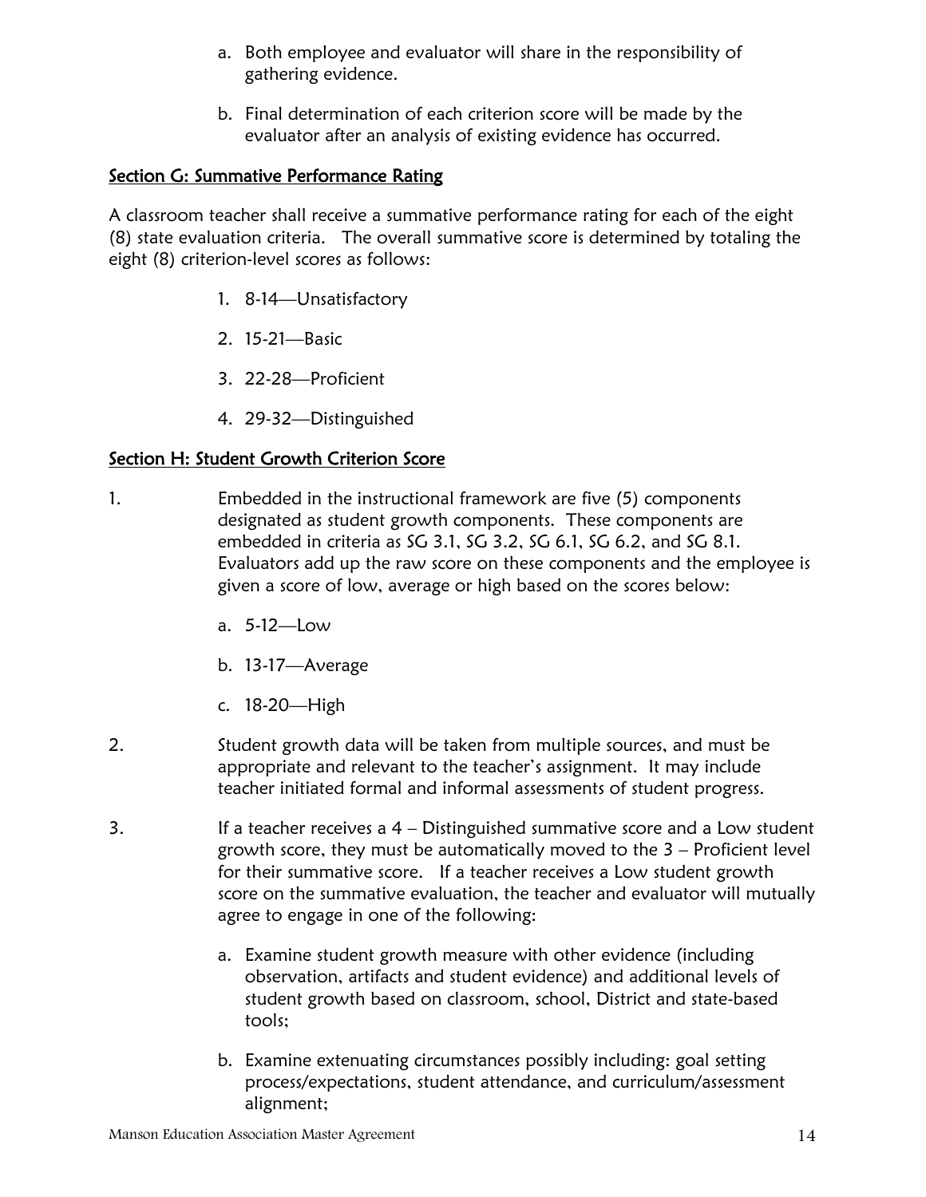a. Both employee and evaluator will share in the responsibility of gathering evidence.

b. Final determination of each criterion score will be made by the evaluator after an analysis of existing evidence has occurred.

## Section G: Summative Performance Rating

A classroom teacher shall receive a summative performance rating for each of the eight (8) state evaluation criteria. The overall summative score is determined by totaling the eight (8) criterion-level scores as follows:

1. 8-14—Unsatisfactory
2. 15-21—Basic
3. 22-28—Proficient
4. 29-32—Distinguished

## Section H: Student Growth Criterion Score

1. Embedded in the instructional framework are five (5) components designated as student growth components. These components are embedded in criteria as SG 3.1, SG 3.2, SG 6.1, SG 6.2, and SG 8.1. Evaluators add up the raw score on these components and the employee is given a score of low, average or high based on the scores below:

   a. 5-12—Low

   b. 13-17—Average

   c. 18-20—High

2. Student growth data will be taken from multiple sources, and must be appropriate and relevant to the teacher's assignment. It may include teacher initiated formal and informal assessments of student progress.

3. If a teacher receives a 4 – Distinguished summative score and a Low student growth score, they must be automatically moved to the 3 – Proficient level for their summative score. If a teacher receives a Low student growth score on the summative evaluation, the teacher and evaluator will mutually agree to engage in one of the following:

   a. Examine student growth measure with other evidence (including observation, artifacts and student evidence) and additional levels of student growth based on classroom, school, District and state-based tools;

   b. Examine extenuating circumstances possibly including: goal setting process/expectations, student attendance, and curriculum/assessment alignment;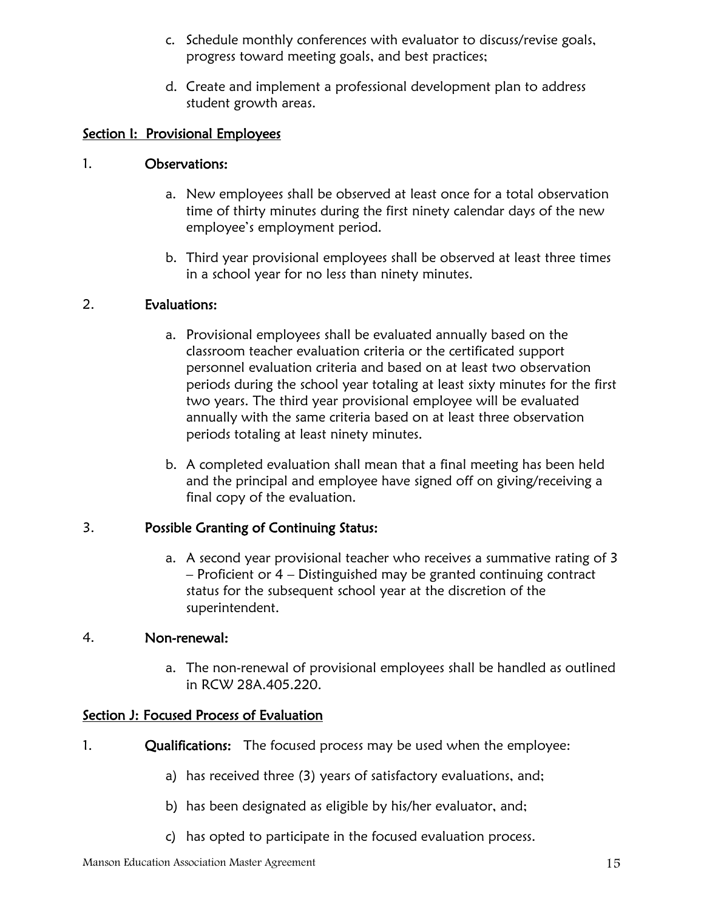c. Schedule monthly conferences with evaluator to discuss/revise goals, progress toward meeting goals, and best practices;

d. Create and implement a professional development plan to address student growth areas.

## Section I: Provisional Employees

1. **Observations:**

   a. New employees shall be observed at least once for a total observation time of thirty minutes during the first ninety calendar days of the new employee's employment period.

   b. Third year provisional employees shall be observed at least three times in a school year for no less than ninety minutes.

2. **Evaluations:**

   a. Provisional employees shall be evaluated annually based on the classroom teacher evaluation criteria or the certificated support personnel evaluation criteria and based on at least two observation periods during the school year totaling at least sixty minutes for the first two years. The third year provisional employee will be evaluated annually with the same criteria based on at least three observation periods totaling at least ninety minutes.

   b. A completed evaluation shall mean that a final meeting has been held and the principal and employee have signed off on giving/receiving a final copy of the evaluation.

3. **Possible Granting of Continuing Status:**

   a. A second year provisional teacher who receives a summative rating of 3 – Proficient or 4 – Distinguished may be granted continuing contract status for the subsequent school year at the discretion of the superintendent.

4. **Non-renewal:**

   a. The non-renewal of provisional employees shall be handled as outlined in RCW 28A.405.220.

## Section J: Focused Process of Evaluation

1. **Qualifications:** The focused process may be used when the employee:

   a) has received three (3) years of satisfactory evaluations, and;

   b) has been designated as eligible by his/her evaluator, and;

   c) has opted to participate in the focused evaluation process.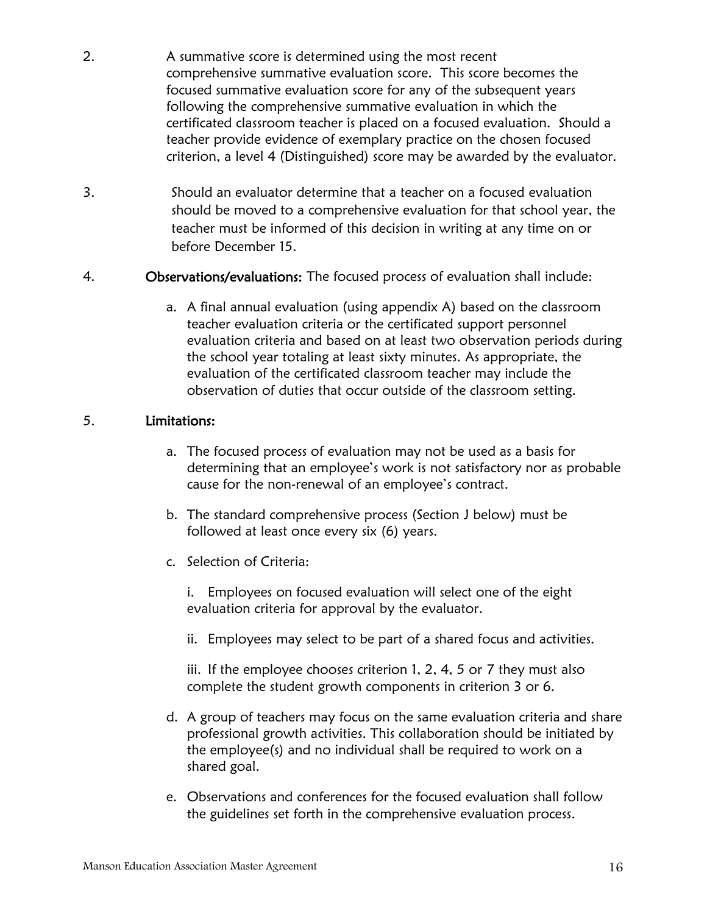2. A summative score is determined using the most recent comprehensive summative evaluation score. This score becomes the focused summative evaluation score for any of the subsequent years following the comprehensive summative evaluation in which the certificated classroom teacher is placed on a focused evaluation. Should a teacher provide evidence of exemplary practice on the chosen focused criterion, a level 4 (Distinguished) score may be awarded by the evaluator.

3. Should an evaluator determine that a teacher on a focused evaluation should be moved to a comprehensive evaluation for that school year, the teacher must be informed of this decision in writing at any time on or before December 15.

4. **Observations/evaluations:** The focused process of evaluation shall include:

   a. A final annual evaluation (using appendix A) based on the classroom teacher evaluation criteria or the certificated support personnel evaluation criteria and based on at least two observation periods during the school year totaling at least sixty minutes. As appropriate, the evaluation of the certificated classroom teacher may include the observation of duties that occur outside of the classroom setting.

5. **Limitations:**

   a. The focused process of evaluation may not be used as a basis for determining that an employee's work is not satisfactory nor as probable cause for the non-renewal of an employee's contract.

   b. The standard comprehensive process (Section J below) must be followed at least once every six (6) years.

   c. Selection of Criteria:

      i. Employees on focused evaluation will select one of the eight evaluation criteria for approval by the evaluator.

      ii. Employees may select to be part of a shared focus and activities.

      iii. If the employee chooses criterion 1, 2, 4, 5 or 7 they must also complete the student growth components in criterion 3 or 6.

   d. A group of teachers may focus on the same evaluation criteria and share professional growth activities. This collaboration should be initiated by the employee(s) and no individual shall be required to work on a shared goal.

   e. Observations and conferences for the focused evaluation shall follow the guidelines set forth in the comprehensive evaluation process.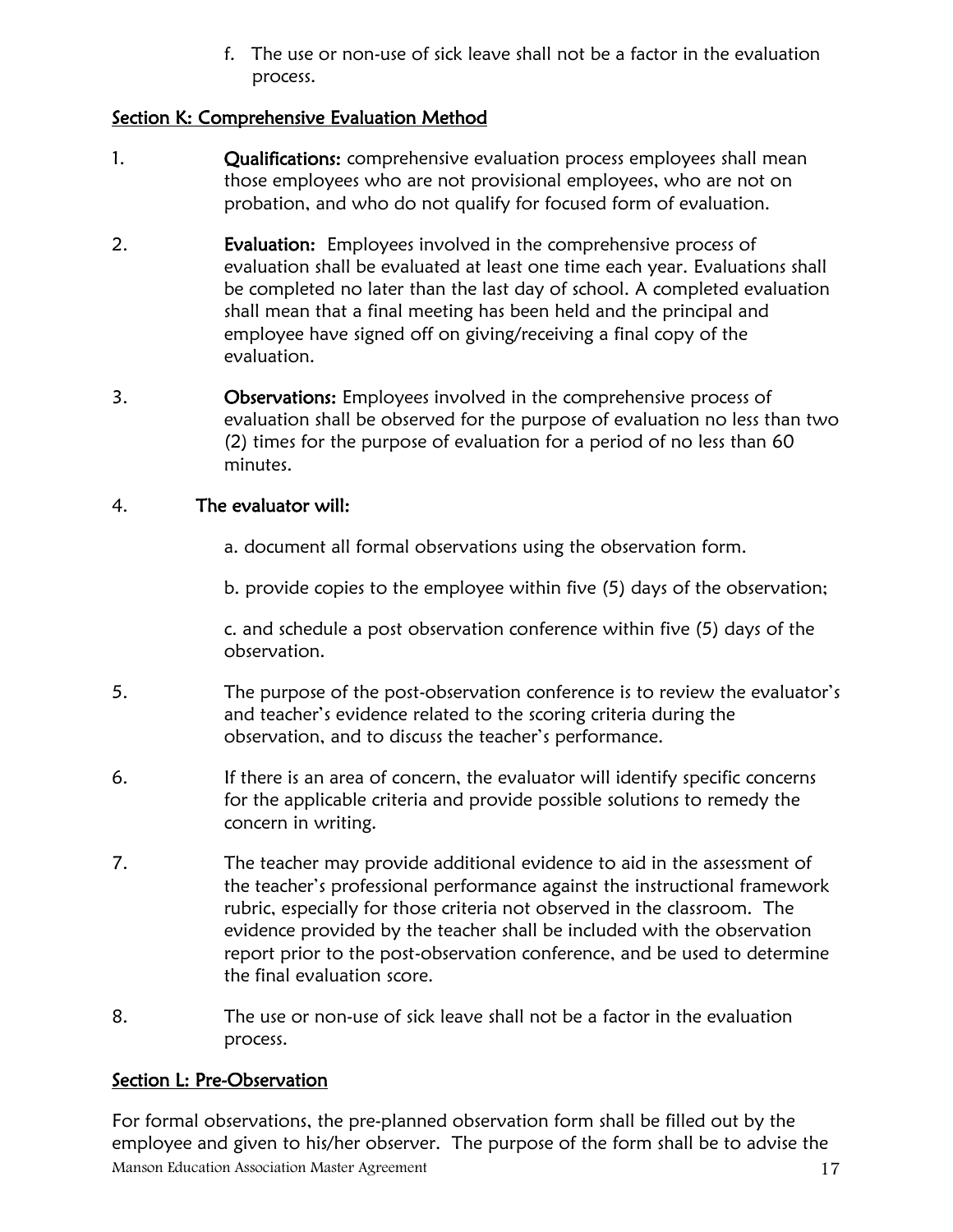f. The use or non-use of sick leave shall not be a factor in the evaluation process.

## Section K: Comprehensive Evaluation Method

1. **Qualifications:** comprehensive evaluation process employees shall mean those employees who are not provisional employees, who are not on probation, and who do not qualify for focused form of evaluation.

2. **Evaluation:** Employees involved in the comprehensive process of evaluation shall be evaluated at least one time each year. Evaluations shall be completed no later than the last day of school. A completed evaluation shall mean that a final meeting has been held and the principal and employee have signed off on giving/receiving a final copy of the evaluation.

3. **Observations:** Employees involved in the comprehensive process of evaluation shall be observed for the purpose of evaluation no less than two (2) times for the purpose of evaluation for a period of no less than 60 minutes.

4. **The evaluator will:**

   a. document all formal observations using the observation form.

   b. provide copies to the employee within five (5) days of the observation;

   c. and schedule a post observation conference within five (5) days of the observation.

5. The purpose of the post-observation conference is to review the evaluator's and teacher's evidence related to the scoring criteria during the observation, and to discuss the teacher's performance.

6. If there is an area of concern, the evaluator will identify specific concerns for the applicable criteria and provide possible solutions to remedy the concern in writing.

7. The teacher may provide additional evidence to aid in the assessment of the teacher's professional performance against the instructional framework rubric, especially for those criteria not observed in the classroom. The evidence provided by the teacher shall be included with the observation report prior to the post-observation conference, and be used to determine the final evaluation score.

8. The use or non-use of sick leave shall not be a factor in the evaluation process.

## Section L: Pre-Observation

For formal observations, the pre-planned observation form shall be filled out by the employee and given to his/her observer. The purpose of the form shall be to advise the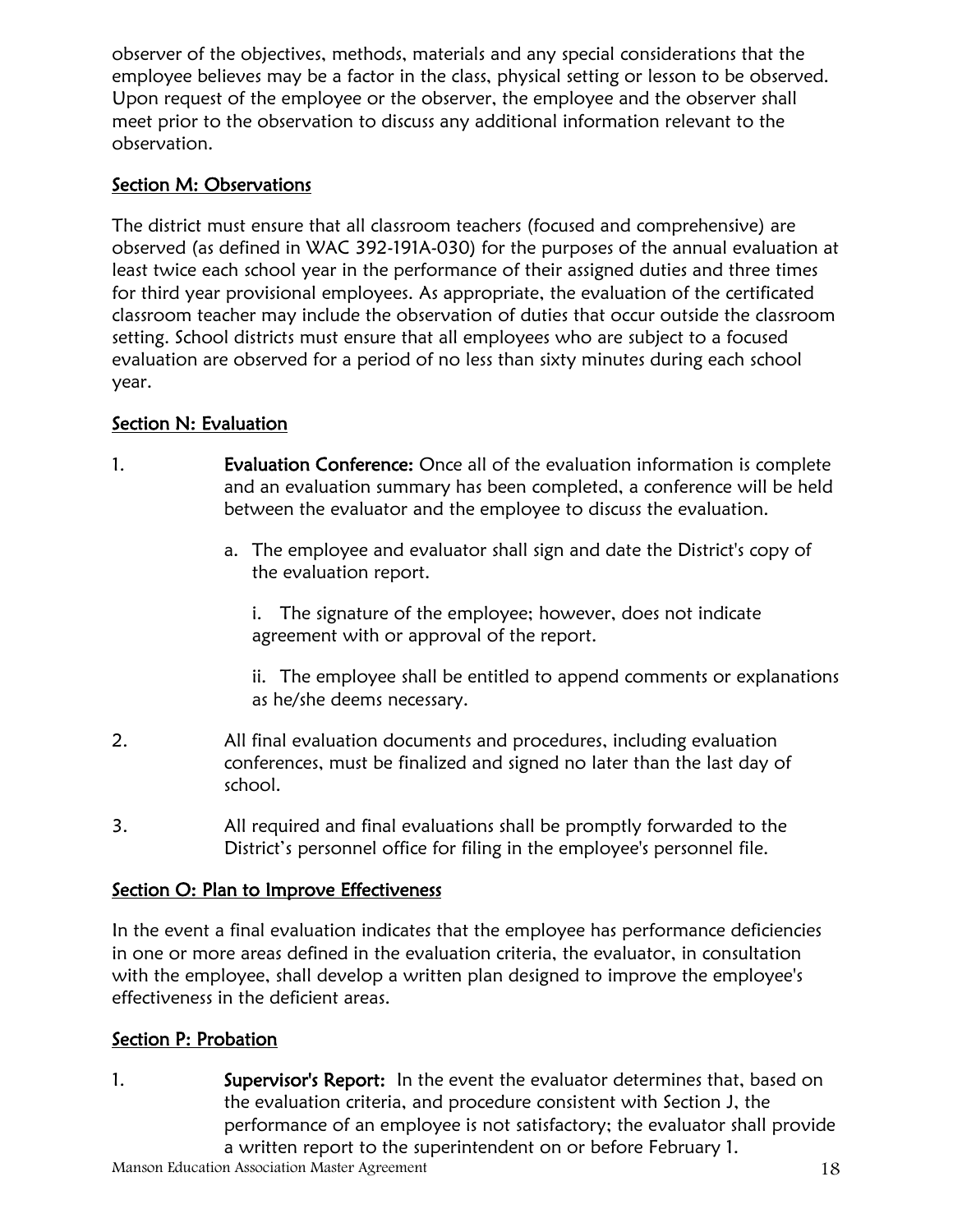observer of the objectives, methods, materials and any special considerations that the employee believes may be a factor in the class, physical setting or lesson to be observed. Upon request of the employee or the observer, the employee and the observer shall meet prior to the observation to discuss any additional information relevant to the observation.

## Section M: Observations

The district must ensure that all classroom teachers (focused and comprehensive) are observed (as defined in WAC 392-191A-030) for the purposes of the annual evaluation at least twice each school year in the performance of their assigned duties and three times for third year provisional employees. As appropriate, the evaluation of the certificated classroom teacher may include the observation of duties that occur outside the classroom setting. School districts must ensure that all employees who are subject to a focused evaluation are observed for a period of no less than sixty minutes during each school year.

## Section N: Evaluation

1. **Evaluation Conference:** Once all of the evaluation information is complete and an evaluation summary has been completed, a conference will be held between the evaluator and the employee to discuss the evaluation.

    a. The employee and evaluator shall sign and date the District's copy of the evaluation report.

    i. The signature of the employee; however, does not indicate agreement with or approval of the report.

    ii. The employee shall be entitled to append comments or explanations as he/she deems necessary.

2. All final evaluation documents and procedures, including evaluation conferences, must be finalized and signed no later than the last day of school.

3. All required and final evaluations shall be promptly forwarded to the District's personnel office for filing in the employee's personnel file.

## Section O: Plan to Improve Effectiveness

In the event a final evaluation indicates that the employee has performance deficiencies in one or more areas defined in the evaluation criteria, the evaluator, in consultation with the employee, shall develop a written plan designed to improve the employee's effectiveness in the deficient areas.

## Section P: Probation

1. **Supervisor's Report:** In the event the evaluator determines that, based on the evaluation criteria, and procedure consistent with Section J, the performance of an employee is not satisfactory; the evaluator shall provide a written report to the superintendent on or before February 1.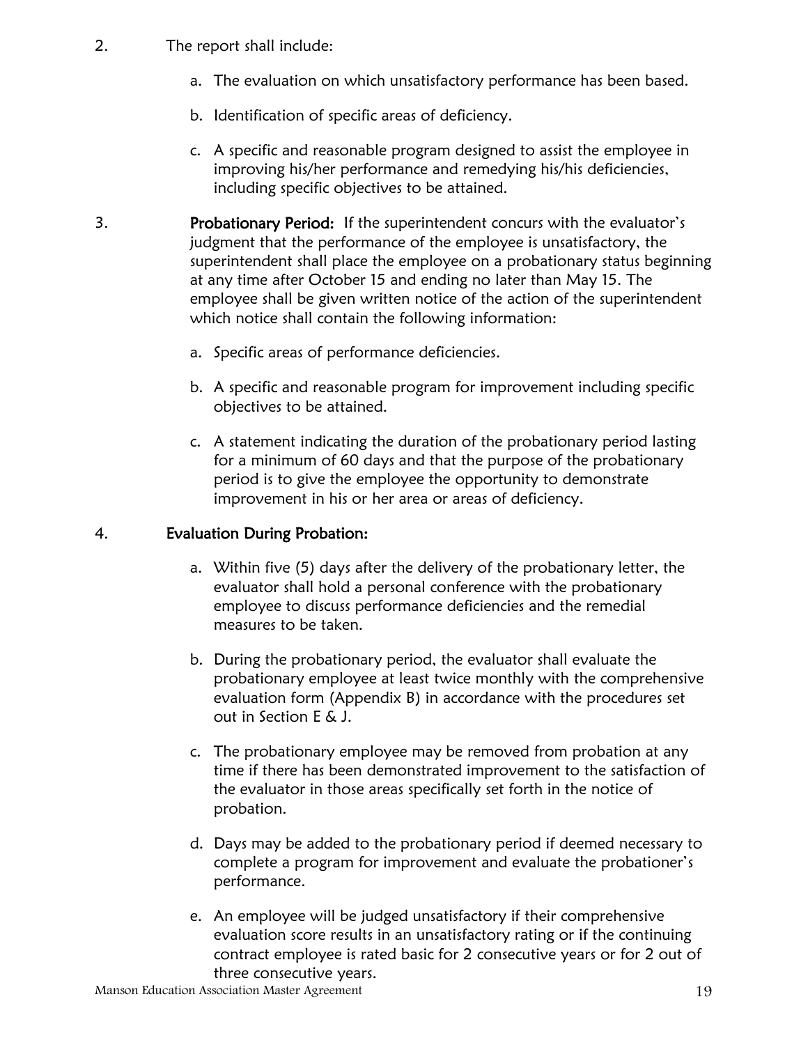2. The report shall include:

    a. The evaluation on which unsatisfactory performance has been based.

    b. Identification of specific areas of deficiency.

    c. A specific and reasonable program designed to assist the employee in improving his/her performance and remedying his/his deficiencies, including specific objectives to be attained.

3. **Probationary Period:** If the superintendent concurs with the evaluator's judgment that the performance of the employee is unsatisfactory, the superintendent shall place the employee on a probationary status beginning at any time after October 15 and ending no later than May 15. The employee shall be given written notice of the action of the superintendent which notice shall contain the following information:

    a. Specific areas of performance deficiencies.

    b. A specific and reasonable program for improvement including specific objectives to be attained.

    c. A statement indicating the duration of the probationary period lasting for a minimum of 60 days and that the purpose of the probationary period is to give the employee the opportunity to demonstrate improvement in his or her area or areas of deficiency.

4. **Evaluation During Probation:**

    a. Within five (5) days after the delivery of the probationary letter, the evaluator shall hold a personal conference with the probationary employee to discuss performance deficiencies and the remedial measures to be taken.

    b. During the probationary period, the evaluator shall evaluate the probationary employee at least twice monthly with the comprehensive evaluation form (Appendix B) in accordance with the procedures set out in Section E & J.

    c. The probationary employee may be removed from probation at any time if there has been demonstrated improvement to the satisfaction of the evaluator in those areas specifically set forth in the notice of probation.

    d. Days may be added to the probationary period if deemed necessary to complete a program for improvement and evaluate the probationer's performance.

    e. An employee will be judged unsatisfactory if their comprehensive evaluation score results in an unsatisfactory rating or if the continuing contract employee is rated basic for 2 consecutive years or for 2 out of three consecutive years.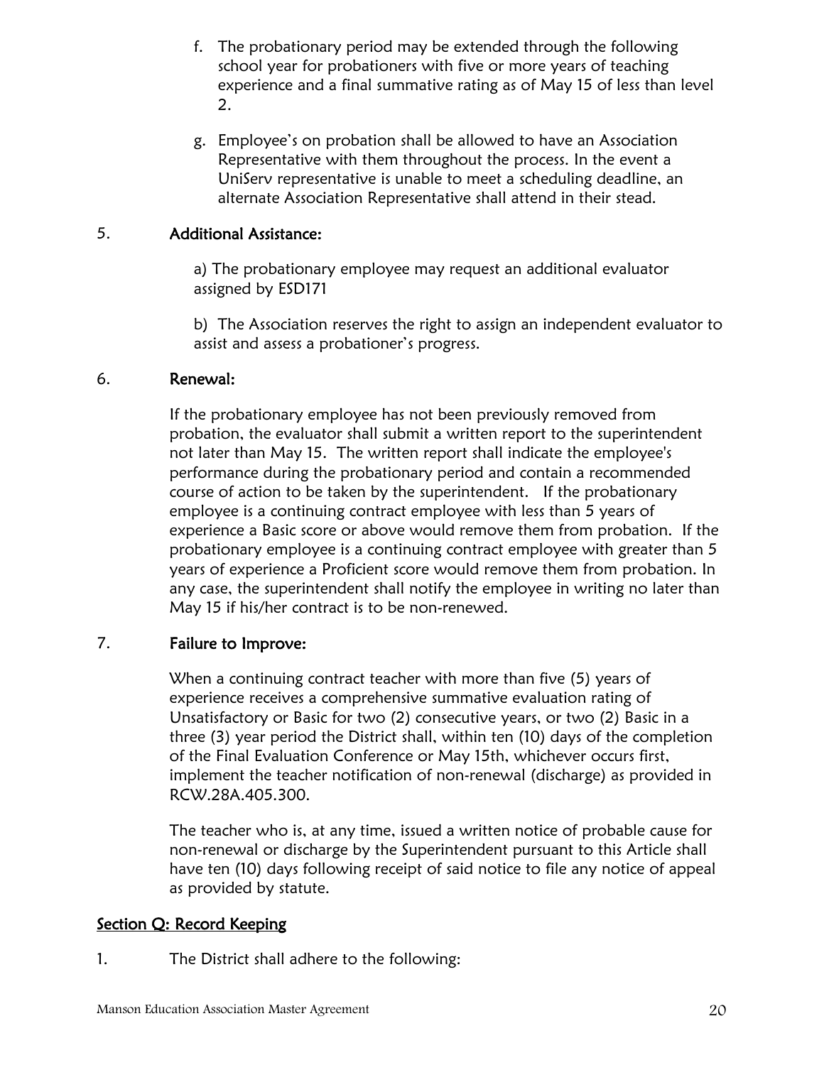f. The probationary period may be extended through the following school year for probationers with five or more years of teaching experience and a final summative rating as of May 15 of less than level 2.

g. Employee's on probation shall be allowed to have an Association Representative with them throughout the process. In the event a UniServ representative is unable to meet a scheduling deadline, an alternate Association Representative shall attend in their stead.

5. **Additional Assistance:**

a) The probationary employee may request an additional evaluator assigned by ESD171

b) The Association reserves the right to assign an independent evaluator to assist and assess a probationer's progress.

6. **Renewal:**

If the probationary employee has not been previously removed from probation, the evaluator shall submit a written report to the superintendent not later than May 15. The written report shall indicate the employee's performance during the probationary period and contain a recommended course of action to be taken by the superintendent. If the probationary employee is a continuing contract employee with less than 5 years of experience a Basic score or above would remove them from probation. If the probationary employee is a continuing contract employee with greater than 5 years of experience a Proficient score would remove them from probation. In any case, the superintendent shall notify the employee in writing no later than May 15 if his/her contract is to be non-renewed.

7. **Failure to Improve:**

When a continuing contract teacher with more than five (5) years of experience receives a comprehensive summative evaluation rating of Unsatisfactory or Basic for two (2) consecutive years, or two (2) Basic in a three (3) year period the District shall, within ten (10) days of the completion of the Final Evaluation Conference or May 15th, whichever occurs first, implement the teacher notification of non-renewal (discharge) as provided in RCW.28A.405.300.

The teacher who is, at any time, issued a written notice of probable cause for non-renewal or discharge by the Superintendent pursuant to this Article shall have ten (10) days following receipt of said notice to file any notice of appeal as provided by statute.

## Section Q: Record Keeping

1. The District shall adhere to the following: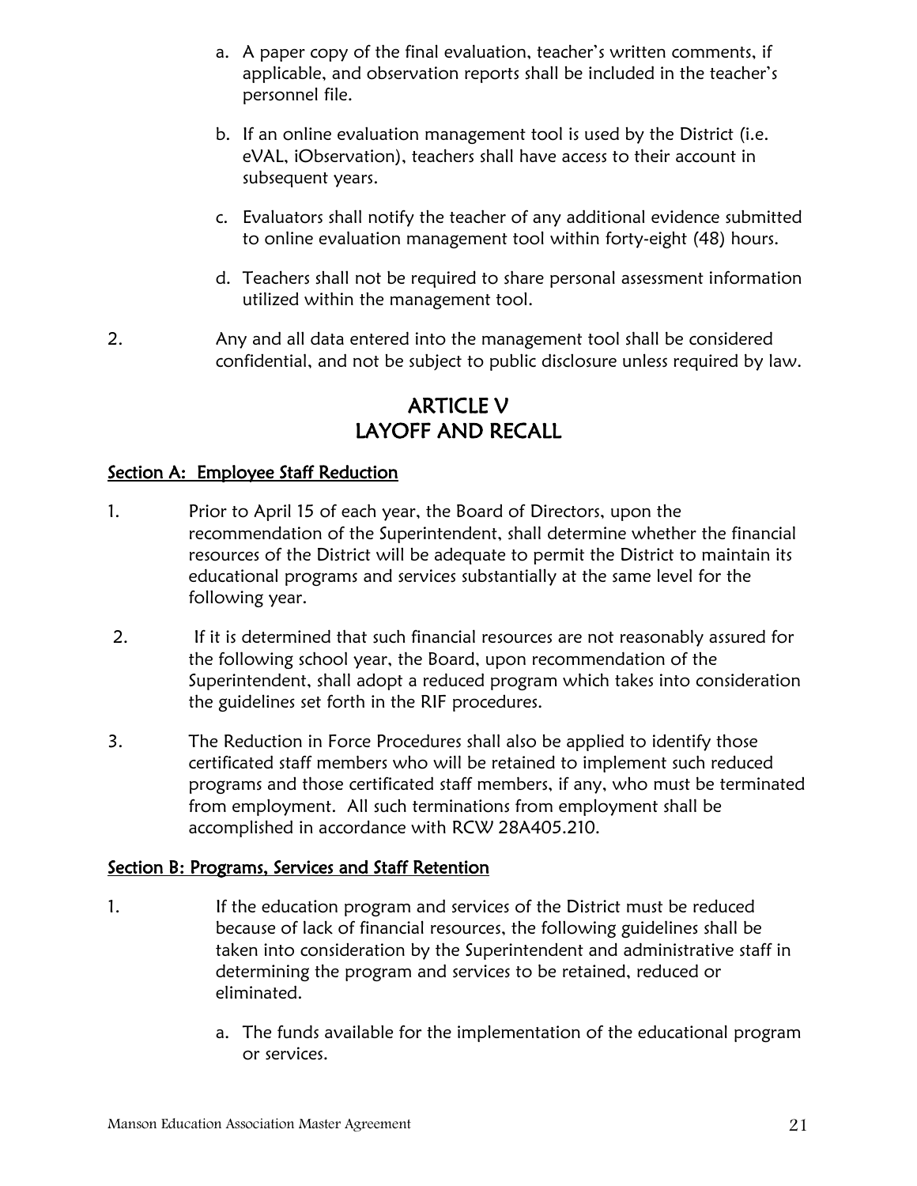a. A paper copy of the final evaluation, teacher's written comments, if applicable, and observation reports shall be included in the teacher's personnel file.

b. If an online evaluation management tool is used by the District (i.e. eVAL, iObservation), teachers shall have access to their account in subsequent years.

c. Evaluators shall notify the teacher of any additional evidence submitted to online evaluation management tool within forty-eight (48) hours.

d. Teachers shall not be required to share personal assessment information utilized within the management tool.

2. Any and all data entered into the management tool shall be considered confidential, and not be subject to public disclosure unless required by law.

# ARTICLE V
# LAYOFF AND RECALL

## Section A: Employee Staff Reduction

1. Prior to April 15 of each year, the Board of Directors, upon the recommendation of the Superintendent, shall determine whether the financial resources of the District will be adequate to permit the District to maintain its educational programs and services substantially at the same level for the following year.

2. If it is determined that such financial resources are not reasonably assured for the following school year, the Board, upon recommendation of the Superintendent, shall adopt a reduced program which takes into consideration the guidelines set forth in the RIF procedures.

3. The Reduction in Force Procedures shall also be applied to identify those certificated staff members who will be retained to implement such reduced programs and those certificated staff members, if any, who must be terminated from employment. All such terminations from employment shall be accomplished in accordance with RCW 28A405.210.

## Section B: Programs, Services and Staff Retention

1. If the education program and services of the District must be reduced because of lack of financial resources, the following guidelines shall be taken into consideration by the Superintendent and administrative staff in determining the program and services to be retained, reduced or eliminated.

   a. The funds available for the implementation of the educational program or services.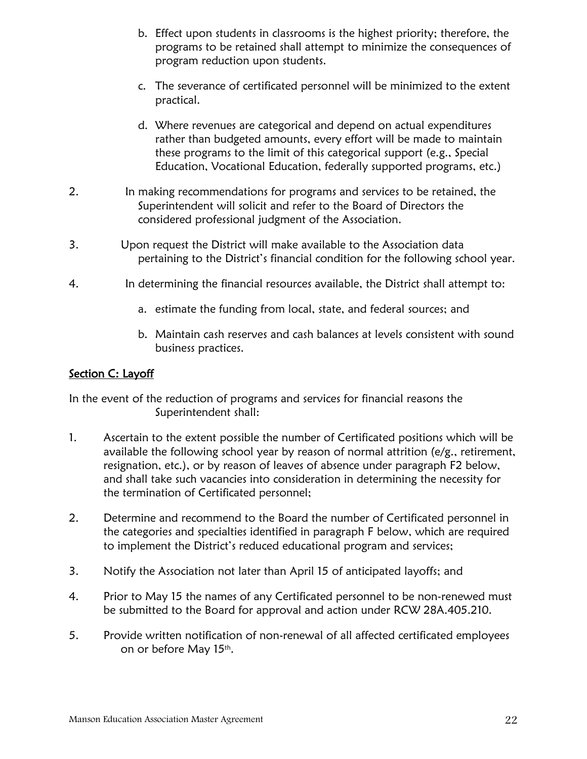b. Effect upon students in classrooms is the highest priority; therefore, the programs to be retained shall attempt to minimize the consequences of program reduction upon students.

c. The severance of certificated personnel will be minimized to the extent practical.

d. Where revenues are categorical and depend on actual expenditures rather than budgeted amounts, every effort will be made to maintain these programs to the limit of this categorical support (e.g., Special Education, Vocational Education, federally supported programs, etc.)

2. In making recommendations for programs and services to be retained, the Superintendent will solicit and refer to the Board of Directors the considered professional judgment of the Association.

3. Upon request the District will make available to the Association data pertaining to the District's financial condition for the following school year.

4. In determining the financial resources available, the District shall attempt to:

   a. estimate the funding from local, state, and federal sources; and

   b. Maintain cash reserves and cash balances at levels consistent with sound business practices.

## Section C: Layoff

In the event of the reduction of programs and services for financial reasons the Superintendent shall:

1. Ascertain to the extent possible the number of Certificated positions which will be available the following school year by reason of normal attrition (e/g., retirement, resignation, etc.), or by reason of leaves of absence under paragraph F2 below, and shall take such vacancies into consideration in determining the necessity for the termination of Certificated personnel;

2. Determine and recommend to the Board the number of Certificated personnel in the categories and specialties identified in paragraph F below, which are required to implement the District's reduced educational program and services;

3. Notify the Association not later than April 15 of anticipated layoffs; and

4. Prior to May 15 the names of any Certificated personnel to be non-renewed must be submitted to the Board for approval and action under RCW 28A.405.210.

5. Provide written notification of non-renewal of all affected certificated employees on or before May 15th.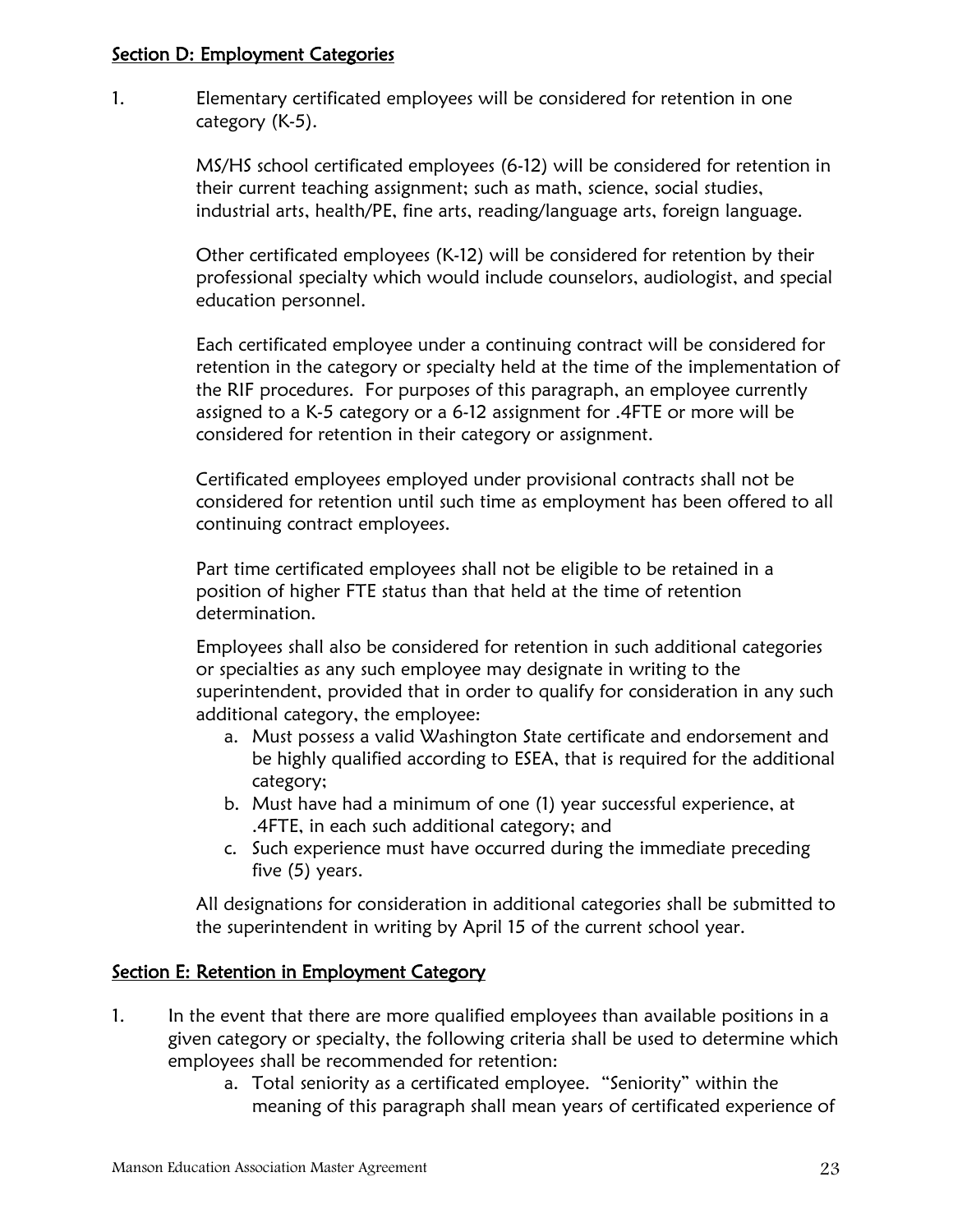## Section D: Employment Categories

1. Elementary certificated employees will be considered for retention in one category (K-5).

   MS/HS school certificated employees (6-12) will be considered for retention in their current teaching assignment; such as math, science, social studies, industrial arts, health/PE, fine arts, reading/language arts, foreign language.

   Other certificated employees (K-12) will be considered for retention by their professional specialty which would include counselors, audiologist, and special education personnel.

   Each certificated employee under a continuing contract will be considered for retention in the category or specialty held at the time of the implementation of the RIF procedures. For purposes of this paragraph, an employee currently assigned to a K-5 category or a 6-12 assignment for .4FTE or more will be considered for retention in their category or assignment.

   Certificated employees employed under provisional contracts shall not be considered for retention until such time as employment has been offered to all continuing contract employees.

   Part time certificated employees shall not be eligible to be retained in a position of higher FTE status than that held at the time of retention determination.

   Employees shall also be considered for retention in such additional categories or specialties as any such employee may designate in writing to the superintendent, provided that in order to qualify for consideration in any such additional category, the employee:

   a. Must possess a valid Washington State certificate and endorsement and be highly qualified according to ESEA, that is required for the additional category;
   b. Must have had a minimum of one (1) year successful experience, at .4FTE, in each such additional category; and
   c. Such experience must have occurred during the immediate preceding five (5) years.

   All designations for consideration in additional categories shall be submitted to the superintendent in writing by April 15 of the current school year.

## Section E: Retention in Employment Category

1. In the event that there are more qualified employees than available positions in a given category or specialty, the following criteria shall be used to determine which employees shall be recommended for retention:
   a. Total seniority as a certificated employee. "Seniority" within the meaning of this paragraph shall mean years of certificated experience of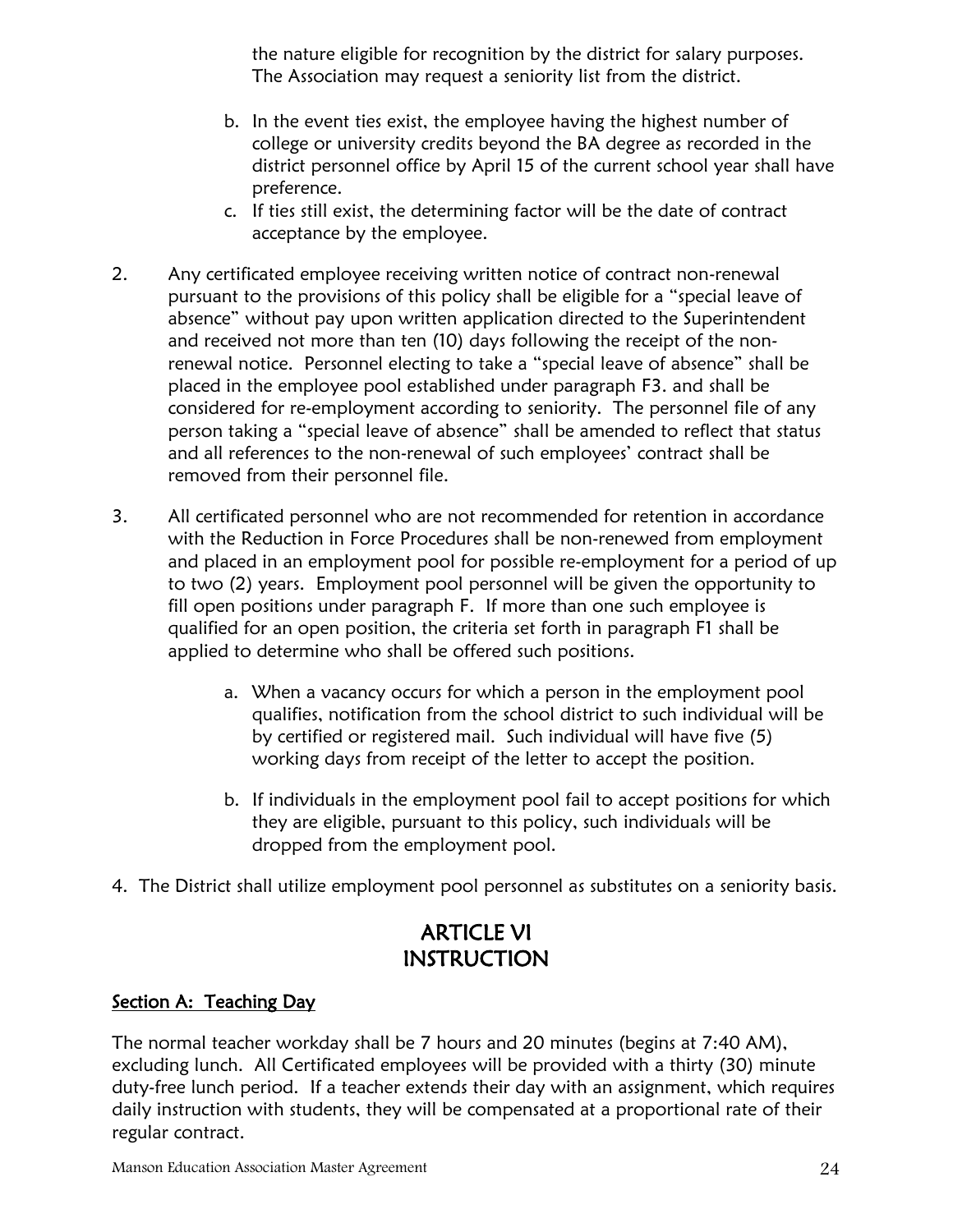the nature eligible for recognition by the district for salary purposes. The Association may request a seniority list from the district.

b. In the event ties exist, the employee having the highest number of college or university credits beyond the BA degree as recorded in the district personnel office by April 15 of the current school year shall have preference.
c. If ties still exist, the determining factor will be the date of contract acceptance by the employee.

2. Any certificated employee receiving written notice of contract non-renewal pursuant to the provisions of this policy shall be eligible for a "special leave of absence" without pay upon written application directed to the Superintendent and received not more than ten (10) days following the receipt of the non-renewal notice. Personnel electing to take a "special leave of absence" shall be placed in the employee pool established under paragraph F3. and shall be considered for re-employment according to seniority. The personnel file of any person taking a "special leave of absence" shall be amended to reflect that status and all references to the non-renewal of such employees' contract shall be removed from their personnel file.

3. All certificated personnel who are not recommended for retention in accordance with the Reduction in Force Procedures shall be non-renewed from employment and placed in an employment pool for possible re-employment for a period of up to two (2) years. Employment pool personnel will be given the opportunity to fill open positions under paragraph F. If more than one such employee is qualified for an open position, the criteria set forth in paragraph F1 shall be applied to determine who shall be offered such positions.

   a. When a vacancy occurs for which a person in the employment pool qualifies, notification from the school district to such individual will be by certified or registered mail. Such individual will have five (5) working days from receipt of the letter to accept the position.

   b. If individuals in the employment pool fail to accept positions for which they are eligible, pursuant to this policy, such individuals will be dropped from the employment pool.

4. The District shall utilize employment pool personnel as substitutes on a seniority basis.

# ARTICLE VI
# INSTRUCTION

## Section A: Teaching Day

The normal teacher workday shall be 7 hours and 20 minutes (begins at 7:40 AM), excluding lunch. All Certificated employees will be provided with a thirty (30) minute duty-free lunch period. If a teacher extends their day with an assignment, which requires daily instruction with students, they will be compensated at a proportional rate of their regular contract.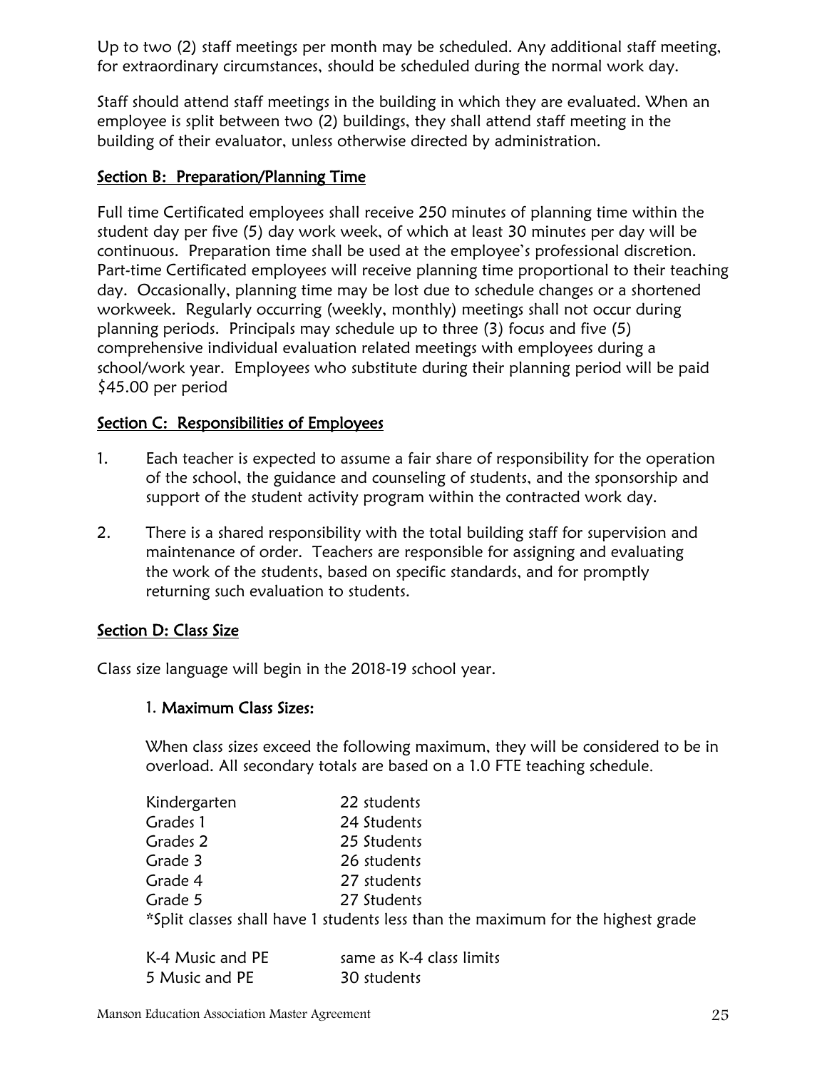Up to two (2) staff meetings per month may be scheduled. Any additional staff meeting, for extraordinary circumstances, should be scheduled during the normal work day.

Staff should attend staff meetings in the building in which they are evaluated. When an employee is split between two (2) buildings, they shall attend staff meeting in the building of their evaluator, unless otherwise directed by administration.

## Section B: Preparation/Planning Time

Full time Certificated employees shall receive 250 minutes of planning time within the student day per five (5) day work week, of which at least 30 minutes per day will be continuous. Preparation time shall be used at the employee's professional discretion. Part-time Certificated employees will receive planning time proportional to their teaching day. Occasionally, planning time may be lost due to schedule changes or a shortened workweek. Regularly occurring (weekly, monthly) meetings shall not occur during planning periods. Principals may schedule up to three (3) focus and five (5) comprehensive individual evaluation related meetings with employees during a school/work year. Employees who substitute during their planning period will be paid $45.00 per period

## Section C: Responsibilities of Employees

1. Each teacher is expected to assume a fair share of responsibility for the operation of the school, the guidance and counseling of students, and the sponsorship and support of the student activity program within the contracted work day.

2. There is a shared responsibility with the total building staff for supervision and maintenance of order. Teachers are responsible for assigning and evaluating the work of the students, based on specific standards, and for promptly returning such evaluation to students.

## Section D: Class Size

Class size language will begin in the 2018-19 school year.

1. **Maximum Class Sizes:**

When class sizes exceed the following maximum, they will be considered to be in overload. All secondary totals are based on a 1.0 FTE teaching schedule.

| | |
|---|---|
| Kindergarten | 22 students |
| Grades 1 | 24 Students |
| Grades 2 | 25 Students |
| Grade 3 | 26 students |
| Grade 4 | 27 students |
| Grade 5 | 27 Students |

*Split classes shall have 1 students less than the maximum for the highest grade

| | |
|---|---|
| K-4 Music and PE | same as K-4 class limits |
| 5 Music and PE | 30 students |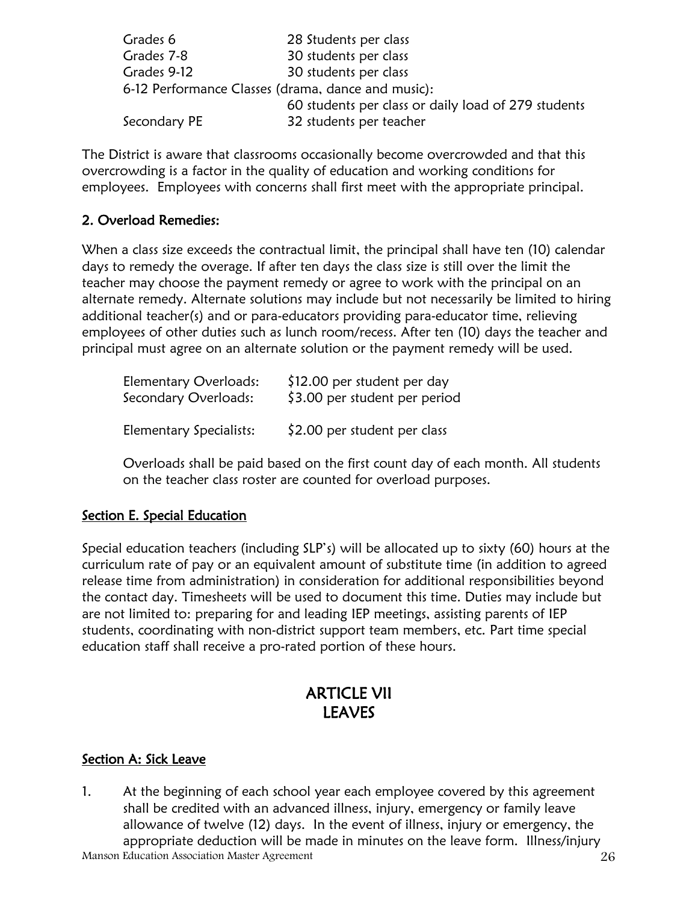| | |
|---|---|
| Grades 6 | 28 Students per class |
| Grades 7-8 | 30 students per class |
| Grades 9-12 | 30 students per class |
| 6-12 Performance Classes (drama, dance and music): | |
| | 60 students per class or daily load of 279 students |
| Secondary PE | 32 students per teacher |

The District is aware that classrooms occasionally become overcrowded and that this overcrowding is a factor in the quality of education and working conditions for employees. Employees with concerns shall first meet with the appropriate principal.

**2. Overload Remedies:**

When a class size exceeds the contractual limit, the principal shall have ten (10) calendar days to remedy the overage. If after ten days the class size is still over the limit the teacher may choose the payment remedy or agree to work with the principal on an alternate remedy. Alternate solutions may include but not necessarily be limited to hiring additional teacher(s) and or para-educators providing para-educator time, relieving employees of other duties such as lunch room/recess. After ten (10) days the teacher and principal must agree on an alternate solution or the payment remedy will be used.

| | |
|---|---|
| Elementary Overloads: | $12.00 per student per day |
| Secondary Overloads: | $3.00 per student per period |
| Elementary Specialists: | $2.00 per student per class |

Overloads shall be paid based on the first count day of each month. All students on the teacher class roster are counted for overload purposes.

## Section E. Special Education

Special education teachers (including SLP's) will be allocated up to sixty (60) hours at the curriculum rate of pay or an equivalent amount of substitute time (in addition to agreed release time from administration) in consideration for additional responsibilities beyond the contact day. Timesheets will be used to document this time. Duties may include but are not limited to: preparing for and leading IEP meetings, assisting parents of IEP students, coordinating with non-district support team members, etc. Part time special education staff shall receive a pro-rated portion of these hours.

# ARTICLE VII LEAVES

## Section A: Sick Leave

1. At the beginning of each school year each employee covered by this agreement shall be credited with an advanced illness, injury, emergency or family leave allowance of twelve (12) days. In the event of illness, injury or emergency, the appropriate deduction will be made in minutes on the leave form. Illness/injury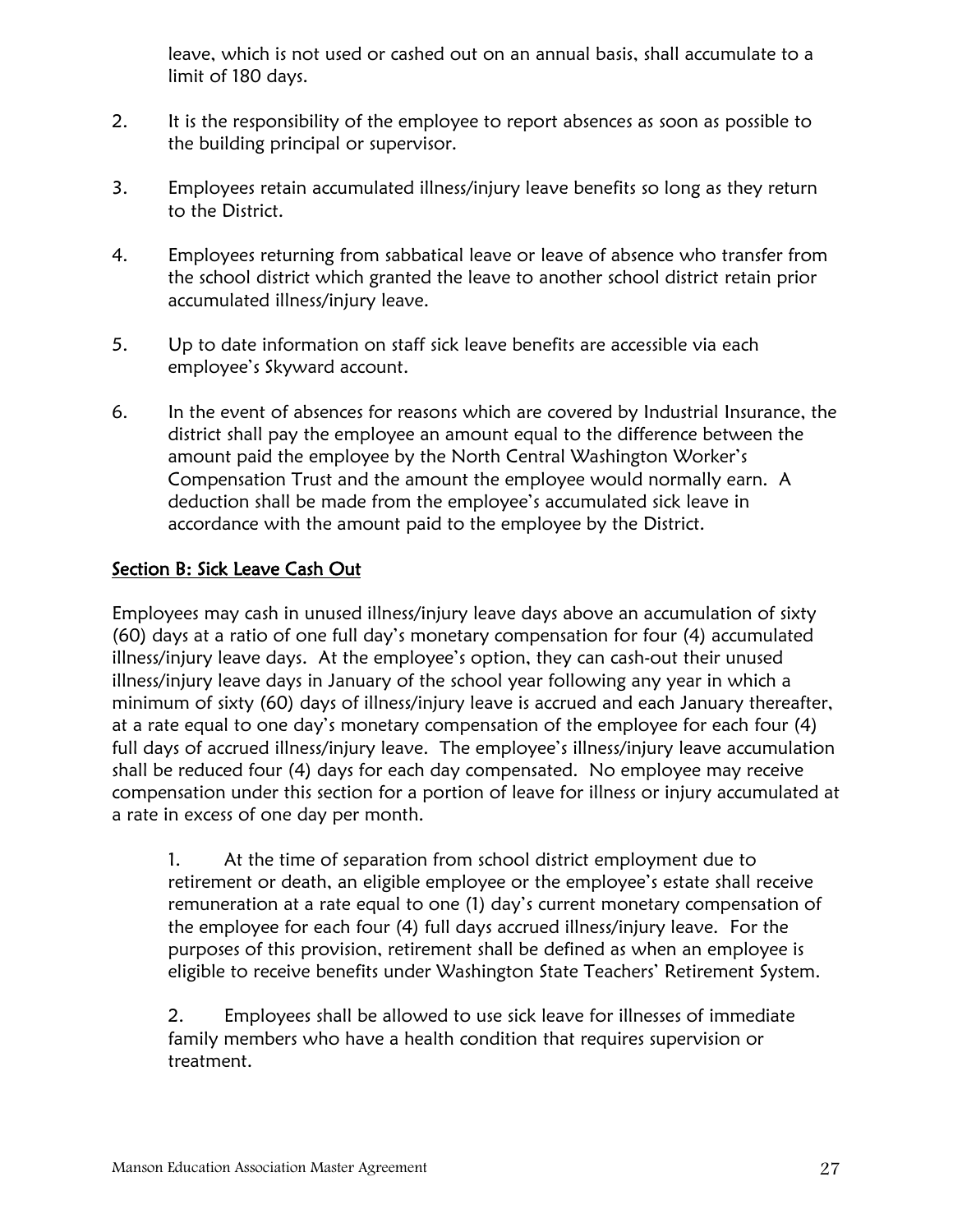leave, which is not used or cashed out on an annual basis, shall accumulate to a limit of 180 days.

2. It is the responsibility of the employee to report absences as soon as possible to the building principal or supervisor.

3. Employees retain accumulated illness/injury leave benefits so long as they return to the District.

4. Employees returning from sabbatical leave or leave of absence who transfer from the school district which granted the leave to another school district retain prior accumulated illness/injury leave.

5. Up to date information on staff sick leave benefits are accessible via each employee's Skyward account.

6. In the event of absences for reasons which are covered by Industrial Insurance, the district shall pay the employee an amount equal to the difference between the amount paid the employee by the North Central Washington Worker's Compensation Trust and the amount the employee would normally earn. A deduction shall be made from the employee's accumulated sick leave in accordance with the amount paid to the employee by the District.

## Section B: Sick Leave Cash Out

Employees may cash in unused illness/injury leave days above an accumulation of sixty (60) days at a ratio of one full day's monetary compensation for four (4) accumulated illness/injury leave days. At the employee's option, they can cash-out their unused illness/injury leave days in January of the school year following any year in which a minimum of sixty (60) days of illness/injury leave is accrued and each January thereafter, at a rate equal to one day's monetary compensation of the employee for each four (4) full days of accrued illness/injury leave. The employee's illness/injury leave accumulation shall be reduced four (4) days for each day compensated. No employee may receive compensation under this section for a portion of leave for illness or injury accumulated at a rate in excess of one day per month.

1. At the time of separation from school district employment due to retirement or death, an eligible employee or the employee's estate shall receive remuneration at a rate equal to one (1) day's current monetary compensation of the employee for each four (4) full days accrued illness/injury leave. For the purposes of this provision, retirement shall be defined as when an employee is eligible to receive benefits under Washington State Teachers' Retirement System.

2. Employees shall be allowed to use sick leave for illnesses of immediate family members who have a health condition that requires supervision or treatment.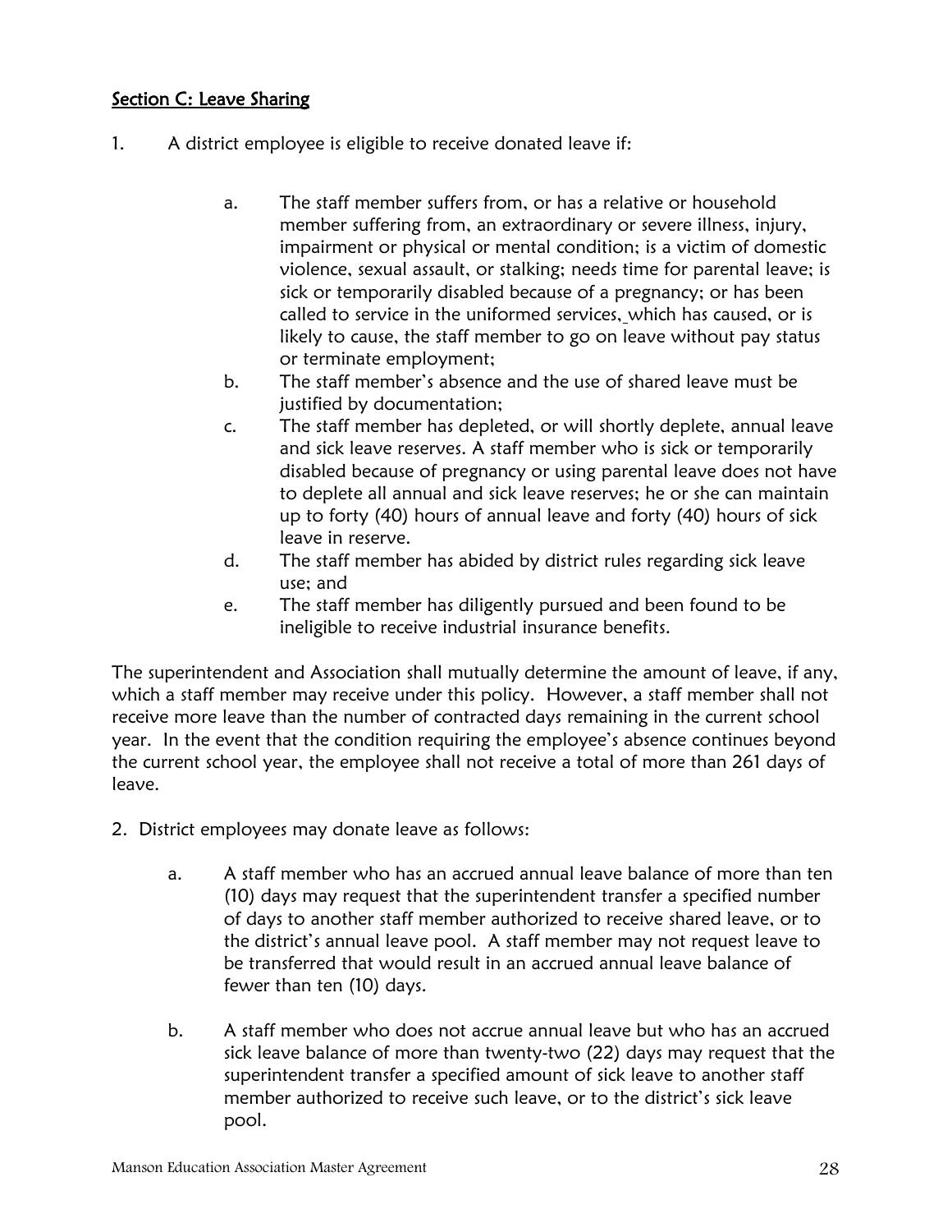## Section C: Leave Sharing

1. A district employee is eligible to receive donated leave if:

    a. The staff member suffers from, or has a relative or household member suffering from, an extraordinary or severe illness, injury, impairment or physical or mental condition; is a victim of domestic violence, sexual assault, or stalking; needs time for parental leave; is sick or temporarily disabled because of a pregnancy; or has been called to service in the uniformed services, which has caused, or is likely to cause, the staff member to go on leave without pay status or terminate employment;

    b. The staff member's absence and the use of shared leave must be justified by documentation;

    c. The staff member has depleted, or will shortly deplete, annual leave and sick leave reserves. A staff member who is sick or temporarily disabled because of pregnancy or using parental leave does not have to deplete all annual and sick leave reserves; he or she can maintain up to forty (40) hours of annual leave and forty (40) hours of sick leave in reserve.

    d. The staff member has abided by district rules regarding sick leave use; and

    e. The staff member has diligently pursued and been found to be ineligible to receive industrial insurance benefits.

The superintendent and Association shall mutually determine the amount of leave, if any, which a staff member may receive under this policy. However, a staff member shall not receive more leave than the number of contracted days remaining in the current school year. In the event that the condition requiring the employee's absence continues beyond the current school year, the employee shall not receive a total of more than 261 days of leave.

2. District employees may donate leave as follows:

    a. A staff member who has an accrued annual leave balance of more than ten (10) days may request that the superintendent transfer a specified number of days to another staff member authorized to receive shared leave, or to the district's annual leave pool. A staff member may not request leave to be transferred that would result in an accrued annual leave balance of fewer than ten (10) days.

    b. A staff member who does not accrue annual leave but who has an accrued sick leave balance of more than twenty-two (22) days may request that the superintendent transfer a specified amount of sick leave to another staff member authorized to receive such leave, or to the district's sick leave pool.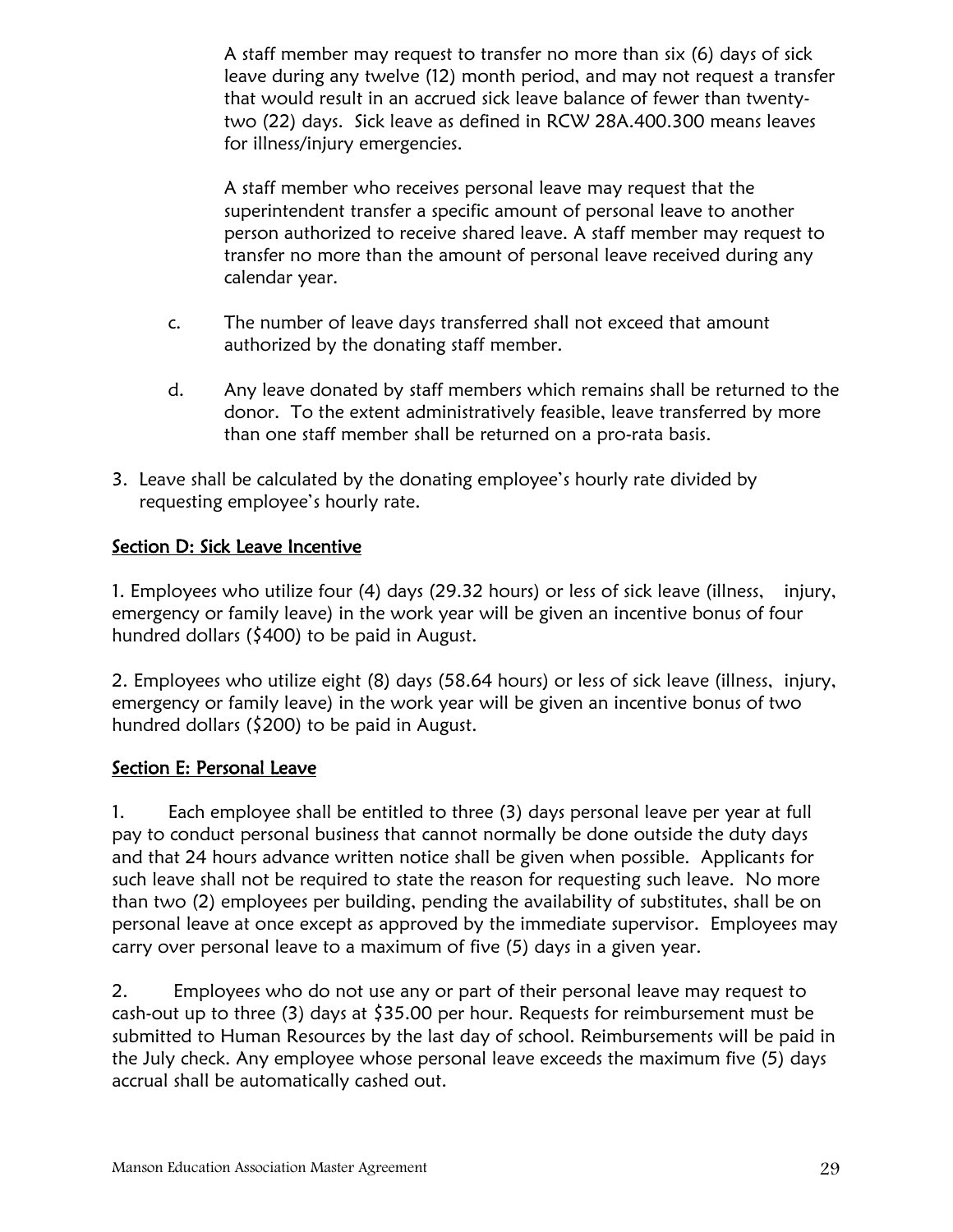A staff member may request to transfer no more than six (6) days of sick leave during any twelve (12) month period, and may not request a transfer that would result in an accrued sick leave balance of fewer than twenty-two (22) days. Sick leave as defined in RCW 28A.400.300 means leaves for illness/injury emergencies.

A staff member who receives personal leave may request that the superintendent transfer a specific amount of personal leave to another person authorized to receive shared leave. A staff member may request to transfer no more than the amount of personal leave received during any calendar year.

c. The number of leave days transferred shall not exceed that amount authorized by the donating staff member.

d. Any leave donated by staff members which remains shall be returned to the donor. To the extent administratively feasible, leave transferred by more than one staff member shall be returned on a pro-rata basis.

3. Leave shall be calculated by the donating employee's hourly rate divided by requesting employee's hourly rate.

## Section D: Sick Leave Incentive

1. Employees who utilize four (4) days (29.32 hours) or less of sick leave (illness, injury, emergency or family leave) in the work year will be given an incentive bonus of four hundred dollars ($400) to be paid in August.

2. Employees who utilize eight (8) days (58.64 hours) or less of sick leave (illness, injury, emergency or family leave) in the work year will be given an incentive bonus of two hundred dollars ($200) to be paid in August.

## Section E: Personal Leave

1. Each employee shall be entitled to three (3) days personal leave per year at full pay to conduct personal business that cannot normally be done outside the duty days and that 24 hours advance written notice shall be given when possible. Applicants for such leave shall not be required to state the reason for requesting such leave. No more than two (2) employees per building, pending the availability of substitutes, shall be on personal leave at once except as approved by the immediate supervisor. Employees may carry over personal leave to a maximum of five (5) days in a given year.

2. Employees who do not use any or part of their personal leave may request to cash-out up to three (3) days at $35.00 per hour. Requests for reimbursement must be submitted to Human Resources by the last day of school. Reimbursements will be paid in the July check. Any employee whose personal leave exceeds the maximum five (5) days accrual shall be automatically cashed out.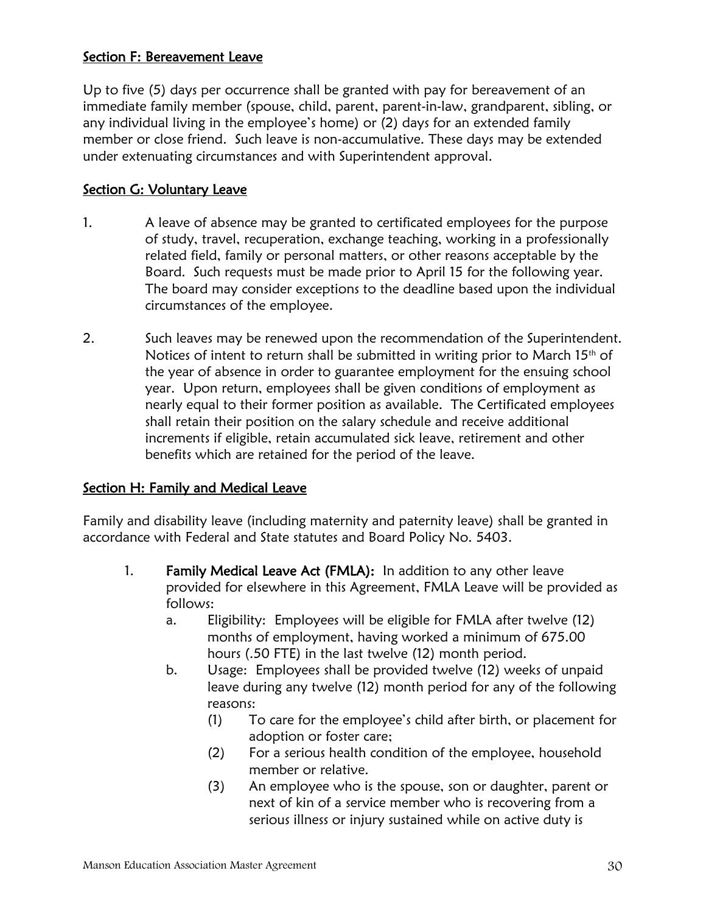## Section F: Bereavement Leave

Up to five (5) days per occurrence shall be granted with pay for bereavement of an immediate family member (spouse, child, parent, parent-in-law, grandparent, sibling, or any individual living in the employee's home) or (2) days for an extended family member or close friend. Such leave is non-accumulative. These days may be extended under extenuating circumstances and with Superintendent approval.

## Section G: Voluntary Leave

1. A leave of absence may be granted to certificated employees for the purpose of study, travel, recuperation, exchange teaching, working in a professionally related field, family or personal matters, or other reasons acceptable by the Board. Such requests must be made prior to April 15 for the following year. The board may consider exceptions to the deadline based upon the individual circumstances of the employee.

2. Such leaves may be renewed upon the recommendation of the Superintendent. Notices of intent to return shall be submitted in writing prior to March 15th of the year of absence in order to guarantee employment for the ensuing school year. Upon return, employees shall be given conditions of employment as nearly equal to their former position as available. The Certificated employees shall retain their position on the salary schedule and receive additional increments if eligible, retain accumulated sick leave, retirement and other benefits which are retained for the period of the leave.

## Section H: Family and Medical Leave

Family and disability leave (including maternity and paternity leave) shall be granted in accordance with Federal and State statutes and Board Policy No. 5403.

1. **Family Medical Leave Act (FMLA):** In addition to any other leave provided for elsewhere in this Agreement, FMLA Leave will be provided as follows:
   a. Eligibility: Employees will be eligible for FMLA after twelve (12) months of employment, having worked a minimum of 675.00 hours (.50 FTE) in the last twelve (12) month period.
   b. Usage: Employees shall be provided twelve (12) weeks of unpaid leave during any twelve (12) month period for any of the following reasons:
      (1) To care for the employee's child after birth, or placement for adoption or foster care;
      (2) For a serious health condition of the employee, household member or relative.
      (3) An employee who is the spouse, son or daughter, parent or next of kin of a service member who is recovering from a serious illness or injury sustained while on active duty is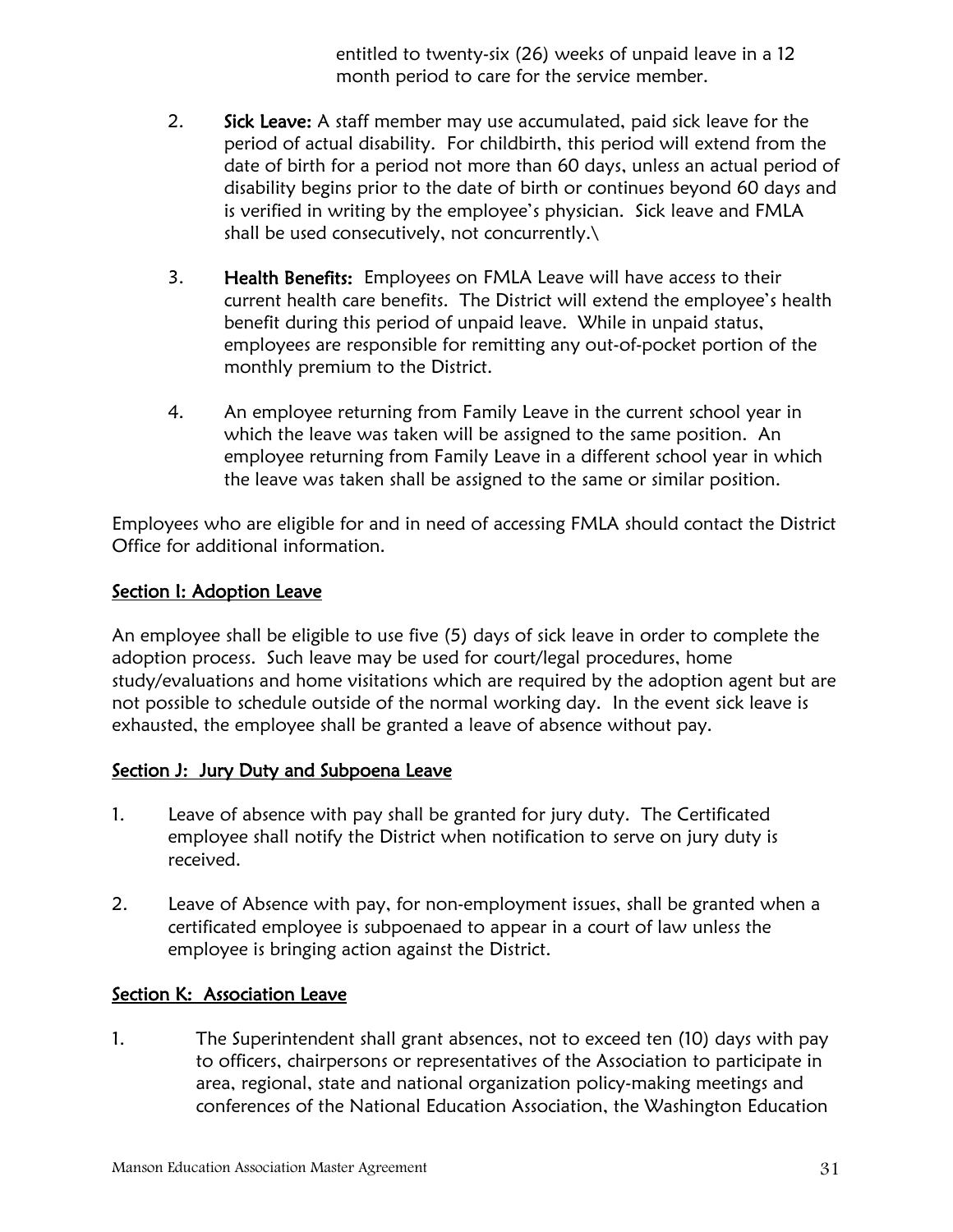entitled to twenty-six (26) weeks of unpaid leave in a 12 month period to care for the service member.

2. **Sick Leave:** A staff member may use accumulated, paid sick leave for the period of actual disability. For childbirth, this period will extend from the date of birth for a period not more than 60 days, unless an actual period of disability begins prior to the date of birth or continues beyond 60 days and is verified in writing by the employee's physician. Sick leave and FMLA shall be used consecutively, not concurrently.\

3. **Health Benefits:** Employees on FMLA Leave will have access to their current health care benefits. The District will extend the employee's health benefit during this period of unpaid leave. While in unpaid status, employees are responsible for remitting any out-of-pocket portion of the monthly premium to the District.

4. An employee returning from Family Leave in the current school year in which the leave was taken will be assigned to the same position. An employee returning from Family Leave in a different school year in which the leave was taken shall be assigned to the same or similar position.

Employees who are eligible for and in need of accessing FMLA should contact the District Office for additional information.

## Section I: Adoption Leave

An employee shall be eligible to use five (5) days of sick leave in order to complete the adoption process. Such leave may be used for court/legal procedures, home study/evaluations and home visitations which are required by the adoption agent but are not possible to schedule outside of the normal working day. In the event sick leave is exhausted, the employee shall be granted a leave of absence without pay.

## Section J: Jury Duty and Subpoena Leave

1. Leave of absence with pay shall be granted for jury duty. The Certificated employee shall notify the District when notification to serve on jury duty is received.

2. Leave of Absence with pay, for non-employment issues, shall be granted when a certificated employee is subpoenaed to appear in a court of law unless the employee is bringing action against the District.

## Section K: Association Leave

1. The Superintendent shall grant absences, not to exceed ten (10) days with pay to officers, chairpersons or representatives of the Association to participate in area, regional, state and national organization policy-making meetings and conferences of the National Education Association, the Washington Education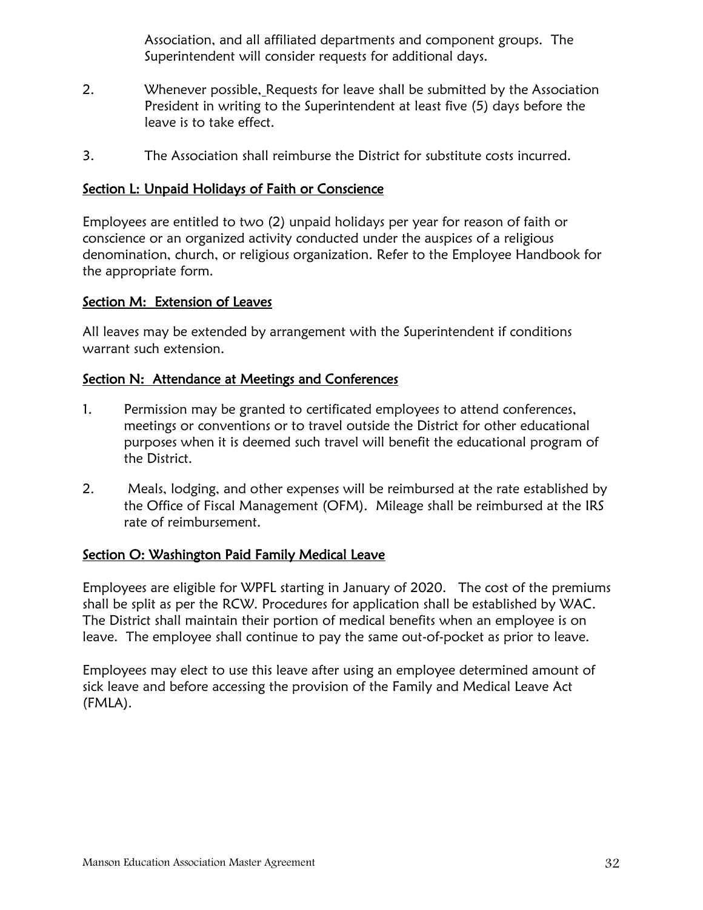Association, and all affiliated departments and component groups. The Superintendent will consider requests for additional days.

2. Whenever possible, Requests for leave shall be submitted by the Association President in writing to the Superintendent at least five (5) days before the leave is to take effect.

3. The Association shall reimburse the District for substitute costs incurred.

## Section L: Unpaid Holidays of Faith or Conscience

Employees are entitled to two (2) unpaid holidays per year for reason of faith or conscience or an organized activity conducted under the auspices of a religious denomination, church, or religious organization. Refer to the Employee Handbook for the appropriate form.

## Section M: Extension of Leaves

All leaves may be extended by arrangement with the Superintendent if conditions warrant such extension.

## Section N: Attendance at Meetings and Conferences

1. Permission may be granted to certificated employees to attend conferences, meetings or conventions or to travel outside the District for other educational purposes when it is deemed such travel will benefit the educational program of the District.

2. Meals, lodging, and other expenses will be reimbursed at the rate established by the Office of Fiscal Management (OFM). Mileage shall be reimbursed at the IRS rate of reimbursement.

## Section O: Washington Paid Family Medical Leave

Employees are eligible for WPFL starting in January of 2020. The cost of the premiums shall be split as per the RCW. Procedures for application shall be established by WAC. The District shall maintain their portion of medical benefits when an employee is on leave. The employee shall continue to pay the same out-of-pocket as prior to leave.

Employees may elect to use this leave after using an employee determined amount of sick leave and before accessing the provision of the Family and Medical Leave Act (FMLA).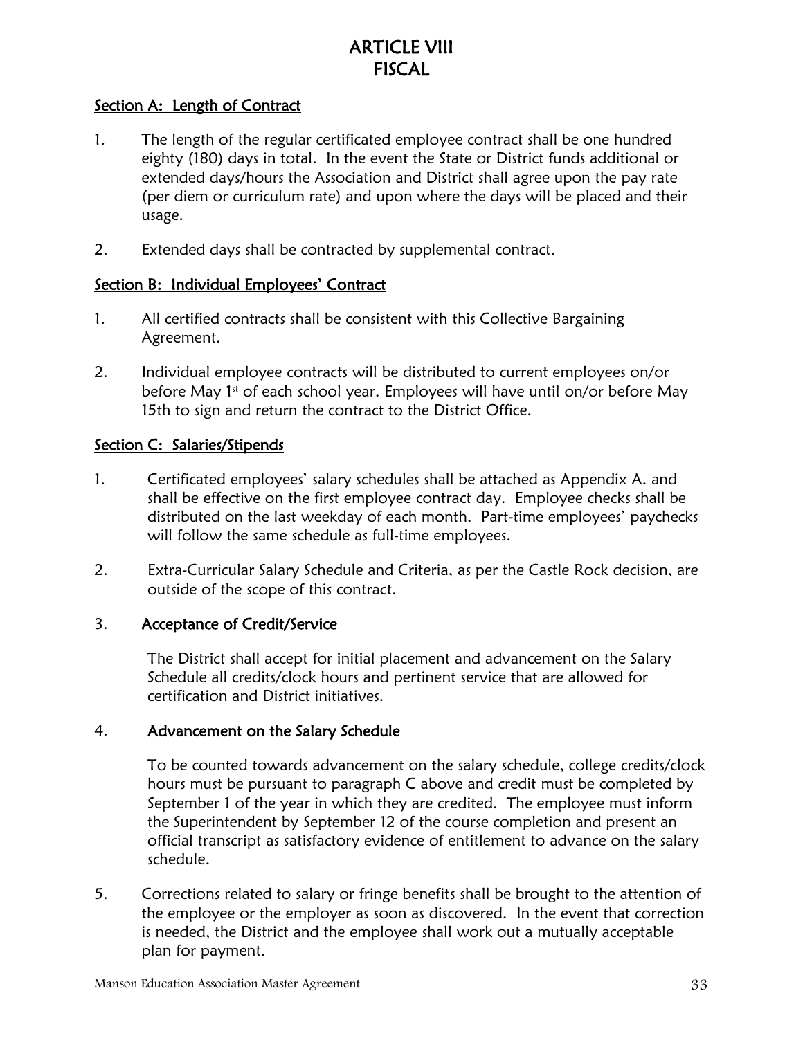# ARTICLE VIII
# FISCAL

## Section A: Length of Contract

1. The length of the regular certificated employee contract shall be one hundred eighty (180) days in total. In the event the State or District funds additional or extended days/hours the Association and District shall agree upon the pay rate (per diem or curriculum rate) and upon where the days will be placed and their usage.

2. Extended days shall be contracted by supplemental contract.

## Section B: Individual Employees' Contract

1. All certified contracts shall be consistent with this Collective Bargaining Agreement.

2. Individual employee contracts will be distributed to current employees on/or before May 1st of each school year. Employees will have until on/or before May 15th to sign and return the contract to the District Office.

## Section C: Salaries/Stipends

1. Certificated employees' salary schedules shall be attached as Appendix A. and shall be effective on the first employee contract day. Employee checks shall be distributed on the last weekday of each month. Part-time employees' paychecks will follow the same schedule as full-time employees.

2. Extra-Curricular Salary Schedule and Criteria, as per the Castle Rock decision, are outside of the scope of this contract.

3. **Acceptance of Credit/Service**

   The District shall accept for initial placement and advancement on the Salary Schedule all credits/clock hours and pertinent service that are allowed for certification and District initiatives.

4. **Advancement on the Salary Schedule**

   To be counted towards advancement on the salary schedule, college credits/clock hours must be pursuant to paragraph C above and credit must be completed by September 1 of the year in which they are credited. The employee must inform the Superintendent by September 12 of the course completion and present an official transcript as satisfactory evidence of entitlement to advance on the salary schedule.

5. Corrections related to salary or fringe benefits shall be brought to the attention of the employee or the employer as soon as discovered. In the event that correction is needed, the District and the employee shall work out a mutually acceptable plan for payment.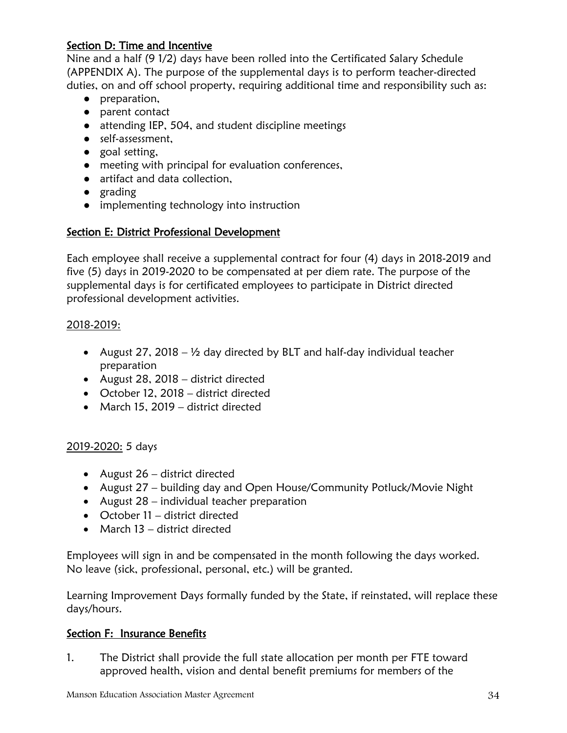## Section D: Time and Incentive

Nine and a half (9 1/2) days have been rolled into the Certificated Salary Schedule (APPENDIX A). The purpose of the supplemental days is to perform teacher-directed duties, on and off school property, requiring additional time and responsibility such as:

- preparation,
- parent contact
- attending IEP, 504, and student discipline meetings
- self-assessment,
- goal setting,
- meeting with principal for evaluation conferences,
- artifact and data collection,
- grading
- implementing technology into instruction

## Section E: District Professional Development

Each employee shall receive a supplemental contract for four (4) days in 2018-2019 and five (5) days in 2019-2020 to be compensated at per diem rate. The purpose of the supplemental days is for certificated employees to participate in District directed professional development activities.

2018-2019:

- August 27, 2018 – ½ day directed by BLT and half-day individual teacher preparation
- August 28, 2018 – district directed
- October 12, 2018 – district directed
- March 15, 2019 – district directed

2019-2020: 5 days

- August 26 – district directed
- August 27 – building day and Open House/Community Potluck/Movie Night
- August 28 – individual teacher preparation
- October 11 – district directed
- March 13 – district directed

Employees will sign in and be compensated in the month following the days worked. No leave (sick, professional, personal, etc.) will be granted.

Learning Improvement Days formally funded by the State, if reinstated, will replace these days/hours.

## Section F: Insurance Benefits

1. The District shall provide the full state allocation per month per FTE toward approved health, vision and dental benefit premiums for members of the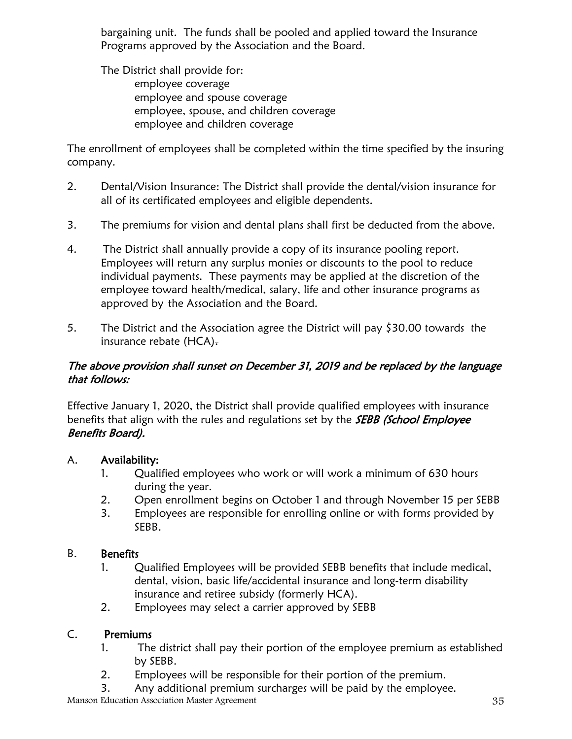bargaining unit. The funds shall be pooled and applied toward the Insurance Programs approved by the Association and the Board.

The District shall provide for:

- employee coverage
- employee and spouse coverage
- employee, spouse, and children coverage
- employee and children coverage

The enrollment of employees shall be completed within the time specified by the insuring company.

2. Dental/Vision Insurance: The District shall provide the dental/vision insurance for all of its certificated employees and eligible dependents.

3. The premiums for vision and dental plans shall first be deducted from the above.

4. The District shall annually provide a copy of its insurance pooling report. Employees will return any surplus monies or discounts to the pool to reduce individual payments. These payments may be applied at the discretion of the employee toward health/medical, salary, life and other insurance programs as approved by the Association and the Board.

5. The District and the Association agree the District will pay $30.00 towards the insurance rebate (HCA).

*The above provision shall sunset on December 31, 2019 and be replaced by the language that follows:*

Effective January 1, 2020, the District shall provide qualified employees with insurance benefits that align with the rules and regulations set by the ***SEBB (School Employee Benefits Board).***

A. **Availability:**
   1. Qualified employees who work or will work a minimum of 630 hours during the year.
   2. Open enrollment begins on October 1 and through November 15 per SEBB
   3. Employees are responsible for enrolling online or with forms provided by SEBB.

B. **Benefits**
   1. Qualified Employees will be provided SEBB benefits that include medical, dental, vision, basic life/accidental insurance and long-term disability insurance and retiree subsidy (formerly HCA).
   2. Employees may select a carrier approved by SEBB

C. **Premiums**
   1. The district shall pay their portion of the employee premium as established by SEBB.
   2. Employees will be responsible for their portion of the premium.
   3. Any additional premium surcharges will be paid by the employee.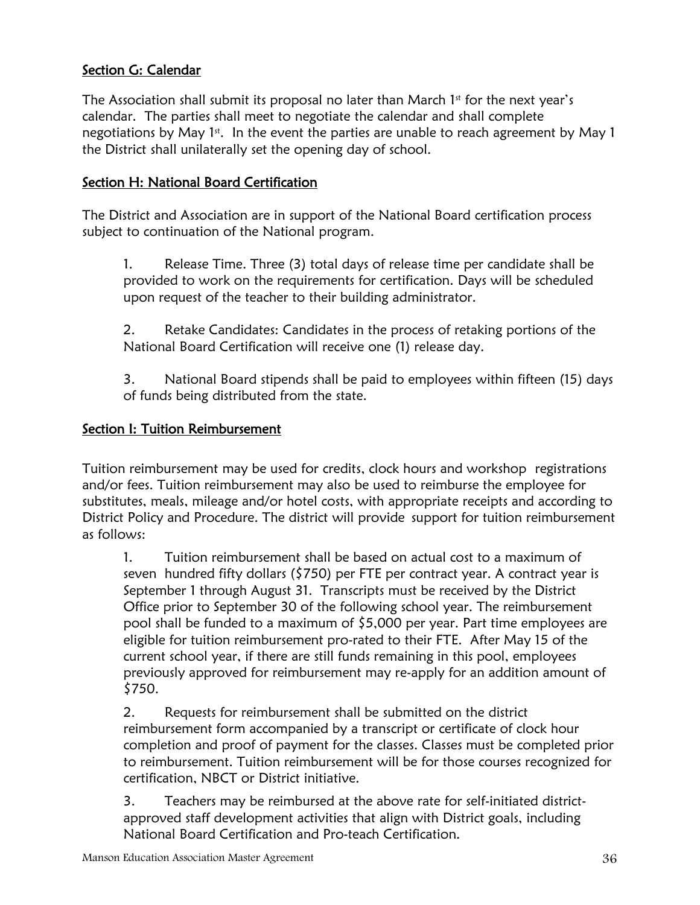## Section G: Calendar

The Association shall submit its proposal no later than March 1st for the next year's calendar. The parties shall meet to negotiate the calendar and shall complete negotiations by May 1st. In the event the parties are unable to reach agreement by May 1 the District shall unilaterally set the opening day of school.

## Section H: National Board Certification

The District and Association are in support of the National Board certification process subject to continuation of the National program.

1. Release Time. Three (3) total days of release time per candidate shall be provided to work on the requirements for certification. Days will be scheduled upon request of the teacher to their building administrator.

2. Retake Candidates: Candidates in the process of retaking portions of the National Board Certification will receive one (1) release day.

3. National Board stipends shall be paid to employees within fifteen (15) days of funds being distributed from the state.

## Section I: Tuition Reimbursement

Tuition reimbursement may be used for credits, clock hours and workshop registrations and/or fees. Tuition reimbursement may also be used to reimburse the employee for substitutes, meals, mileage and/or hotel costs, with appropriate receipts and according to District Policy and Procedure. The district will provide support for tuition reimbursement as follows:

1. Tuition reimbursement shall be based on actual cost to a maximum of seven hundred fifty dollars ($750) per FTE per contract year. A contract year is September 1 through August 31. Transcripts must be received by the District Office prior to September 30 of the following school year. The reimbursement pool shall be funded to a maximum of $5,000 per year. Part time employees are eligible for tuition reimbursement pro-rated to their FTE. After May 15 of the current school year, if there are still funds remaining in this pool, employees previously approved for reimbursement may re-apply for an addition amount of $750.

2. Requests for reimbursement shall be submitted on the district reimbursement form accompanied by a transcript or certificate of clock hour completion and proof of payment for the classes. Classes must be completed prior to reimbursement. Tuition reimbursement will be for those courses recognized for certification, NBCT or District initiative.

3. Teachers may be reimbursed at the above rate for self-initiated district-approved staff development activities that align with District goals, including National Board Certification and Pro-teach Certification.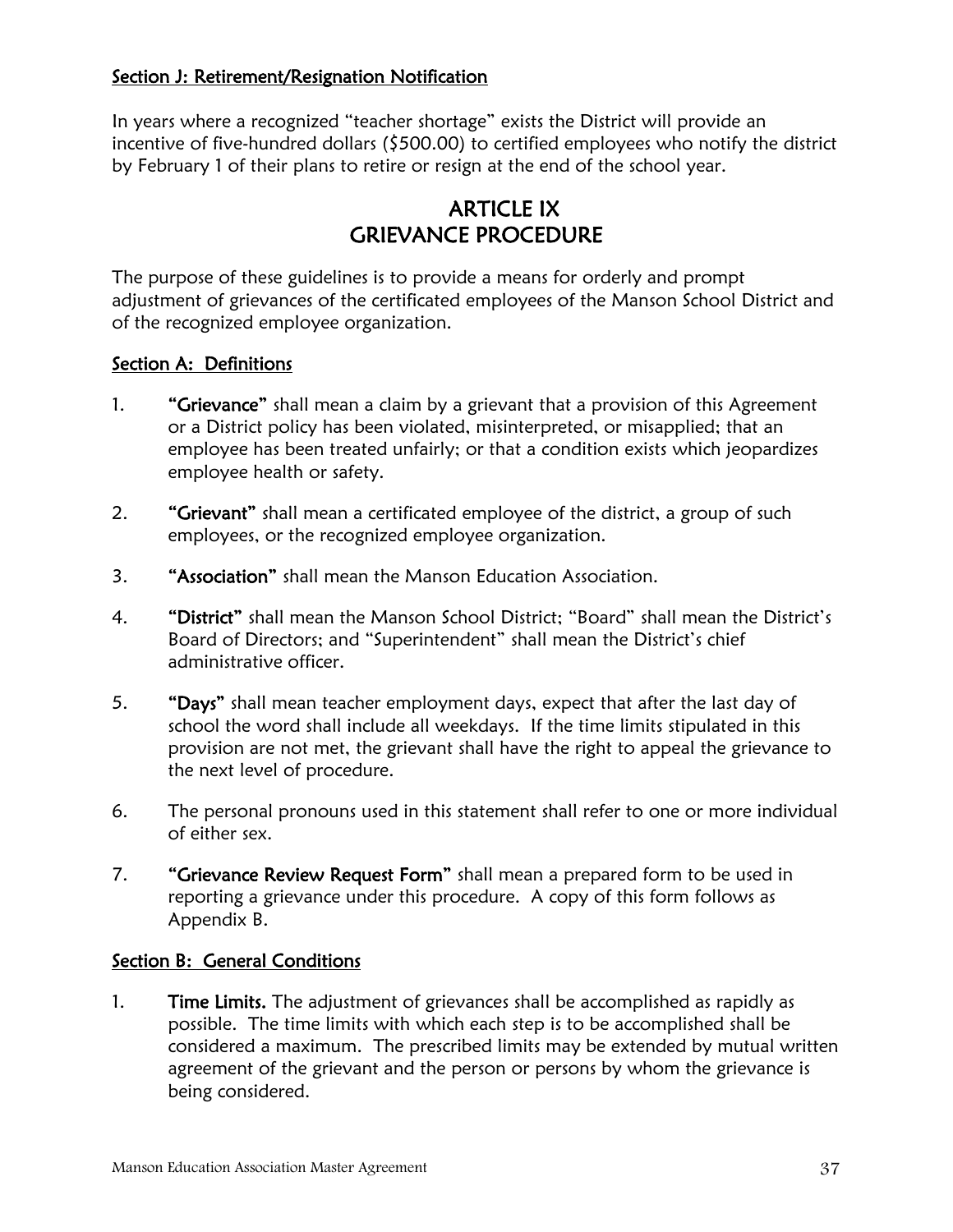**Section J: Retirement/Resignation Notification**

In years where a recognized "teacher shortage" exists the District will provide an incentive of five-hundred dollars ($500.00) to certified employees who notify the district by February 1 of their plans to retire or resign at the end of the school year.

# ARTICLE IX
# GRIEVANCE PROCEDURE

The purpose of these guidelines is to provide a means for orderly and prompt adjustment of grievances of the certificated employees of the Manson School District and of the recognized employee organization.

**Section A: Definitions**

1. **"Grievance"** shall mean a claim by a grievant that a provision of this Agreement or a District policy has been violated, misinterpreted, or misapplied; that an employee has been treated unfairly; or that a condition exists which jeopardizes employee health or safety.

2. **"Grievant"** shall mean a certificated employee of the district, a group of such employees, or the recognized employee organization.

3. **"Association"** shall mean the Manson Education Association.

4. **"District"** shall mean the Manson School District; "Board" shall mean the District's Board of Directors; and "Superintendent" shall mean the District's chief administrative officer.

5. **"Days"** shall mean teacher employment days, expect that after the last day of school the word shall include all weekdays. If the time limits stipulated in this provision are not met, the grievant shall have the right to appeal the grievance to the next level of procedure.

6. The personal pronouns used in this statement shall refer to one or more individual of either sex.

7. **"Grievance Review Request Form"** shall mean a prepared form to be used in reporting a grievance under this procedure. A copy of this form follows as Appendix B.

**Section B: General Conditions**

1. **Time Limits.** The adjustment of grievances shall be accomplished as rapidly as possible. The time limits with which each step is to be accomplished shall be considered a maximum. The prescribed limits may be extended by mutual written agreement of the grievant and the person or persons by whom the grievance is being considered.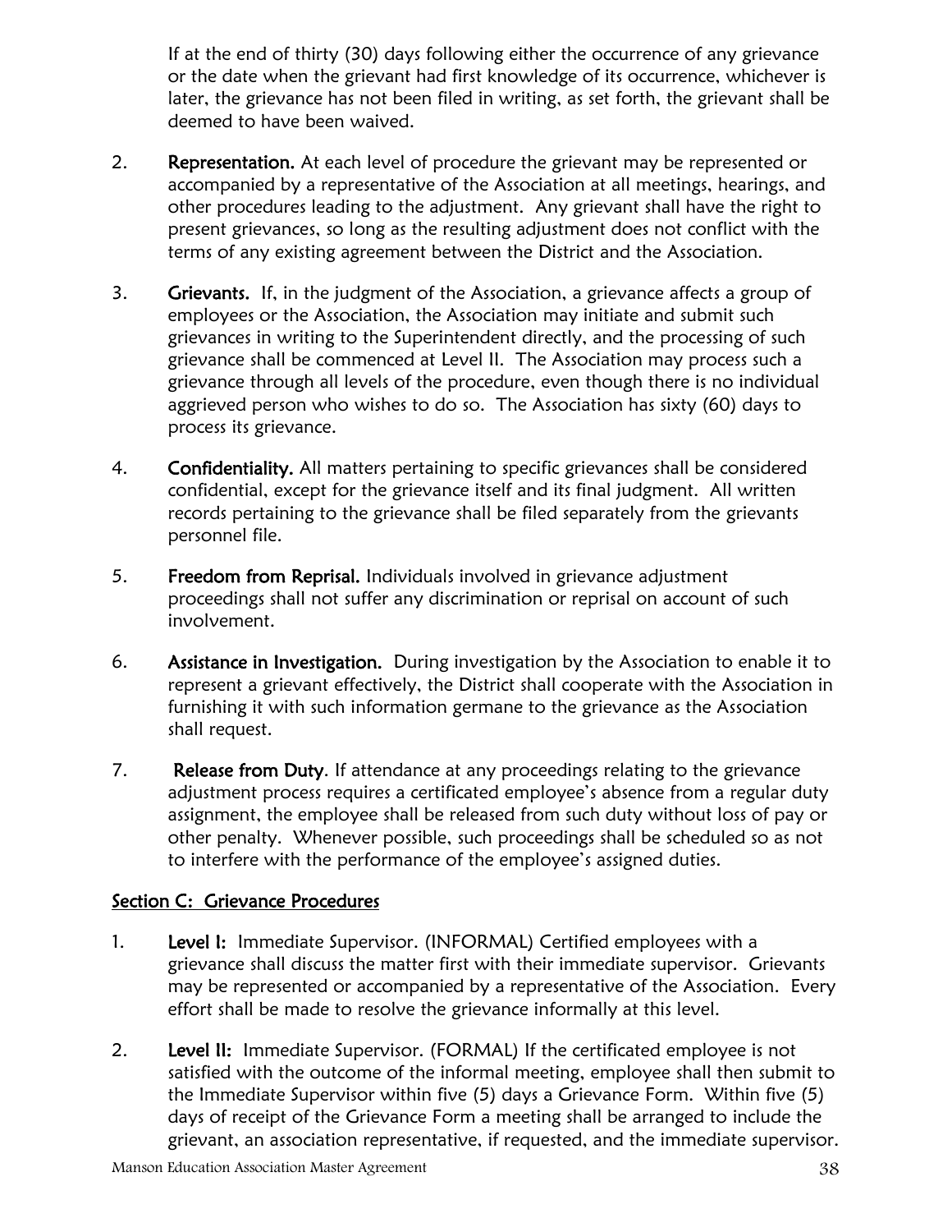If at the end of thirty (30) days following either the occurrence of any grievance or the date when the grievant had first knowledge of its occurrence, whichever is later, the grievance has not been filed in writing, as set forth, the grievant shall be deemed to have been waived.

2. **Representation.** At each level of procedure the grievant may be represented or accompanied by a representative of the Association at all meetings, hearings, and other procedures leading to the adjustment. Any grievant shall have the right to present grievances, so long as the resulting adjustment does not conflict with the terms of any existing agreement between the District and the Association.

3. **Grievants.** If, in the judgment of the Association, a grievance affects a group of employees or the Association, the Association may initiate and submit such grievances in writing to the Superintendent directly, and the processing of such grievance shall be commenced at Level II. The Association may process such a grievance through all levels of the procedure, even though there is no individual aggrieved person who wishes to do so. The Association has sixty (60) days to process its grievance.

4. **Confidentiality.** All matters pertaining to specific grievances shall be considered confidential, except for the grievance itself and its final judgment. All written records pertaining to the grievance shall be filed separately from the grievants personnel file.

5. **Freedom from Reprisal.** Individuals involved in grievance adjustment proceedings shall not suffer any discrimination or reprisal on account of such involvement.

6. **Assistance in Investigation.** During investigation by the Association to enable it to represent a grievant effectively, the District shall cooperate with the Association in furnishing it with such information germane to the grievance as the Association shall request.

7. **Release from Duty**. If attendance at any proceedings relating to the grievance adjustment process requires a certificated employee's absence from a regular duty assignment, the employee shall be released from such duty without loss of pay or other penalty. Whenever possible, such proceedings shall be scheduled so as not to interfere with the performance of the employee's assigned duties.

## Section C: Grievance Procedures

1. **Level I:** Immediate Supervisor. (INFORMAL) Certified employees with a grievance shall discuss the matter first with their immediate supervisor. Grievants may be represented or accompanied by a representative of the Association. Every effort shall be made to resolve the grievance informally at this level.

2. **Level II:** Immediate Supervisor. (FORMAL) If the certificated employee is not satisfied with the outcome of the informal meeting, employee shall then submit to the Immediate Supervisor within five (5) days a Grievance Form. Within five (5) days of receipt of the Grievance Form a meeting shall be arranged to include the grievant, an association representative, if requested, and the immediate supervisor.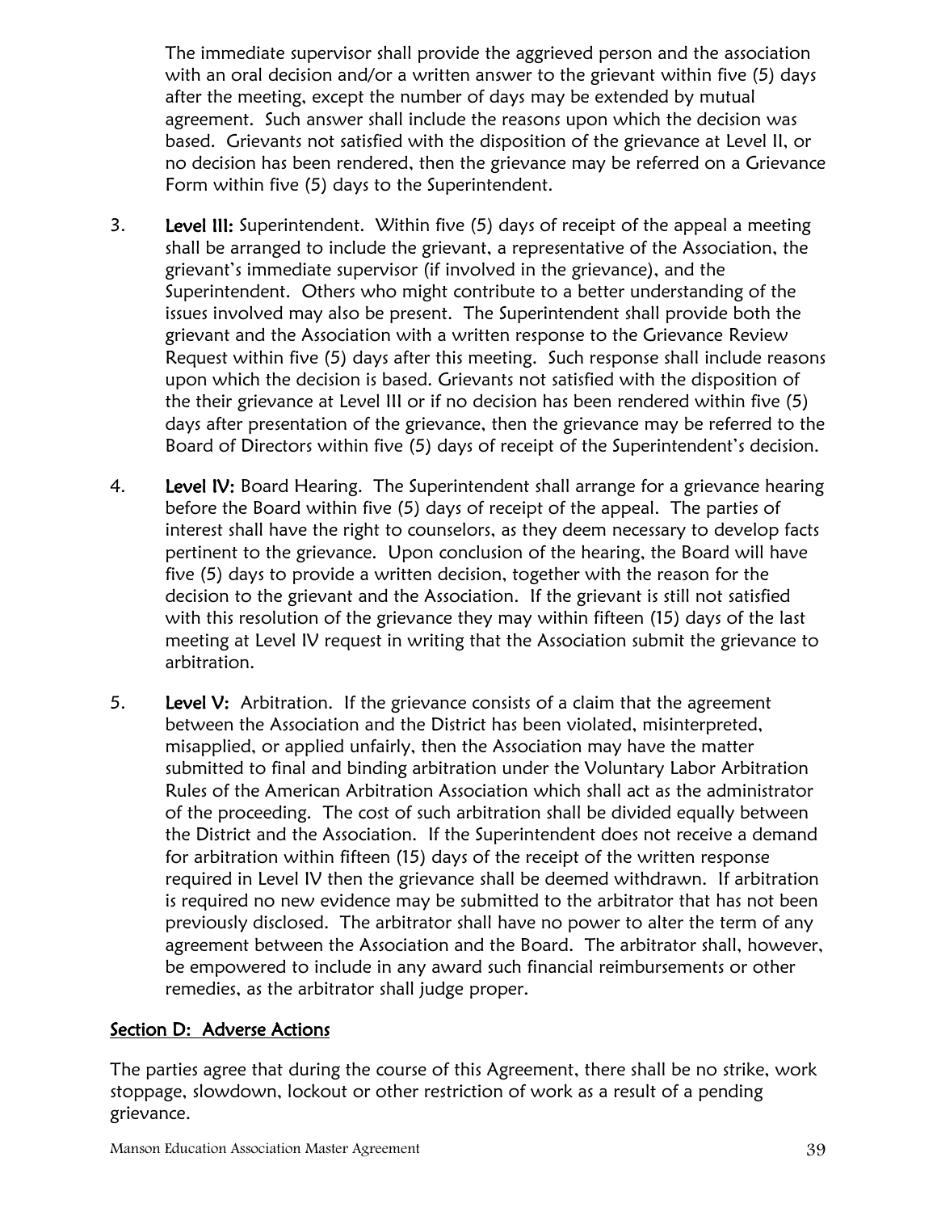The immediate supervisor shall provide the aggrieved person and the association with an oral decision and/or a written answer to the grievant within five (5) days after the meeting, except the number of days may be extended by mutual agreement. Such answer shall include the reasons upon which the decision was based. Grievants not satisfied with the disposition of the grievance at Level II, or no decision has been rendered, then the grievance may be referred on a Grievance Form within five (5) days to the Superintendent.

3. **Level III:** Superintendent. Within five (5) days of receipt of the appeal a meeting shall be arranged to include the grievant, a representative of the Association, the grievant's immediate supervisor (if involved in the grievance), and the Superintendent. Others who might contribute to a better understanding of the issues involved may also be present. The Superintendent shall provide both the grievant and the Association with a written response to the Grievance Review Request within five (5) days after this meeting. Such response shall include reasons upon which the decision is based. Grievants not satisfied with the disposition of the their grievance at Level III or if no decision has been rendered within five (5) days after presentation of the grievance, then the grievance may be referred to the Board of Directors within five (5) days of receipt of the Superintendent's decision.

4. **Level IV:** Board Hearing. The Superintendent shall arrange for a grievance hearing before the Board within five (5) days of receipt of the appeal. The parties of interest shall have the right to counselors, as they deem necessary to develop facts pertinent to the grievance. Upon conclusion of the hearing, the Board will have five (5) days to provide a written decision, together with the reason for the decision to the grievant and the Association. If the grievant is still not satisfied with this resolution of the grievance they may within fifteen (15) days of the last meeting at Level IV request in writing that the Association submit the grievance to arbitration.

5. **Level V:** Arbitration. If the grievance consists of a claim that the agreement between the Association and the District has been violated, misinterpreted, misapplied, or applied unfairly, then the Association may have the matter submitted to final and binding arbitration under the Voluntary Labor Arbitration Rules of the American Arbitration Association which shall act as the administrator of the proceeding. The cost of such arbitration shall be divided equally between the District and the Association. If the Superintendent does not receive a demand for arbitration within fifteen (15) days of the receipt of the written response required in Level IV then the grievance shall be deemed withdrawn. If arbitration is required no new evidence may be submitted to the arbitrator that has not been previously disclosed. The arbitrator shall have no power to alter the term of any agreement between the Association and the Board. The arbitrator shall, however, be empowered to include in any award such financial reimbursements or other remedies, as the arbitrator shall judge proper.

## Section D: Adverse Actions

The parties agree that during the course of this Agreement, there shall be no strike, work stoppage, slowdown, lockout or other restriction of work as a result of a pending grievance.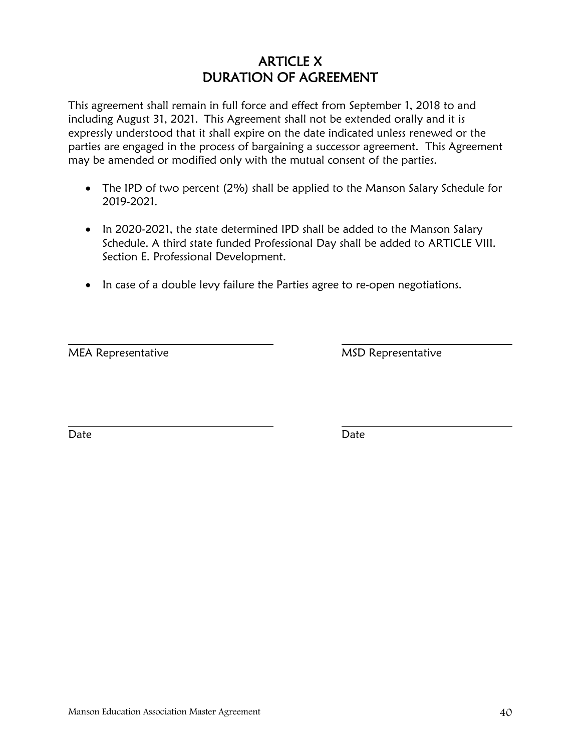# ARTICLE X
# DURATION OF AGREEMENT

This agreement shall remain in full force and effect from September 1, 2018 to and including August 31, 2021. This Agreement shall not be extended orally and it is expressly understood that it shall expire on the date indicated unless renewed or the parties are engaged in the process of bargaining a successor agreement. This Agreement may be amended or modified only with the mutual consent of the parties.

- The IPD of two percent (2%) shall be applied to the Manson Salary Schedule for 2019-2021.

- In 2020-2021, the state determined IPD shall be added to the Manson Salary Schedule. A third state funded Professional Day shall be added to ARTICLE VIII. Section E. Professional Development.

- In case of a double levy failure the Parties agree to re-open negotiations.

| | |
|---|---|
| \_\_\_\_\_\_\_\_\_\_\_\_\_\_\_\_\_\_\_\_\_\_\_\_\_\_\_\_\_\_ | \_\_\_\_\_\_\_\_\_\_\_\_\_\_\_\_\_\_\_\_\_\_\_\_\_\_\_\_\_\_ |
| MEA Representative | MSD Representative |
| \_\_\_\_\_\_\_\_\_\_\_\_\_\_\_\_\_\_\_\_\_\_\_\_\_\_\_\_\_\_ | \_\_\_\_\_\_\_\_\_\_\_\_\_\_\_\_\_\_\_\_\_\_\_\_\_\_\_\_\_\_ |
| Date | Date |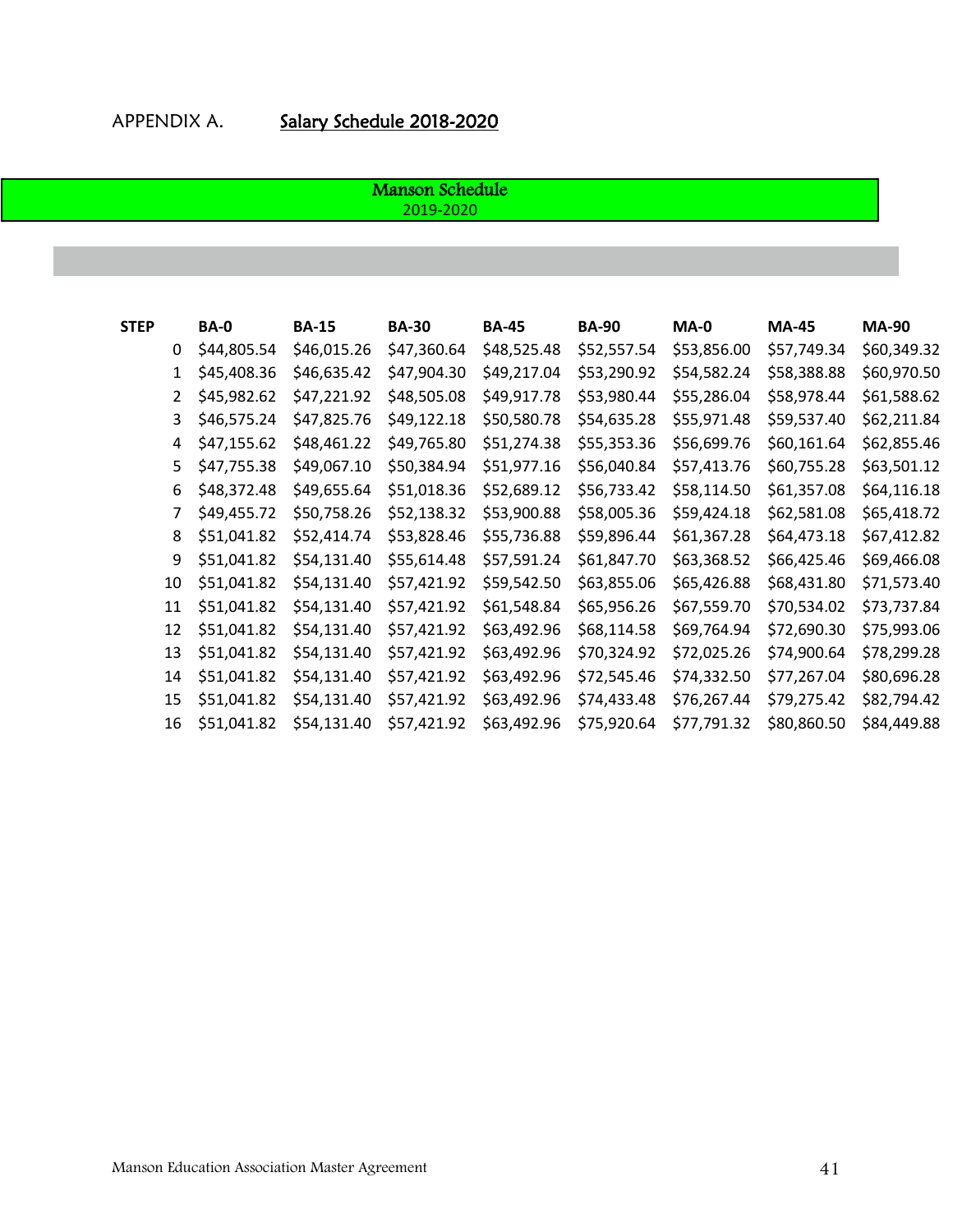APPENDIX A. **Salary Schedule 2018-2020**

## Manson Schedule
2019-2020

| STEP | BA-0 | BA-15 | BA-30 | BA-45 | BA-90 | MA-0 | MA-45 | MA-90 |
|---|---|---|---|---|---|---|---|---|
| 0 | $44,805.54 | $46,015.26 | $47,360.64 | $48,525.48 | $52,557.54 | $53,856.00 | $57,749.34 | $60,349.32 |
| 1 | $45,408.36 | $46,635.42 | $47,904.30 | $49,217.04 | $53,290.92 | $54,582.24 | $58,388.88 | $60,970.50 |
| 2 | $45,982.62 | $47,221.92 | $48,505.08 | $49,917.78 | $53,980.44 | $55,286.04 | $58,978.44 | $61,588.62 |
| 3 | $46,575.24 | $47,825.76 | $49,122.18 | $50,580.78 | $54,635.28 | $55,971.48 | $59,537.40 | $62,211.84 |
| 4 | $47,155.62 | $48,461.22 | $49,765.80 | $51,274.38 | $55,353.36 | $56,699.76 | $60,161.64 | $62,855.46 |
| 5 | $47,755.38 | $49,067.10 | $50,384.94 | $51,977.16 | $56,040.84 | $57,413.76 | $60,755.28 | $63,501.12 |
| 6 | $48,372.48 | $49,655.64 | $51,018.36 | $52,689.12 | $56,733.42 | $58,114.50 | $61,357.08 | $64,116.18 |
| 7 | $49,455.72 | $50,758.26 | $52,138.32 | $53,900.88 | $58,005.36 | $59,424.18 | $62,581.08 | $65,418.72 |
| 8 | $51,041.82 | $52,414.74 | $53,828.46 | $55,736.88 | $59,896.44 | $61,367.28 | $64,473.18 | $67,412.82 |
| 9 | $51,041.82 | $54,131.40 | $55,614.48 | $57,591.24 | $61,847.70 | $63,368.52 | $66,425.46 | $69,466.08 |
| 10 | $51,041.82 | $54,131.40 | $57,421.92 | $59,542.50 | $63,855.06 | $65,426.88 | $68,431.80 | $71,573.40 |
| 11 | $51,041.82 | $54,131.40 | $57,421.92 | $61,548.84 | $65,956.26 | $67,559.70 | $70,534.02 | $73,737.84 |
| 12 | $51,041.82 | $54,131.40 | $57,421.92 | $63,492.96 | $68,114.58 | $69,764.94 | $72,690.30 | $75,993.06 |
| 13 | $51,041.82 | $54,131.40 | $57,421.92 | $63,492.96 | $70,324.92 | $72,025.26 | $74,900.64 | $78,299.28 |
| 14 | $51,041.82 | $54,131.40 | $57,421.92 | $63,492.96 | $72,545.46 | $74,332.50 | $77,267.04 | $80,696.28 |
| 15 | $51,041.82 | $54,131.40 | $57,421.92 | $63,492.96 | $74,433.48 | $76,267.44 | $79,275.42 | $82,794.42 |
| 16 | $51,041.82 | $54,131.40 | $57,421.92 | $63,492.96 | $75,920.64 | $77,791.32 | $80,860.50 | $84,449.88 |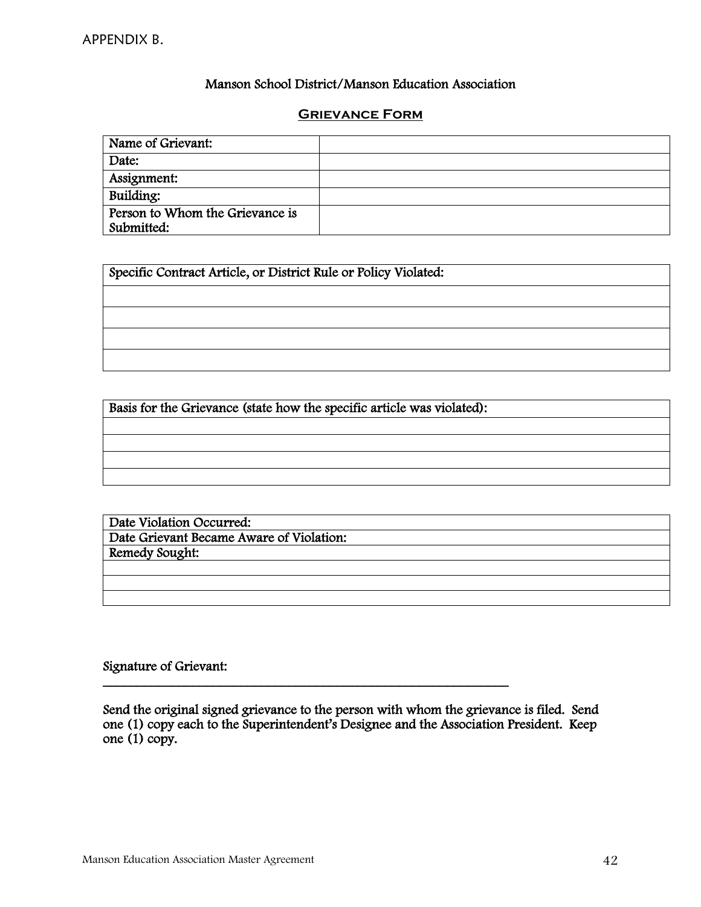APPENDIX B.

Manson School District/Manson Education Association

## Grievance Form

| Name of Grievant: | |
|---|---|
| Date: | |
| Assignment: | |
| Building: | |
| Person to Whom the Grievance is Submitted: | |

| Specific Contract Article, or District Rule or Policy Violated: |
|---|
| |
| |
| |
| |

| Basis for the Grievance (state how the specific article was violated): |
|---|
| |
| |
| |
| |

| Date Violation Occurred: |
|---|
| Date Grievant Became Aware of Violation: |
| Remedy Sought: |
| |
| |
| |

Signature of Grievant:

\_\_\_\_\_\_\_\_\_\_\_\_\_\_\_\_\_\_\_\_\_\_\_\_\_\_\_\_\_\_\_\_\_\_\_\_\_\_\_\_\_\_\_\_\_\_\_\_\_\_\_\_\_\_\_\_\_\_\_\_

Send the original signed grievance to the person with whom the grievance is filed. Send one (1) copy each to the Superintendent's Designee and the Association President. Keep one (1) copy.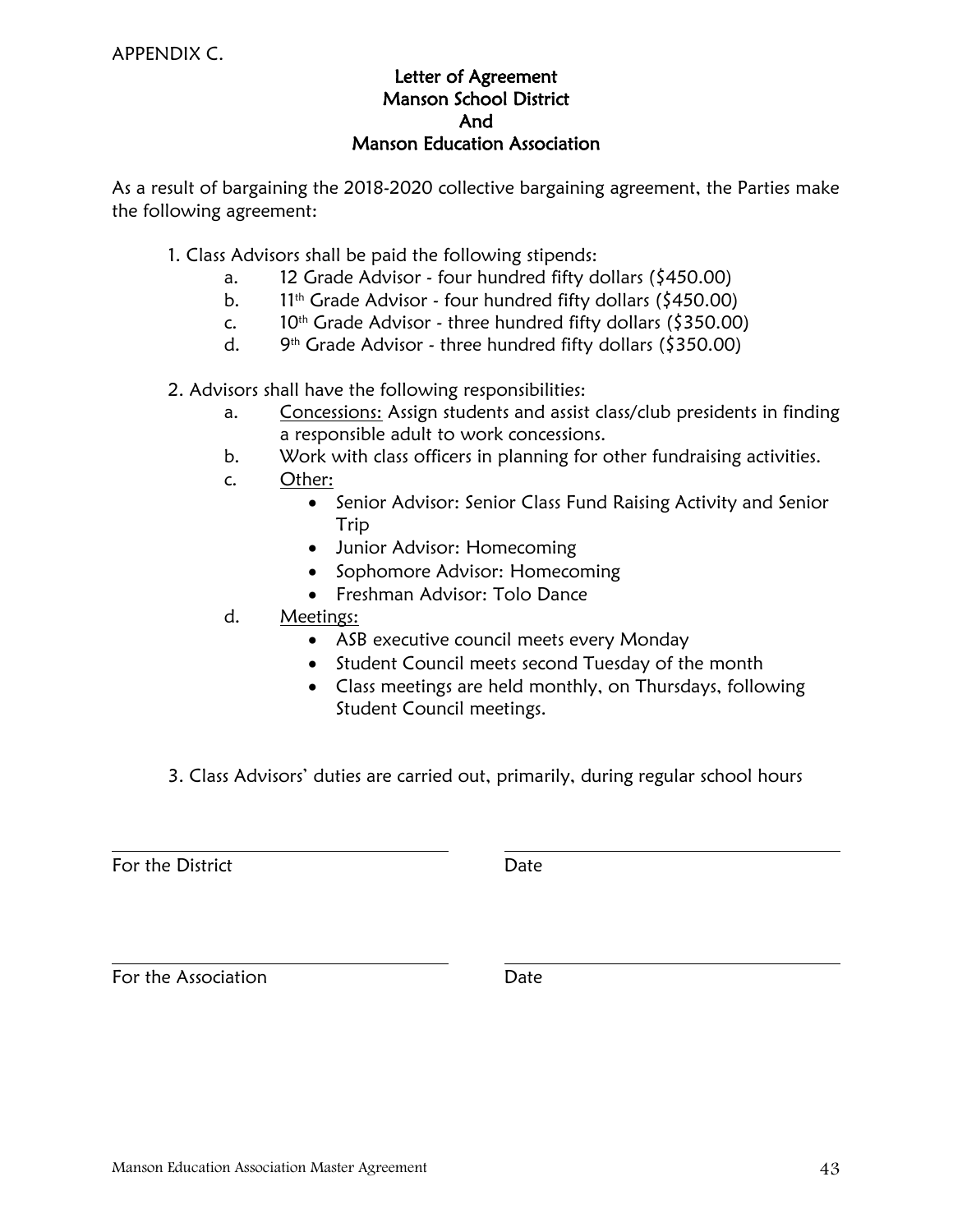APPENDIX C.

## Letter of Agreement
## Manson School District
## And
## Manson Education Association

As a result of bargaining the 2018-2020 collective bargaining agreement, the Parties make the following agreement:

1. Class Advisors shall be paid the following stipends:
    a. 12 Grade Advisor - four hundred fifty dollars ($450.00)
    b. 11th Grade Advisor - four hundred fifty dollars ($450.00)
    c. 10th Grade Advisor - three hundred fifty dollars ($350.00)
    d. 9th Grade Advisor - three hundred fifty dollars ($350.00)

2. Advisors shall have the following responsibilities:
    a. Concessions: Assign students and assist class/club presidents in finding a responsible adult to work concessions.
    b. Work with class officers in planning for other fundraising activities.
    c. Other:
        - Senior Advisor: Senior Class Fund Raising Activity and Senior Trip
        - Junior Advisor: Homecoming
        - Sophomore Advisor: Homecoming
        - Freshman Advisor: Tolo Dance
    d. Meetings:
        - ASB executive council meets every Monday
        - Student Council meets second Tuesday of the month
        - Class meetings are held monthly, on Thursdays, following Student Council meetings.

3. Class Advisors' duties are carried out, primarily, during regular school hours

| | |
|---|---|
| For the District | Date |
| For the Association | Date |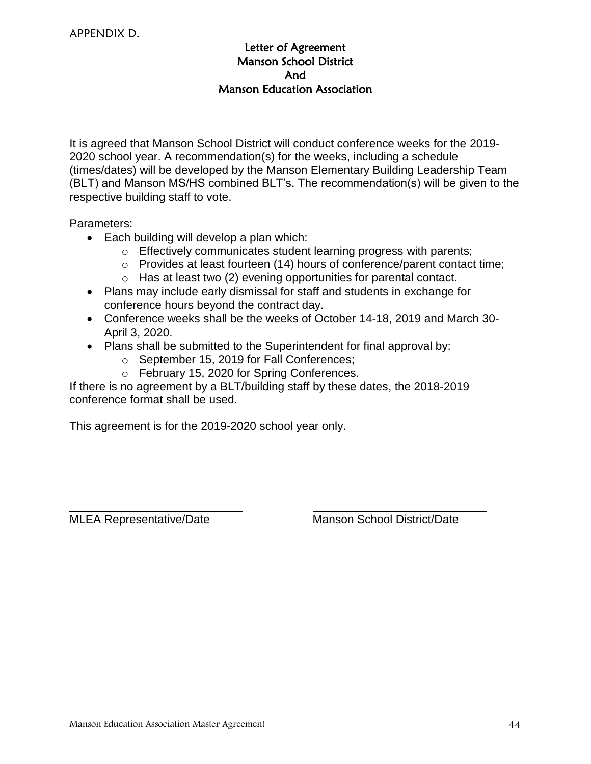APPENDIX D.

# Letter of Agreement
## Manson School District
## And
## Manson Education Association

It is agreed that Manson School District will conduct conference weeks for the 2019-2020 school year. A recommendation(s) for the weeks, including a schedule (times/dates) will be developed by the Manson Elementary Building Leadership Team (BLT) and Manson MS/HS combined BLT's. The recommendation(s) will be given to the respective building staff to vote.

Parameters:

- Each building will develop a plan which:
  - Effectively communicates student learning progress with parents;
  - Provides at least fourteen (14) hours of conference/parent contact time;
  - Has at least two (2) evening opportunities for parental contact.
- Plans may include early dismissal for staff and students in exchange for conference hours beyond the contract day.
- Conference weeks shall be the weeks of October 14-18, 2019 and March 30-April 3, 2020.
- Plans shall be submitted to the Superintendent for final approval by:
  - September 15, 2019 for Fall Conferences;
  - February 15, 2020 for Spring Conferences.

If there is no agreement by a BLT/building staff by these dates, the 2018-2019 conference format shall be used.

This agreement is for the 2019-2020 school year only.

\_\_\_\_\_\_\_\_\_\_\_\_\_\_\_\_\_\_\_\_\_\_\_\_\_\_\_\_ \_\_\_\_\_\_\_\_\_\_\_\_\_\_\_\_\_\_\_\_\_\_\_\_\_\_\_\_

MLEA Representative/Date Manson School District/Date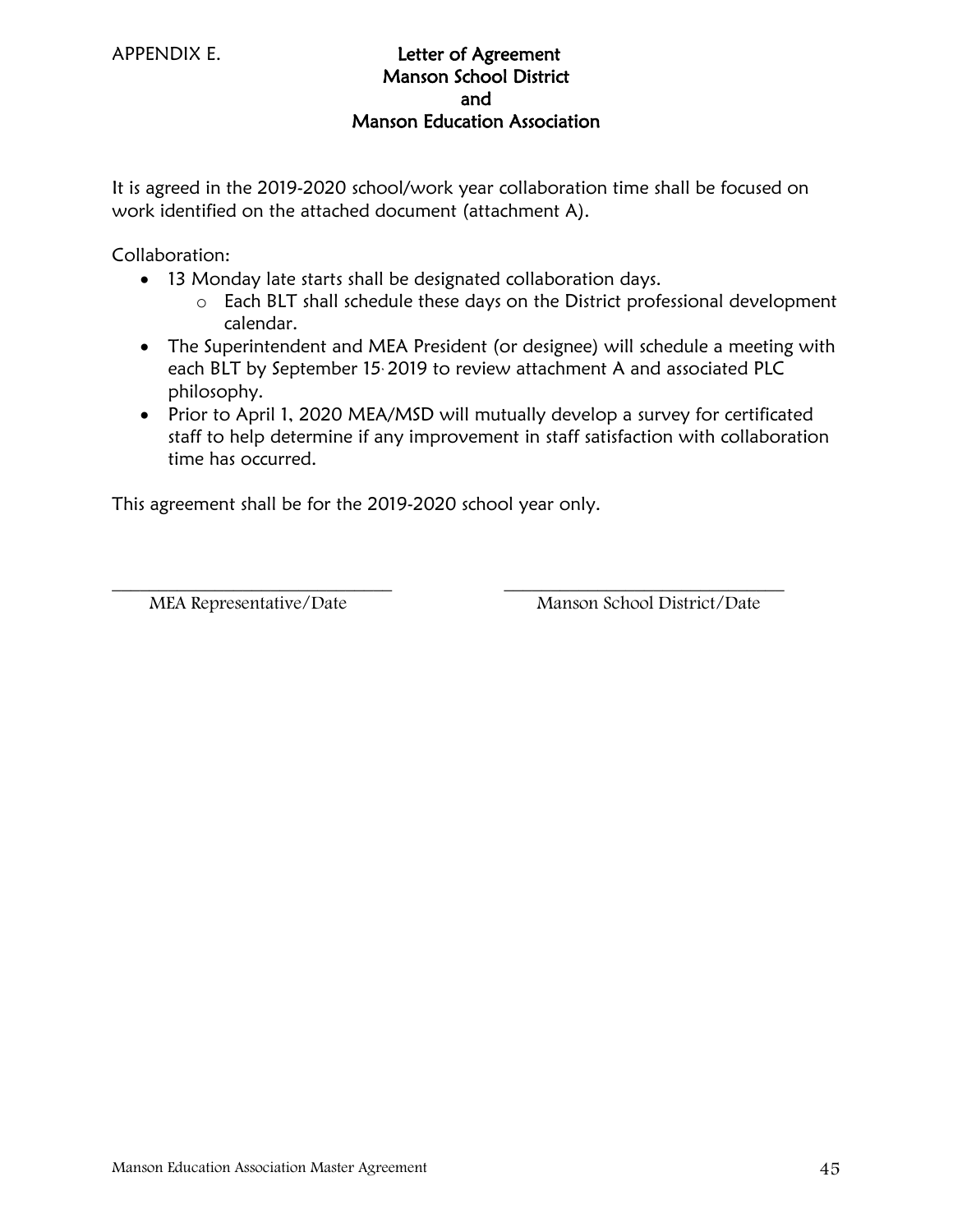APPENDIX E.

# Letter of Agreement
# Manson School District
# and
# Manson Education Association

It is agreed in the 2019-2020 school/work year collaboration time shall be focused on work identified on the attached document (attachment A).

Collaboration:

- 13 Monday late starts shall be designated collaboration days.
    - Each BLT shall schedule these days on the District professional development calendar.
- The Superintendent and MEA President (or designee) will schedule a meeting with each BLT by September 15, 2019 to review attachment A and associated PLC philosophy.
- Prior to April 1, 2020 MEA/MSD will mutually develop a survey for certificated staff to help determine if any improvement in staff satisfaction with collaboration time has occurred.

This agreement shall be for the 2019-2020 school year only.

| | |
|---|---|
| ______________________________ | ______________________________ |
| MEA Representative/Date | Manson School District/Date |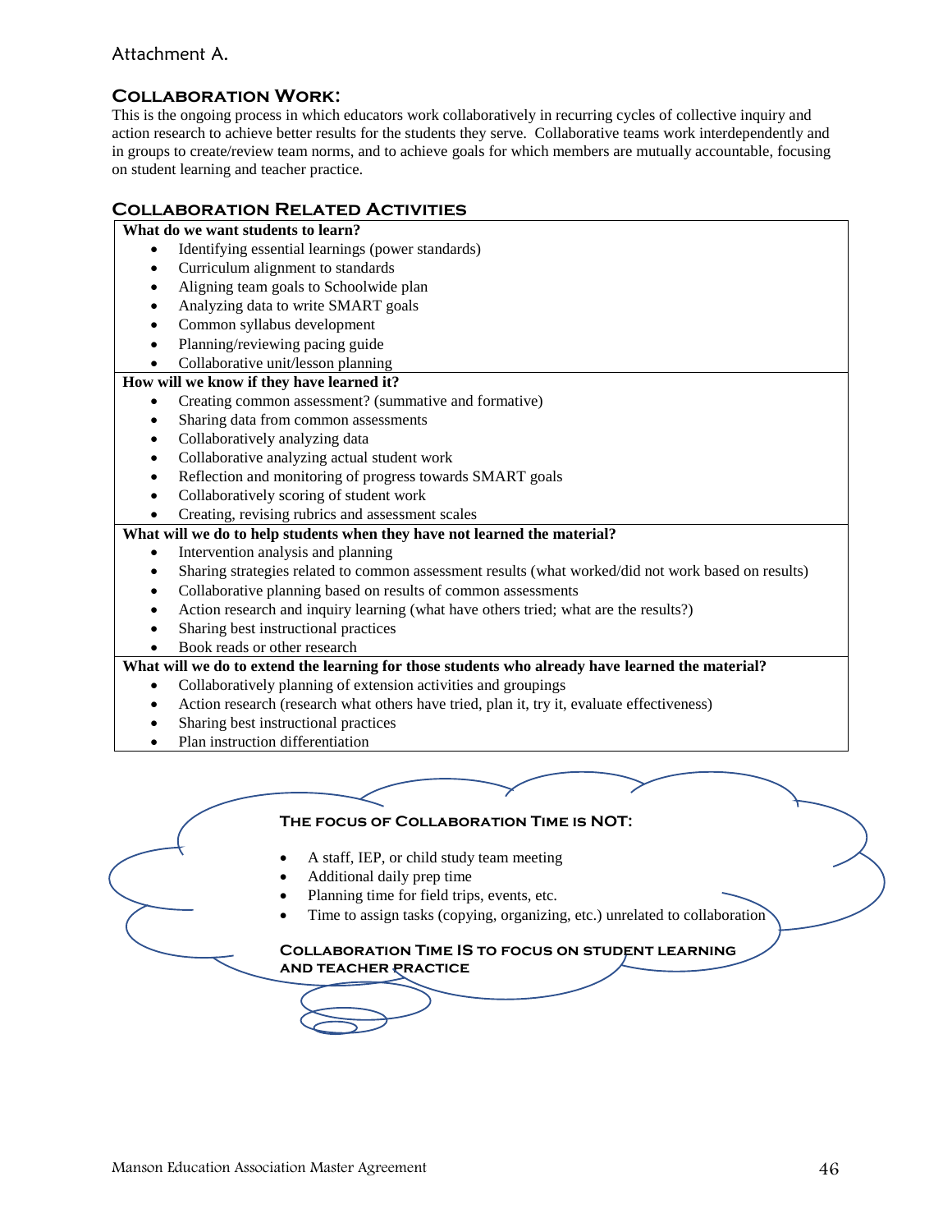Attachment A.

## Collaboration Work:

This is the ongoing process in which educators work collaboratively in recurring cycles of collective inquiry and action research to achieve better results for the students they serve. Collaborative teams work interdependently and in groups to create/review team norms, and to achieve goals for which members are mutually accountable, focusing on student learning and teacher practice.

## Collaboration Related Activities

**What do we want students to learn?**

- Identifying essential learnings (power standards)
- Curriculum alignment to standards
- Aligning team goals to Schoolwide plan
- Analyzing data to write SMART goals
- Common syllabus development
- Planning/reviewing pacing guide
- Collaborative unit/lesson planning

**How will we know if they have learned it?**

- Creating common assessment? (summative and formative)
- Sharing data from common assessments
- Collaboratively analyzing data
- Collaborative analyzing actual student work
- Reflection and monitoring of progress towards SMART goals
- Collaboratively scoring of student work
- Creating, revising rubrics and assessment scales

**What will we do to help students when they have not learned the material?**

- Intervention analysis and planning
- Sharing strategies related to common assessment results (what worked/did not work based on results)
- Collaborative planning based on results of common assessments
- Action research and inquiry learning (what have others tried; what are the results?)
- Sharing best instructional practices
- Book reads or other research

**What will we do to extend the learning for those students who already have learned the material?**

- Collaboratively planning of extension activities and groupings
- Action research (research what others have tried, plan it, try it, evaluate effectiveness)
- Sharing best instructional practices
- Plan instruction differentiation

### The focus of Collaboration Time is NOT:

- A staff, IEP, or child study team meeting
- Additional daily prep time
- Planning time for field trips, events, etc.
- Time to assign tasks (copying, organizing, etc.) unrelated to collaboration

**Collaboration Time IS to focus on student learning and teacher practice**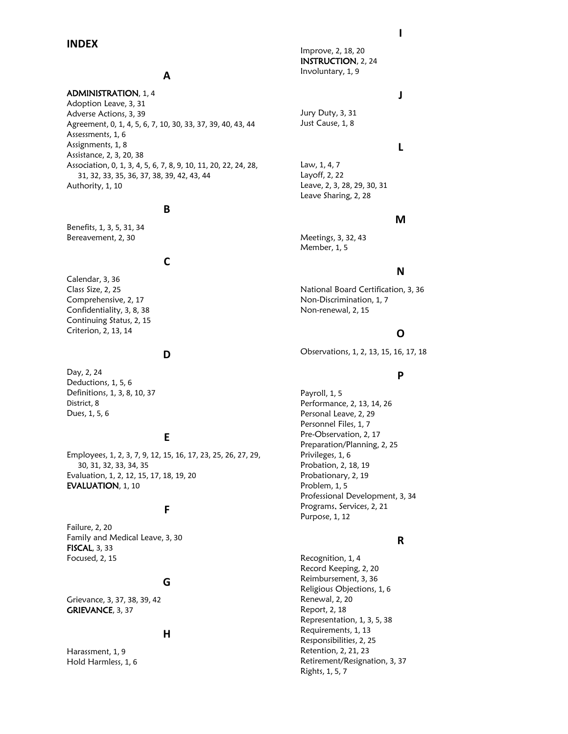# INDEX

## A

ADMINISTRATION, 1, 4
Adoption Leave, 3, 31
Adverse Actions, 3, 39
Agreement, 0, 1, 4, 5, 6, 7, 10, 30, 33, 37, 39, 40, 43, 44
Assessments, 1, 6
Assignments, 1, 8
Assistance, 2, 3, 20, 38
Association, 0, 1, 3, 4, 5, 6, 7, 8, 9, 10, 11, 20, 22, 24, 28, 31, 32, 33, 35, 36, 37, 38, 39, 42, 43, 44
Authority, 1, 10

## B

Benefits, 1, 3, 5, 31, 34
Bereavement, 2, 30

## C

Calendar, 3, 36
Class Size, 2, 25
Comprehensive, 2, 17
Confidentiality, 3, 8, 38
Continuing Status, 2, 15
Criterion, 2, 13, 14

## D

Day, 2, 24
Deductions, 1, 5, 6
Definitions, 1, 3, 8, 10, 37
District, 8
Dues, 1, 5, 6

## E

Employees, 1, 2, 3, 7, 9, 12, 15, 16, 17, 23, 25, 26, 27, 29, 30, 31, 32, 33, 34, 35
Evaluation, 1, 2, 12, 15, 17, 18, 19, 20
EVALUATION, 1, 10

## F

Failure, 2, 20
Family and Medical Leave, 3, 30
FISCAL, 3, 33
Focused, 2, 15

## G

Grievance, 3, 37, 38, 39, 42
GRIEVANCE, 3, 37

## H

Harassment, 1, 9
Hold Harmless, 1, 6

## I

Improve, 2, 18, 20
INSTRUCTION, 2, 24
Involuntary, 1, 9

## J

Jury Duty, 3, 31
Just Cause, 1, 8

## L

Law, 1, 4, 7
Layoff, 2, 22
Leave, 2, 3, 28, 29, 30, 31
Leave Sharing, 2, 28

## M

Meetings, 3, 32, 43
Member, 1, 5

## N

National Board Certification, 3, 36
Non-Discrimination, 1, 7
Non-renewal, 2, 15

## O

Observations, 1, 2, 13, 15, 16, 17, 18

## P

Payroll, 1, 5
Performance, 2, 13, 14, 26
Personal Leave, 2, 29
Personnel Files, 1, 7
Pre-Observation, 2, 17
Preparation/Planning, 2, 25
Privileges, 1, 6
Probation, 2, 18, 19
Probationary, 2, 19
Problem, 1, 5
Professional Development, 3, 34
Programs. Services, 2, 21
Purpose, 1, 12

## R

Recognition, 1, 4
Record Keeping, 2, 20
Reimbursement, 3, 36
Religious Objections, 1, 6
Renewal, 2, 20
Report, 2, 18
Representation, 1, 3, 5, 38
Requirements, 1, 13
Responsibilities, 2, 25
Retention, 2, 21, 23
Retirement/Resignation, 3, 37
Rights, 1, 5, 7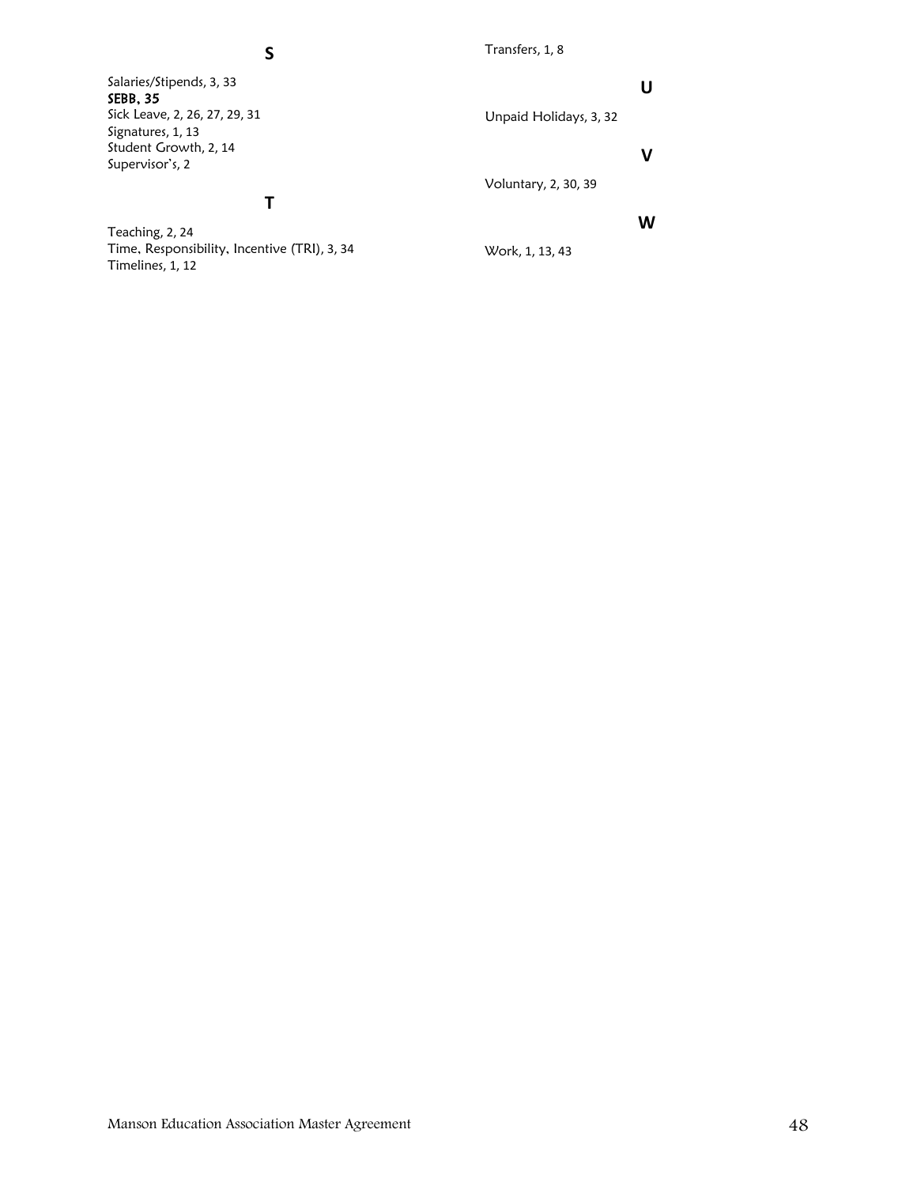## S

Salaries/Stipends, 3, 33
**SEBB, 35**
Sick Leave, 2, 26, 27, 29, 31
Signatures, 1, 13
Student Growth, 2, 14
Supervisor's, 2

## T

Teaching, 2, 24
Time, Responsibility, Incentive (TRI), 3, 34
Timelines, 1, 12
Transfers, 1, 8

## U

Unpaid Holidays, 3, 32

## V

Voluntary, 2, 30, 39

## W

Work, 1, 13, 43